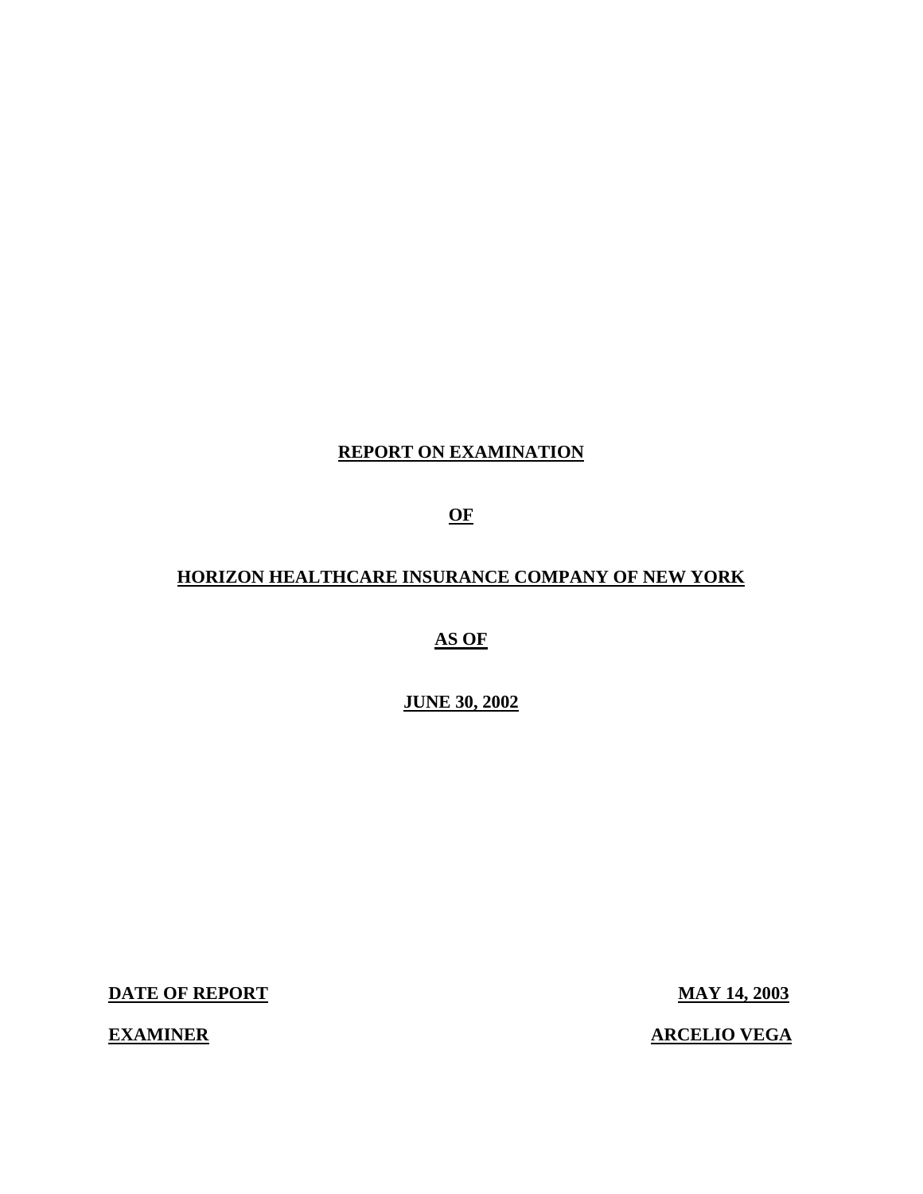# REPORT ON EXAMINATION

# OF

# HORIZON HEALTHCARE INSURANCE COMPANY OF NEW YORK

# AS OF

# JUNE 30, 2002

**DATE OF REPORT** **MAY 14, 2003**

**EXAMINER** **ARCELIO VEGA**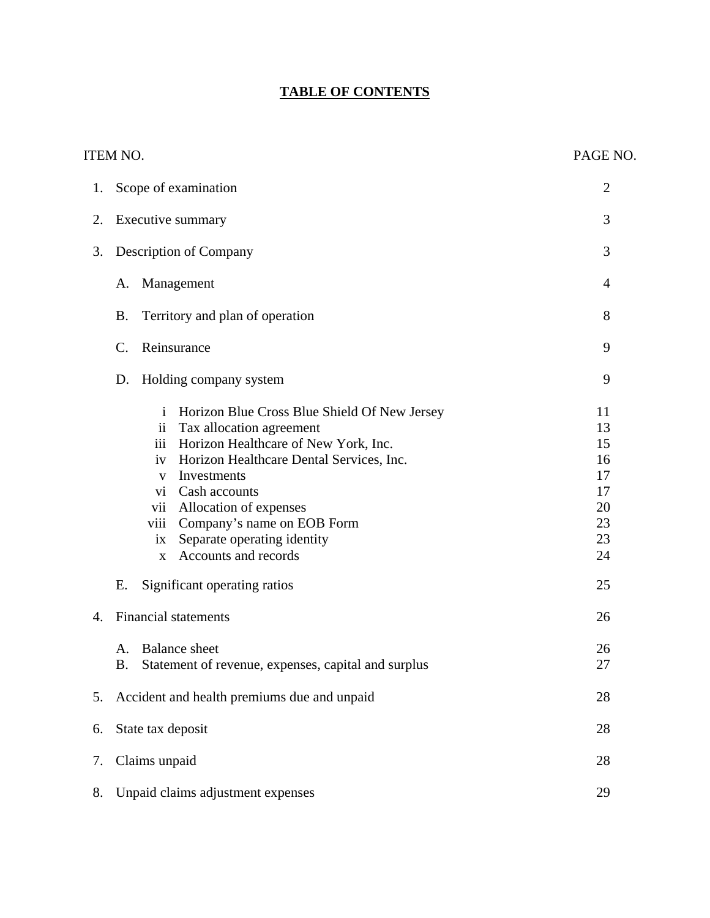# TABLE OF CONTENTS

| ITEM NO. | | PAGE NO. |
|---|---|---|
| 1. | Scope of examination | 2 |
| 2. | Executive summary | 3 |
| 3. | Description of Company | 3 |
| | A. Management | 4 |
| | B. Territory and plan of operation | 8 |
| | C. Reinsurance | 9 |
| | D. Holding company system | 9 |
| | i Horizon Blue Cross Blue Shield Of New Jersey | 11 |
| | ii Tax allocation agreement | 13 |
| | iii Horizon Healthcare of New York, Inc. | 15 |
| | iv Horizon Healthcare Dental Services, Inc. | 16 |
| | v Investments | 17 |
| | vi Cash accounts | 17 |
| | vii Allocation of expenses | 20 |
| | viii Company's name on EOB Form | 23 |
| | ix Separate operating identity | 23 |
| | x Accounts and records | 24 |
| | E. Significant operating ratios | 25 |
| 4. | Financial statements | 26 |
| | A. Balance sheet | 26 |
| | B. Statement of revenue, expenses, capital and surplus | 27 |
| 5. | Accident and health premiums due and unpaid | 28 |
| 6. | State tax deposit | 28 |
| 7. | Claims unpaid | 28 |
| 8. | Unpaid claims adjustment expenses | 29 |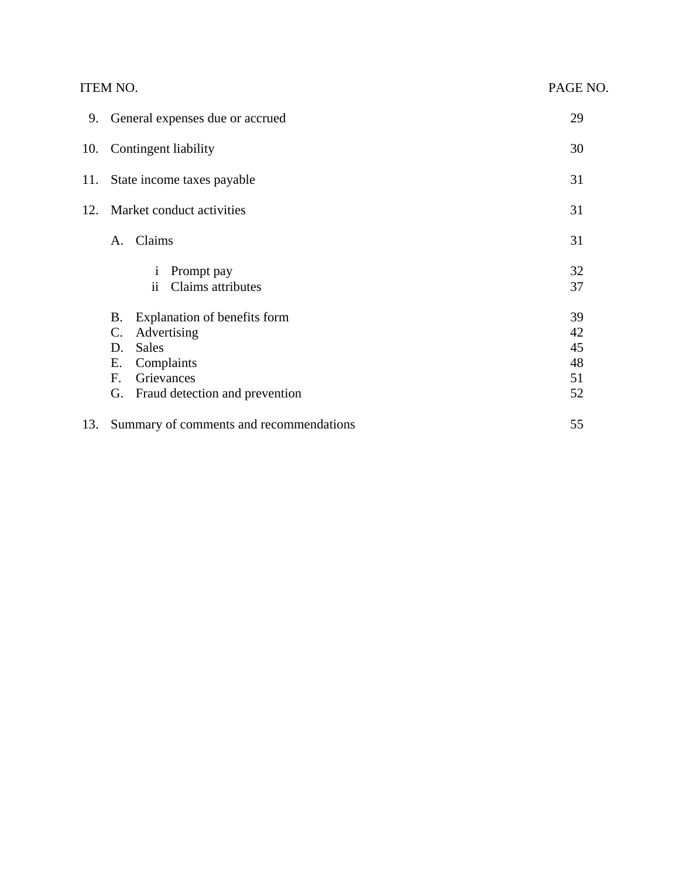| ITEM NO. | | PAGE NO. |
|---|---|---|
| 9. | General expenses due or accrued | 29 |
| 10. | Contingent liability | 30 |
| 11. | State income taxes payable | 31 |
| 12. | Market conduct activities | 31 |
| | A. Claims | 31 |
| | i Prompt pay | 32 |
| | ii Claims attributes | 37 |
| | B. Explanation of benefits form | 39 |
| | C. Advertising | 42 |
| | D. Sales | 45 |
| | E. Complaints | 48 |
| | F. Grievances | 51 |
| | G. Fraud detection and prevention | 52 |
| 13. | Summary of comments and recommendations | 55 |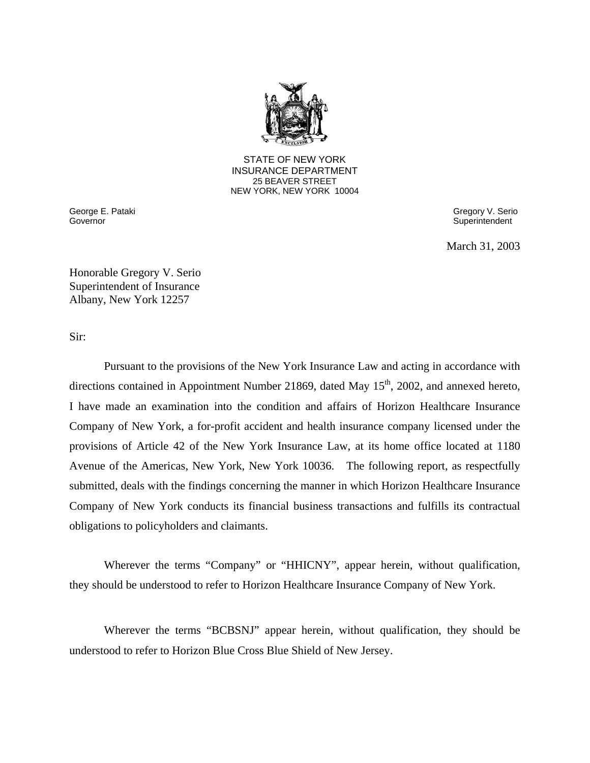STATE OF NEW YORK
INSURANCE DEPARTMENT
25 BEAVER STREET
NEW YORK, NEW YORK 10004

George E. Pataki
Governor

Gregory V. Serio
Superintendent

March 31, 2003

Honorable Gregory V. Serio
Superintendent of Insurance
Albany, New York 12257

Sir:

Pursuant to the provisions of the New York Insurance Law and acting in accordance with directions contained in Appointment Number 21869, dated May 15th, 2002, and annexed hereto, I have made an examination into the condition and affairs of Horizon Healthcare Insurance Company of New York, a for-profit accident and health insurance company licensed under the provisions of Article 42 of the New York Insurance Law, at its home office located at 1180 Avenue of the Americas, New York, New York 10036. The following report, as respectfully submitted, deals with the findings concerning the manner in which Horizon Healthcare Insurance Company of New York conducts its financial business transactions and fulfills its contractual obligations to policyholders and claimants.

Wherever the terms "Company" or "HHICNY", appear herein, without qualification, they should be understood to refer to Horizon Healthcare Insurance Company of New York.

Wherever the terms "BCBSNJ" appear herein, without qualification, they should be understood to refer to Horizon Blue Cross Blue Shield of New Jersey.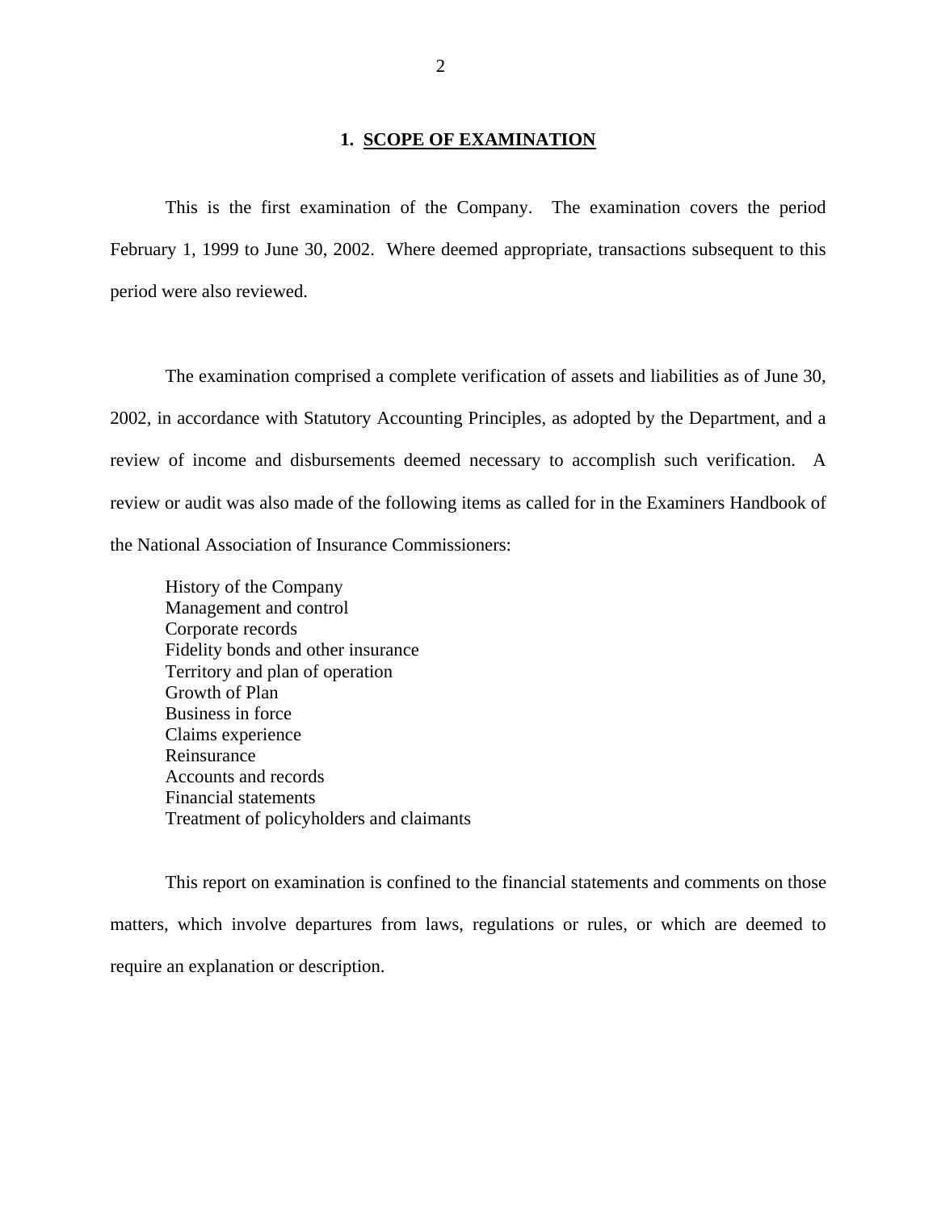## 1. SCOPE OF EXAMINATION

This is the first examination of the Company. The examination covers the period February 1, 1999 to June 30, 2002. Where deemed appropriate, transactions subsequent to this period were also reviewed.

The examination comprised a complete verification of assets and liabilities as of June 30, 2002, in accordance with Statutory Accounting Principles, as adopted by the Department, and a review of income and disbursements deemed necessary to accomplish such verification. A review or audit was also made of the following items as called for in the Examiners Handbook of the National Association of Insurance Commissioners:

- History of the Company
- Management and control
- Corporate records
- Fidelity bonds and other insurance
- Territory and plan of operation
- Growth of Plan
- Business in force
- Claims experience
- Reinsurance
- Accounts and records
- Financial statements
- Treatment of policyholders and claimants

This report on examination is confined to the financial statements and comments on those matters, which involve departures from laws, regulations or rules, or which are deemed to require an explanation or description.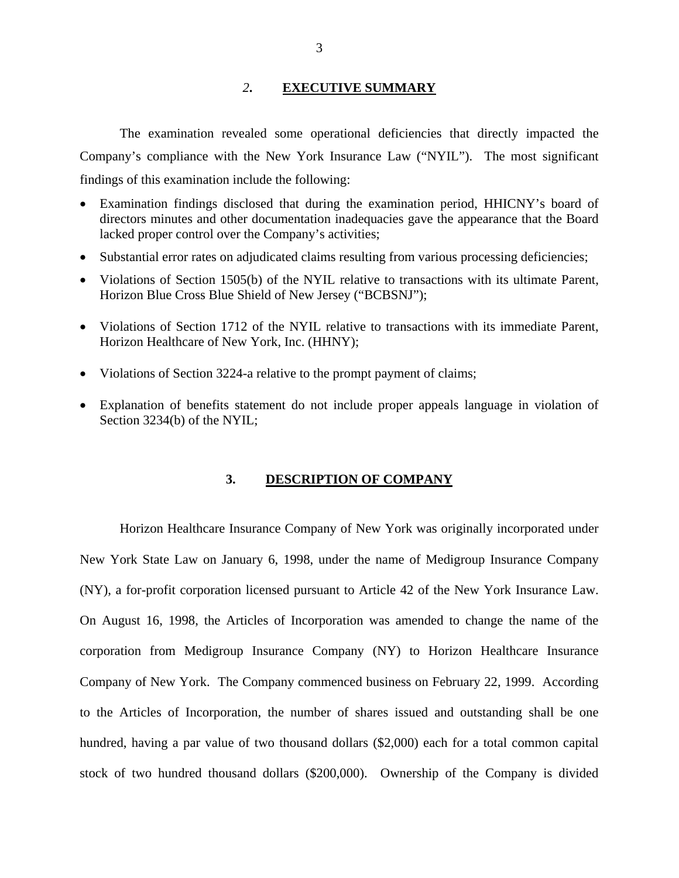## *2.* EXECUTIVE SUMMARY

The examination revealed some operational deficiencies that directly impacted the Company's compliance with the New York Insurance Law ("NYIL"). The most significant findings of this examination include the following:

- Examination findings disclosed that during the examination period, HHICNY's board of directors minutes and other documentation inadequacies gave the appearance that the Board lacked proper control over the Company's activities;
- Substantial error rates on adjudicated claims resulting from various processing deficiencies;
- Violations of Section 1505(b) of the NYIL relative to transactions with its ultimate Parent, Horizon Blue Cross Blue Shield of New Jersey ("BCBSNJ");
- Violations of Section 1712 of the NYIL relative to transactions with its immediate Parent, Horizon Healthcare of New York, Inc. (HHNY);
- Violations of Section 3224-a relative to the prompt payment of claims;
- Explanation of benefits statement do not include proper appeals language in violation of Section 3234(b) of the NYIL;

## 3. DESCRIPTION OF COMPANY

Horizon Healthcare Insurance Company of New York was originally incorporated under New York State Law on January 6, 1998, under the name of Medigroup Insurance Company (NY), a for-profit corporation licensed pursuant to Article 42 of the New York Insurance Law. On August 16, 1998, the Articles of Incorporation was amended to change the name of the corporation from Medigroup Insurance Company (NY) to Horizon Healthcare Insurance Company of New York. The Company commenced business on February 22, 1999. According to the Articles of Incorporation, the number of shares issued and outstanding shall be one hundred, having a par value of two thousand dollars ($2,000) each for a total common capital stock of two hundred thousand dollars ($200,000). Ownership of the Company is divided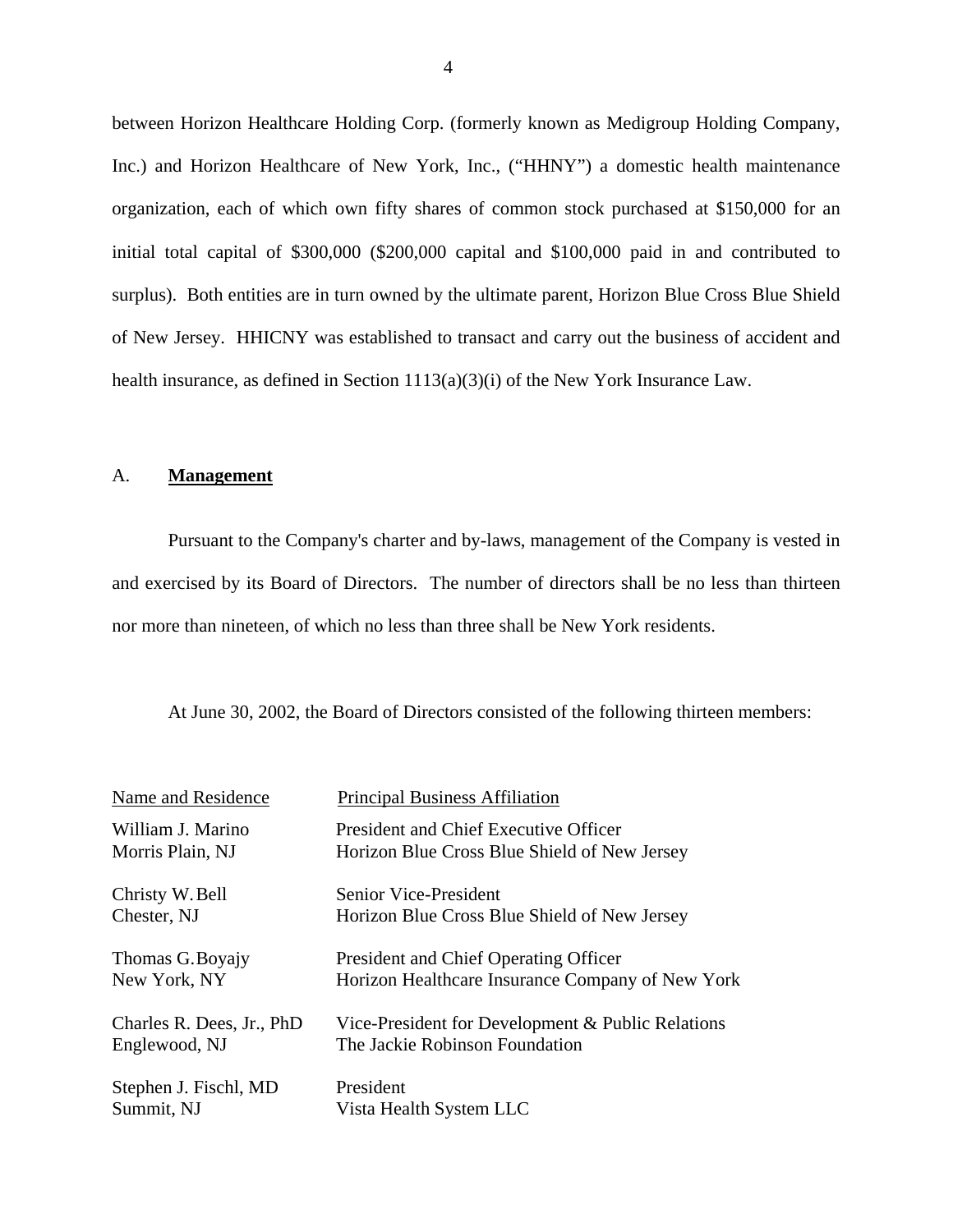between Horizon Healthcare Holding Corp. (formerly known as Medigroup Holding Company, Inc.) and Horizon Healthcare of New York, Inc., ("HHNY") a domestic health maintenance organization, each of which own fifty shares of common stock purchased at $150,000 for an initial total capital of $300,000 ($200,000 capital and $100,000 paid in and contributed to surplus). Both entities are in turn owned by the ultimate parent, Horizon Blue Cross Blue Shield of New Jersey. HHICNY was established to transact and carry out the business of accident and health insurance, as defined in Section 1113(a)(3)(i) of the New York Insurance Law.

## A. **Management**

Pursuant to the Company's charter and by-laws, management of the Company is vested in and exercised by its Board of Directors. The number of directors shall be no less than thirteen nor more than nineteen, of which no less than three shall be New York residents.

At June 30, 2002, the Board of Directors consisted of the following thirteen members:

| Name and Residence | Principal Business Affiliation |
|---|---|
| William J. Marino<br>Morris Plain, NJ | President and Chief Executive Officer<br>Horizon Blue Cross Blue Shield of New Jersey |
| Christy W. Bell<br>Chester, NJ | Senior Vice-President<br>Horizon Blue Cross Blue Shield of New Jersey |
| Thomas G. Boyajy<br>New York, NY | President and Chief Operating Officer<br>Horizon Healthcare Insurance Company of New York |
| Charles R. Dees, Jr., PhD<br>Englewood, NJ | Vice-President for Development & Public Relations<br>The Jackie Robinson Foundation |
| Stephen J. Fischl, MD<br>Summit, NJ | President<br>Vista Health System LLC |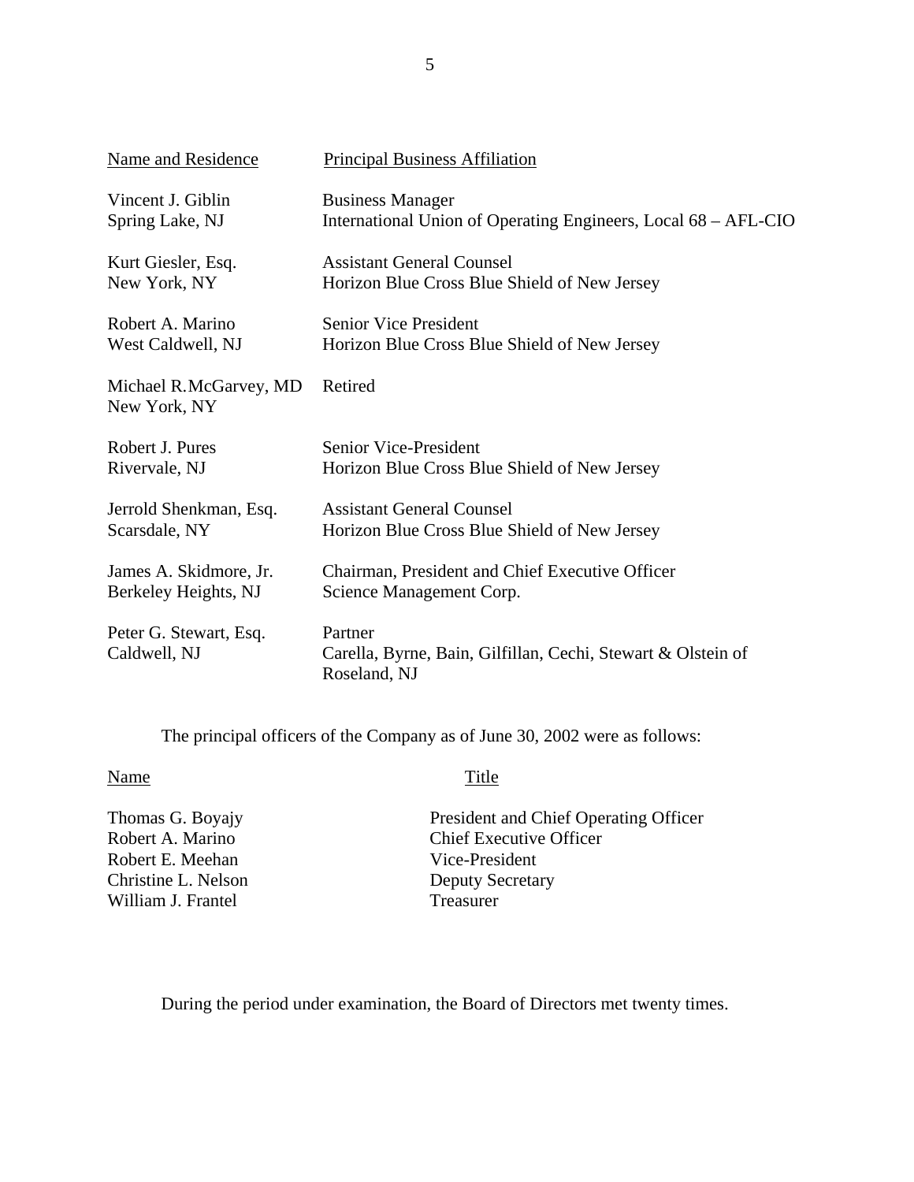| Name and Residence | Principal Business Affiliation |
|---|---|
| Vincent J. Giblin<br>Spring Lake, NJ | Business Manager<br>International Union of Operating Engineers, Local 68 – AFL-CIO |
| Kurt Giesler, Esq.<br>New York, NY | Assistant General Counsel<br>Horizon Blue Cross Blue Shield of New Jersey |
| Robert A. Marino<br>West Caldwell, NJ | Senior Vice President<br>Horizon Blue Cross Blue Shield of New Jersey |
| Michael R.McGarvey, MD<br>New York, NY | Retired |
| Robert J. Pures<br>Rivervale, NJ | Senior Vice-President<br>Horizon Blue Cross Blue Shield of New Jersey |
| Jerrold Shenkman, Esq.<br>Scarsdale, NY | Assistant General Counsel<br>Horizon Blue Cross Blue Shield of New Jersey |
| James A. Skidmore, Jr.<br>Berkeley Heights, NJ | Chairman, President and Chief Executive Officer<br>Science Management Corp. |
| Peter G. Stewart, Esq.<br>Caldwell, NJ | Partner<br>Carella, Byrne, Bain, Gilfillan, Cechi, Stewart & Olstein of Roseland, NJ |

The principal officers of the Company as of June 30, 2002 were as follows:

| Name | Title |
|---|---|
| Thomas G. Boyajy | President and Chief Operating Officer |
| Robert A. Marino | Chief Executive Officer |
| Robert E. Meehan | Vice-President |
| Christine L. Nelson | Deputy Secretary |
| William J. Frantel | Treasurer |

During the period under examination, the Board of Directors met twenty times.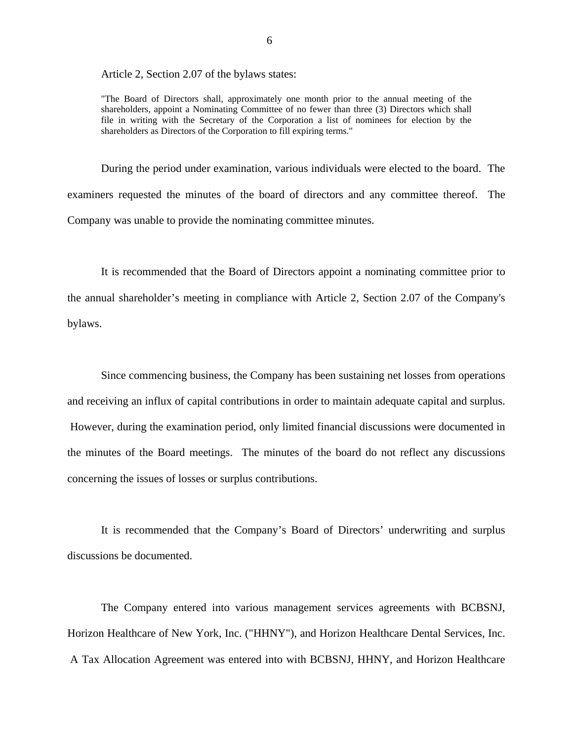Article 2, Section 2.07 of the bylaws states:

> "The Board of Directors shall, approximately one month prior to the annual meeting of the shareholders, appoint a Nominating Committee of no fewer than three (3) Directors which shall file in writing with the Secretary of the Corporation a list of nominees for election by the shareholders as Directors of the Corporation to fill expiring terms."

During the period under examination, various individuals were elected to the board. The examiners requested the minutes of the board of directors and any committee thereof. The Company was unable to provide the nominating committee minutes.

It is recommended that the Board of Directors appoint a nominating committee prior to the annual shareholder's meeting in compliance with Article 2, Section 2.07 of the Company's bylaws.

Since commencing business, the Company has been sustaining net losses from operations and receiving an influx of capital contributions in order to maintain adequate capital and surplus. However, during the examination period, only limited financial discussions were documented in the minutes of the Board meetings. The minutes of the board do not reflect any discussions concerning the issues of losses or surplus contributions.

It is recommended that the Company's Board of Directors' underwriting and surplus discussions be documented.

The Company entered into various management services agreements with BCBSNJ, Horizon Healthcare of New York, Inc. ("HHNY"), and Horizon Healthcare Dental Services, Inc. A Tax Allocation Agreement was entered into with BCBSNJ, HHNY, and Horizon Healthcare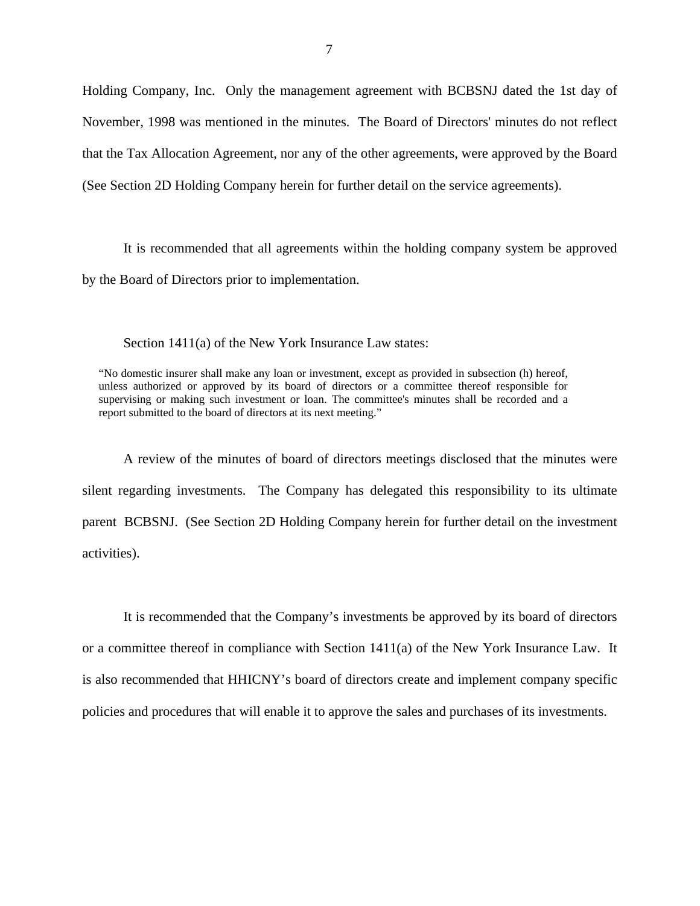Holding Company, Inc. Only the management agreement with BCBSNJ dated the 1st day of November, 1998 was mentioned in the minutes. The Board of Directors' minutes do not reflect that the Tax Allocation Agreement, nor any of the other agreements, were approved by the Board (See Section 2D Holding Company herein for further detail on the service agreements).

It is recommended that all agreements within the holding company system be approved by the Board of Directors prior to implementation.

Section 1411(a) of the New York Insurance Law states:

> "No domestic insurer shall make any loan or investment, except as provided in subsection (h) hereof, unless authorized or approved by its board of directors or a committee thereof responsible for supervising or making such investment or loan. The committee's minutes shall be recorded and a report submitted to the board of directors at its next meeting."

A review of the minutes of board of directors meetings disclosed that the minutes were silent regarding investments. The Company has delegated this responsibility to its ultimate parent BCBSNJ. (See Section 2D Holding Company herein for further detail on the investment activities).

It is recommended that the Company's investments be approved by its board of directors or a committee thereof in compliance with Section 1411(a) of the New York Insurance Law. It is also recommended that HHICNY's board of directors create and implement company specific policies and procedures that will enable it to approve the sales and purchases of its investments.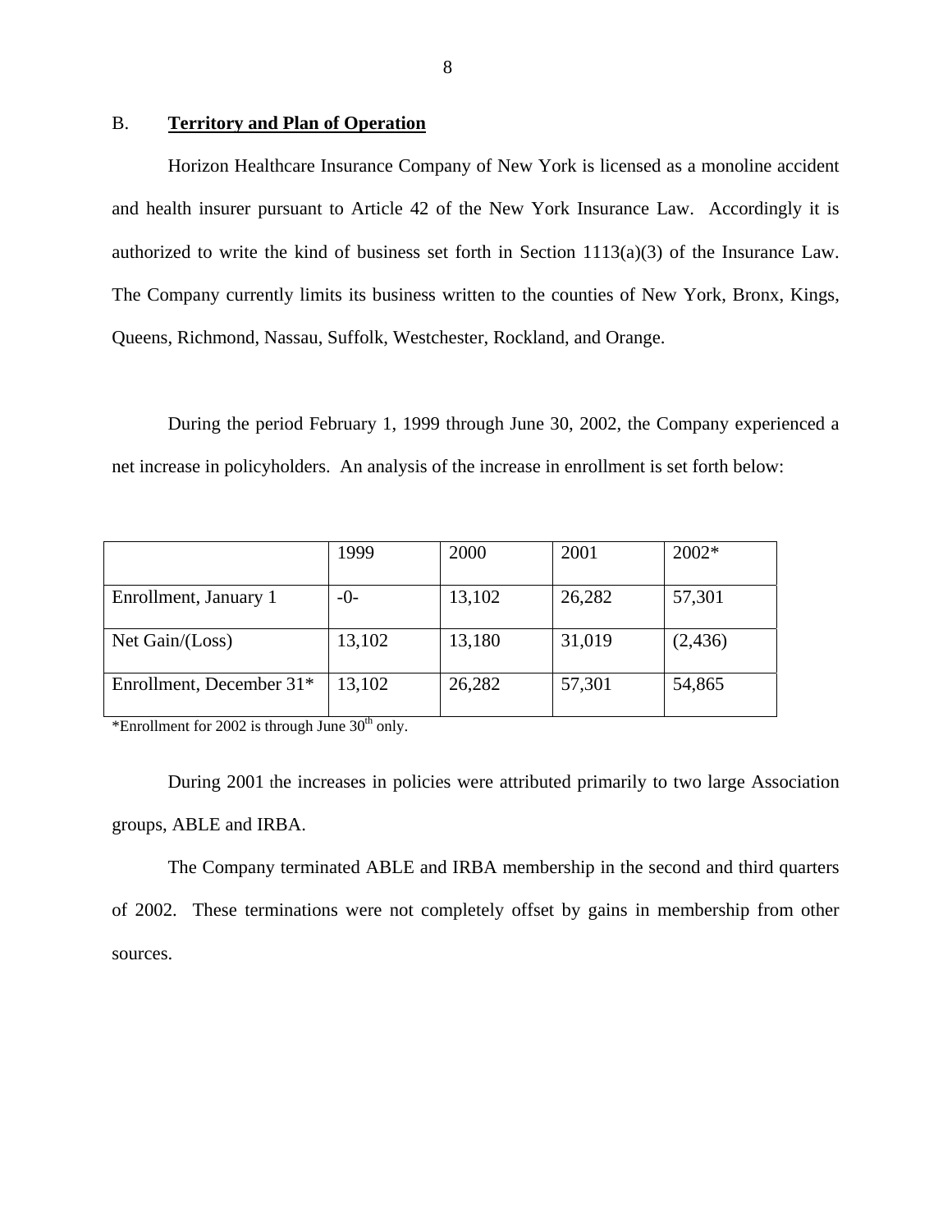## B. **Territory and Plan of Operation**

Horizon Healthcare Insurance Company of New York is licensed as a monoline accident and health insurer pursuant to Article 42 of the New York Insurance Law. Accordingly it is authorized to write the kind of business set forth in Section 1113(a)(3) of the Insurance Law. The Company currently limits its business written to the counties of New York, Bronx, Kings, Queens, Richmond, Nassau, Suffolk, Westchester, Rockland, and Orange.

During the period February 1, 1999 through June 30, 2002, the Company experienced a net increase in policyholders. An analysis of the increase in enrollment is set forth below:

| | 1999 | 2000 | 2001 | 2002* |
|---|---|---|---|---|
| Enrollment, January 1 | -0- | 13,102 | 26,282 | 57,301 |
| Net Gain/(Loss) | 13,102 | 13,180 | 31,019 | (2,436) |
| Enrollment, December 31* | 13,102 | 26,282 | 57,301 | 54,865 |

*Enrollment for 2002 is through June 30th only.

During 2001 the increases in policies were attributed primarily to two large Association groups, ABLE and IRBA.

The Company terminated ABLE and IRBA membership in the second and third quarters of 2002. These terminations were not completely offset by gains in membership from other sources.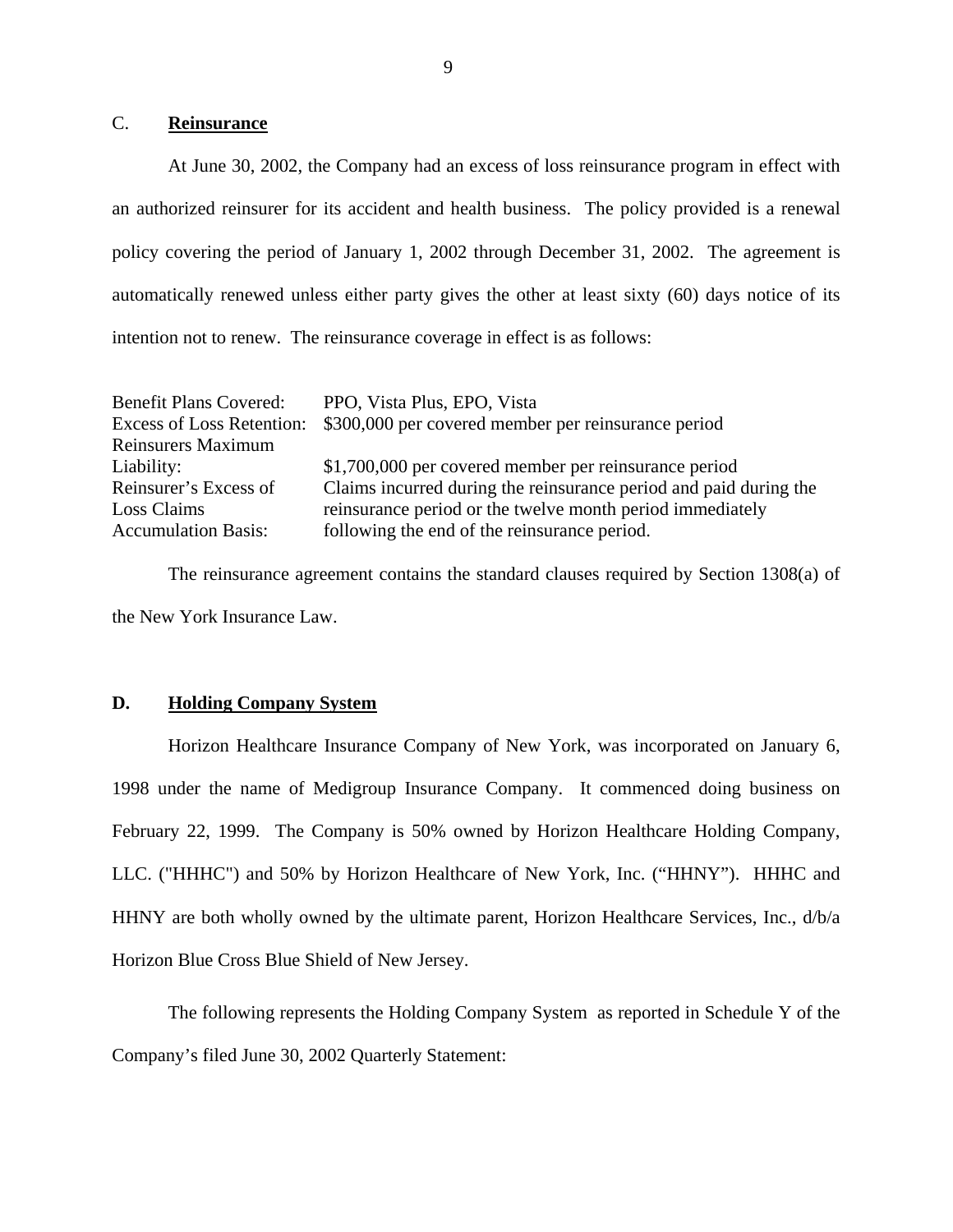## C. Reinsurance

At June 30, 2002, the Company had an excess of loss reinsurance program in effect with an authorized reinsurer for its accident and health business. The policy provided is a renewal policy covering the period of January 1, 2002 through December 31, 2002. The agreement is automatically renewed unless either party gives the other at least sixty (60) days notice of its intention not to renew. The reinsurance coverage in effect is as follows:

| | |
|---|---|
| Benefit Plans Covered: | PPO, Vista Plus, EPO, Vista |
| Excess of Loss Retention: | \$300,000 per covered member per reinsurance period |
| Reinsurers Maximum Liability: | \$1,700,000 per covered member per reinsurance period |
| Reinsurer's Excess of Loss Claims Accumulation Basis: | Claims incurred during the reinsurance period and paid during the reinsurance period or the twelve month period immediately following the end of the reinsurance period. |

The reinsurance agreement contains the standard clauses required by Section 1308(a) of the New York Insurance Law.

## D. Holding Company System

Horizon Healthcare Insurance Company of New York, was incorporated on January 6, 1998 under the name of Medigroup Insurance Company. It commenced doing business on February 22, 1999. The Company is 50% owned by Horizon Healthcare Holding Company, LLC. ("HHHC") and 50% by Horizon Healthcare of New York, Inc. ("HHNY"). HHHC and HHNY are both wholly owned by the ultimate parent, Horizon Healthcare Services, Inc., d/b/a Horizon Blue Cross Blue Shield of New Jersey.

The following represents the Holding Company System as reported in Schedule Y of the Company's filed June 30, 2002 Quarterly Statement: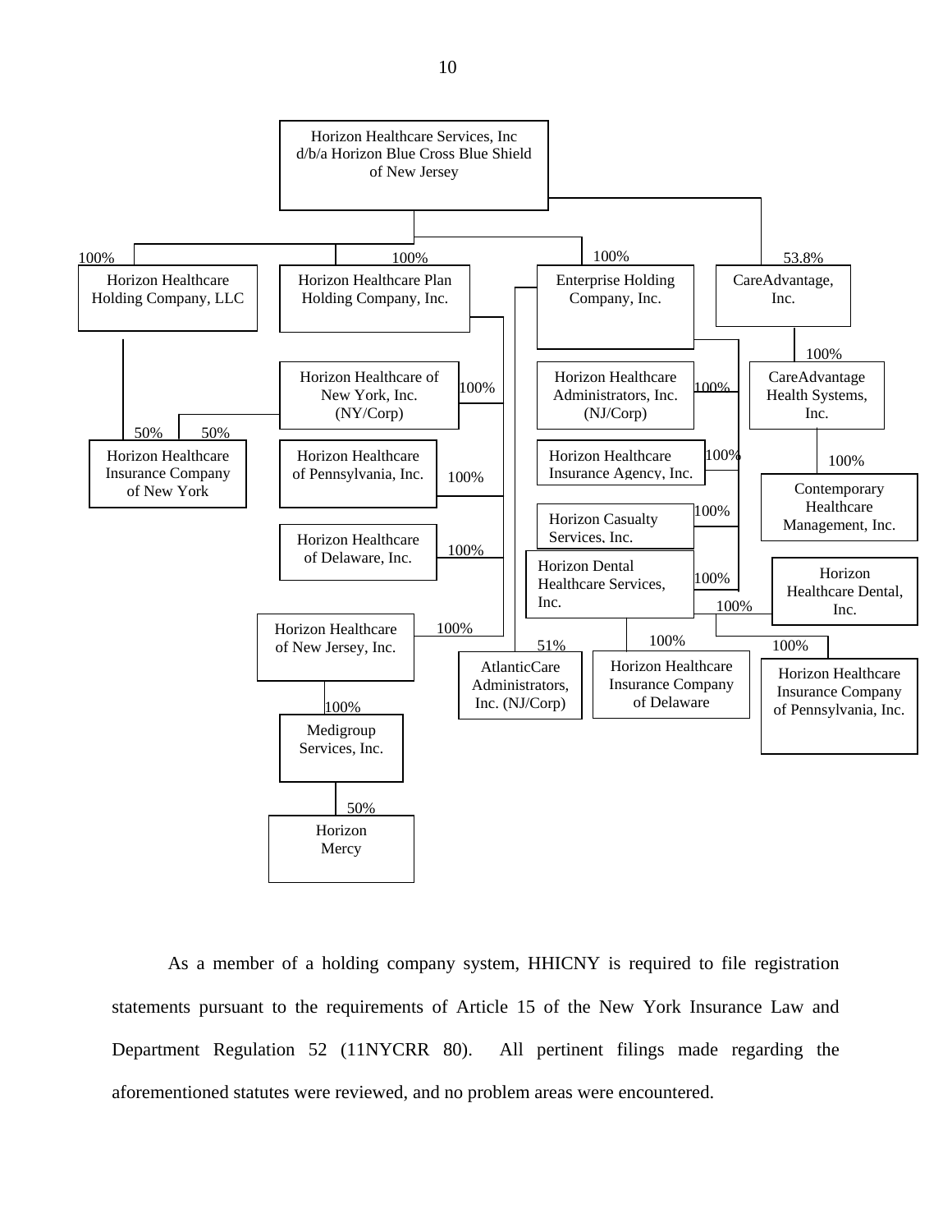Horizon Healthcare Services, Inc d/b/a Horizon Blue Cross Blue Shield of New Jersey

- 100% — Horizon Healthcare Holding Company, LLC
  - 50% — Horizon Healthcare Insurance Company of New York
- 100% — Horizon Healthcare Plan Holding Company, Inc.
  - 100% — Horizon Healthcare of New York, Inc. (NY/Corp)
    - 50% — Horizon Healthcare Insurance Company of New York
  - 100% — Horizon Healthcare of Pennsylvania, Inc.
  - 100% — Horizon Healthcare of Delaware, Inc.
  - 100% — Horizon Healthcare of New Jersey, Inc.
    - 100% — Medigroup Services, Inc.
      - 50% — Horizon Mercy
- 100% — Enterprise Holding Company, Inc.
  - 100% — Horizon Healthcare Administrators, Inc. (NJ/Corp)
  - 100% — Horizon Healthcare Insurance Agency, Inc.
  - 100% — Horizon Casualty Services, Inc.
  - 100% — Horizon Dental Healthcare Services, Inc.
    - 100% — Horizon Healthcare Insurance Company of Delaware
  - 51% — AtlanticCare Administrators, Inc. (NJ/Corp)
  - 100% — Horizon Healthcare Dental, Inc.
  - 100% — Horizon Healthcare Insurance Company of Pennsylvania, Inc.
- 53.8% — CareAdvantage, Inc.
  - 100% — CareAdvantage Health Systems, Inc.
    - 100% — Contemporary Healthcare Management, Inc.

As a member of a holding company system, HHICNY is required to file registration statements pursuant to the requirements of Article 15 of the New York Insurance Law and Department Regulation 52 (11NYCRR 80). All pertinent filings made regarding the aforementioned statutes were reviewed, and no problem areas were encountered.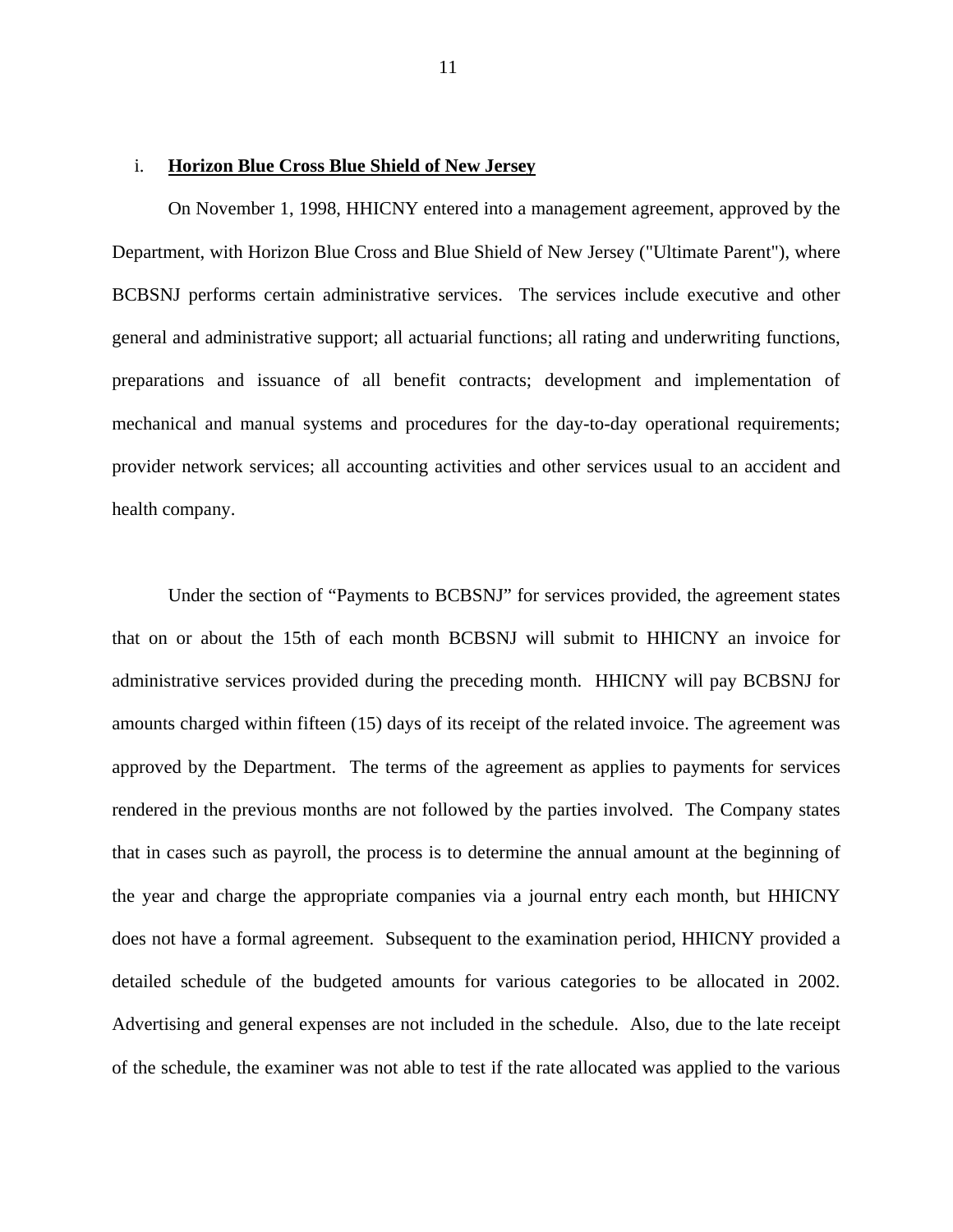i. **<u>Horizon Blue Cross Blue Shield of New Jersey</u>**

On November 1, 1998, HHICNY entered into a management agreement, approved by the Department, with Horizon Blue Cross and Blue Shield of New Jersey ("Ultimate Parent"), where BCBSNJ performs certain administrative services. The services include executive and other general and administrative support; all actuarial functions; all rating and underwriting functions, preparations and issuance of all benefit contracts; development and implementation of mechanical and manual systems and procedures for the day-to-day operational requirements; provider network services; all accounting activities and other services usual to an accident and health company.

Under the section of "Payments to BCBSNJ" for services provided, the agreement states that on or about the 15th of each month BCBSNJ will submit to HHICNY an invoice for administrative services provided during the preceding month. HHICNY will pay BCBSNJ for amounts charged within fifteen (15) days of its receipt of the related invoice. The agreement was approved by the Department. The terms of the agreement as applies to payments for services rendered in the previous months are not followed by the parties involved. The Company states that in cases such as payroll, the process is to determine the annual amount at the beginning of the year and charge the appropriate companies via a journal entry each month, but HHICNY does not have a formal agreement. Subsequent to the examination period, HHICNY provided a detailed schedule of the budgeted amounts for various categories to be allocated in 2002. Advertising and general expenses are not included in the schedule. Also, due to the late receipt of the schedule, the examiner was not able to test if the rate allocated was applied to the various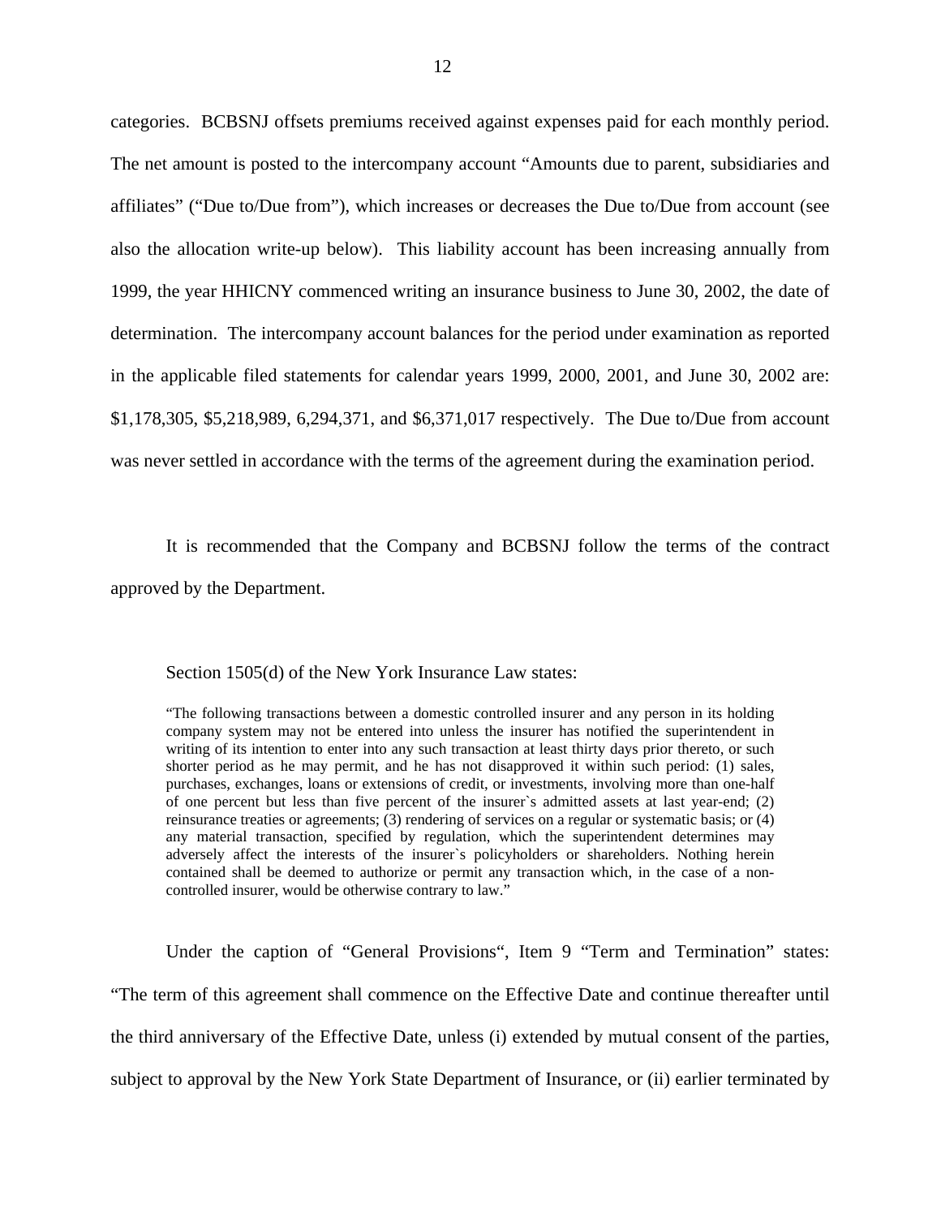categories. BCBSNJ offsets premiums received against expenses paid for each monthly period. The net amount is posted to the intercompany account "Amounts due to parent, subsidiaries and affiliates" ("Due to/Due from"), which increases or decreases the Due to/Due from account (see also the allocation write-up below). This liability account has been increasing annually from 1999, the year HHICNY commenced writing an insurance business to June 30, 2002, the date of determination. The intercompany account balances for the period under examination as reported in the applicable filed statements for calendar years 1999, 2000, 2001, and June 30, 2002 are: $1,178,305, $5,218,989, 6,294,371, and $6,371,017 respectively. The Due to/Due from account was never settled in accordance with the terms of the agreement during the examination period.

It is recommended that the Company and BCBSNJ follow the terms of the contract approved by the Department.

Section 1505(d) of the New York Insurance Law states:

> "The following transactions between a domestic controlled insurer and any person in its holding company system may not be entered into unless the insurer has notified the superintendent in writing of its intention to enter into any such transaction at least thirty days prior thereto, or such shorter period as he may permit, and he has not disapproved it within such period: (1) sales, purchases, exchanges, loans or extensions of credit, or investments, involving more than one-half of one percent but less than five percent of the insurer`s admitted assets at last year-end; (2) reinsurance treaties or agreements; (3) rendering of services on a regular or systematic basis; or (4) any material transaction, specified by regulation, which the superintendent determines may adversely affect the interests of the insurer`s policyholders or shareholders. Nothing herein contained shall be deemed to authorize or permit any transaction which, in the case of a non-controlled insurer, would be otherwise contrary to law."

Under the caption of "General Provisions", Item 9 "Term and Termination" states: "The term of this agreement shall commence on the Effective Date and continue thereafter until the third anniversary of the Effective Date, unless (i) extended by mutual consent of the parties, subject to approval by the New York State Department of Insurance, or (ii) earlier terminated by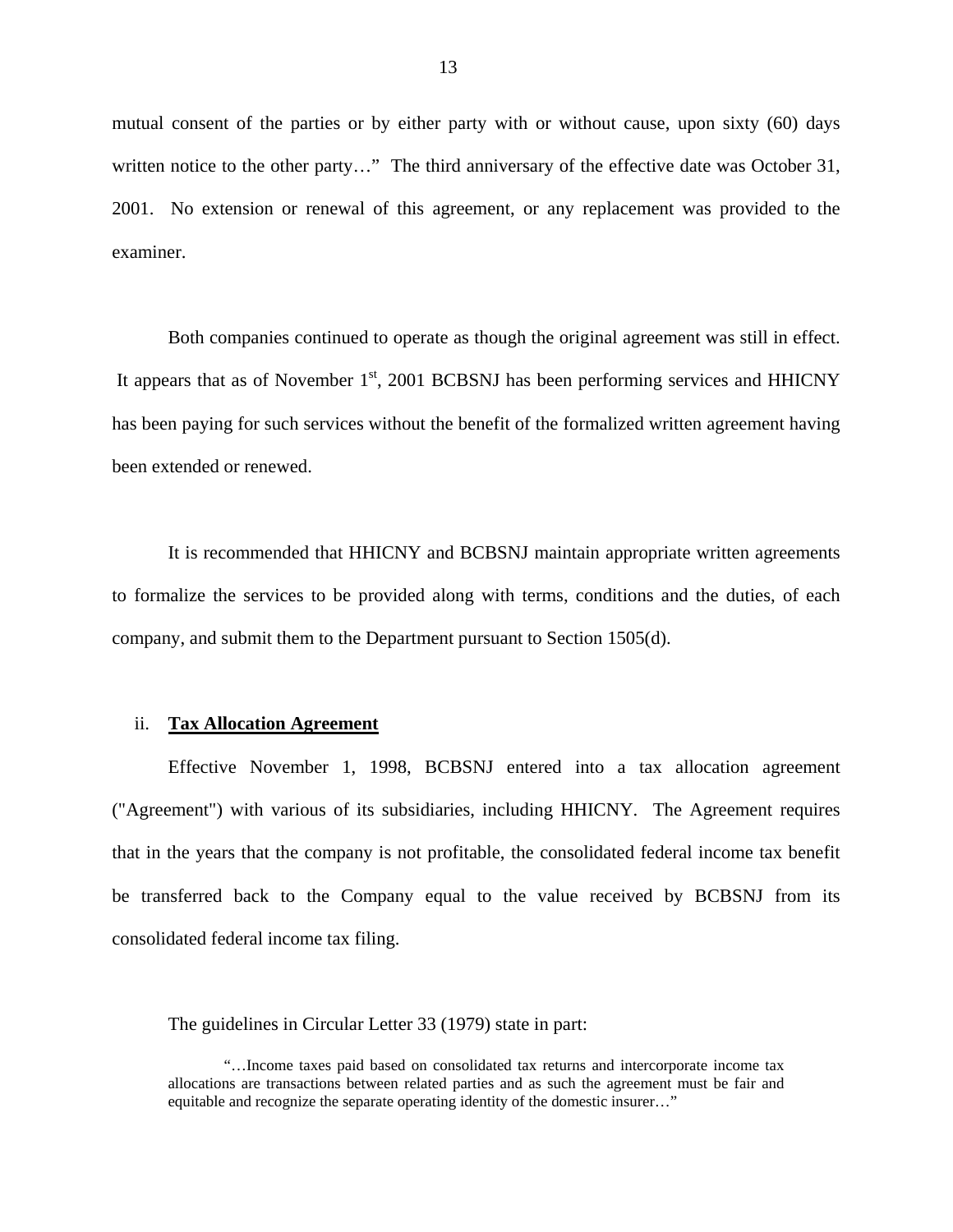mutual consent of the parties or by either party with or without cause, upon sixty (60) days written notice to the other party…" The third anniversary of the effective date was October 31, 2001. No extension or renewal of this agreement, or any replacement was provided to the examiner.

Both companies continued to operate as though the original agreement was still in effect. It appears that as of November 1st, 2001 BCBSNJ has been performing services and HHICNY has been paying for such services without the benefit of the formalized written agreement having been extended or renewed.

It is recommended that HHICNY and BCBSNJ maintain appropriate written agreements to formalize the services to be provided along with terms, conditions and the duties, of each company, and submit them to the Department pursuant to Section 1505(d).

ii. **Tax Allocation Agreement**

Effective November 1, 1998, BCBSNJ entered into a tax allocation agreement ("Agreement") with various of its subsidiaries, including HHICNY. The Agreement requires that in the years that the company is not profitable, the consolidated federal income tax benefit be transferred back to the Company equal to the value received by BCBSNJ from its consolidated federal income tax filing.

The guidelines in Circular Letter 33 (1979) state in part:

> "…Income taxes paid based on consolidated tax returns and intercorporate income tax allocations are transactions between related parties and as such the agreement must be fair and equitable and recognize the separate operating identity of the domestic insurer…"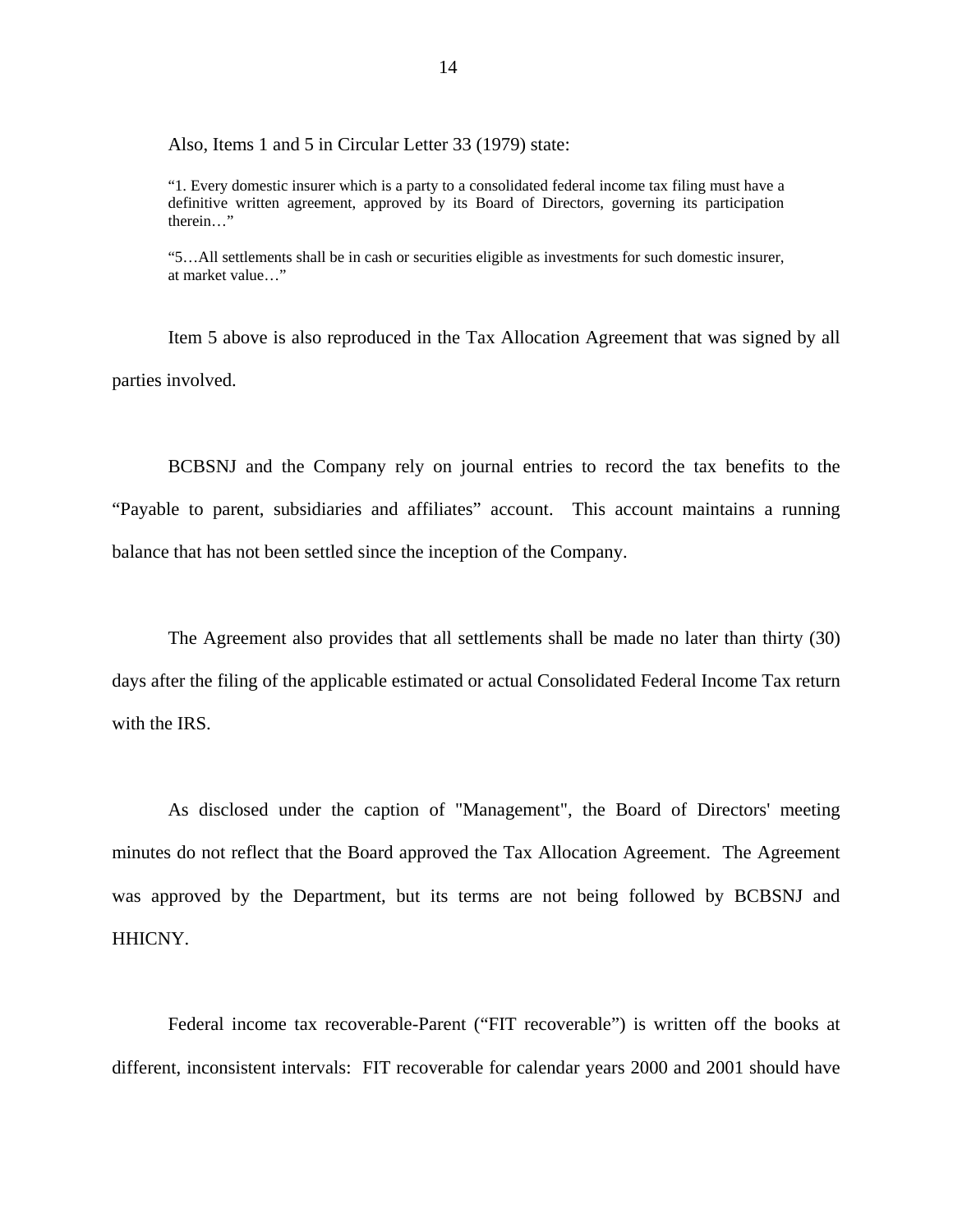Also, Items 1 and 5 in Circular Letter 33 (1979) state:

> "1. Every domestic insurer which is a party to a consolidated federal income tax filing must have a definitive written agreement, approved by its Board of Directors, governing its participation therein…"
>
> "5…All settlements shall be in cash or securities eligible as investments for such domestic insurer, at market value…"

Item 5 above is also reproduced in the Tax Allocation Agreement that was signed by all parties involved.

BCBSNJ and the Company rely on journal entries to record the tax benefits to the "Payable to parent, subsidiaries and affiliates" account. This account maintains a running balance that has not been settled since the inception of the Company.

The Agreement also provides that all settlements shall be made no later than thirty (30) days after the filing of the applicable estimated or actual Consolidated Federal Income Tax return with the IRS.

As disclosed under the caption of "Management", the Board of Directors' meeting minutes do not reflect that the Board approved the Tax Allocation Agreement. The Agreement was approved by the Department, but its terms are not being followed by BCBSNJ and HHICNY.

Federal income tax recoverable-Parent ("FIT recoverable") is written off the books at different, inconsistent intervals: FIT recoverable for calendar years 2000 and 2001 should have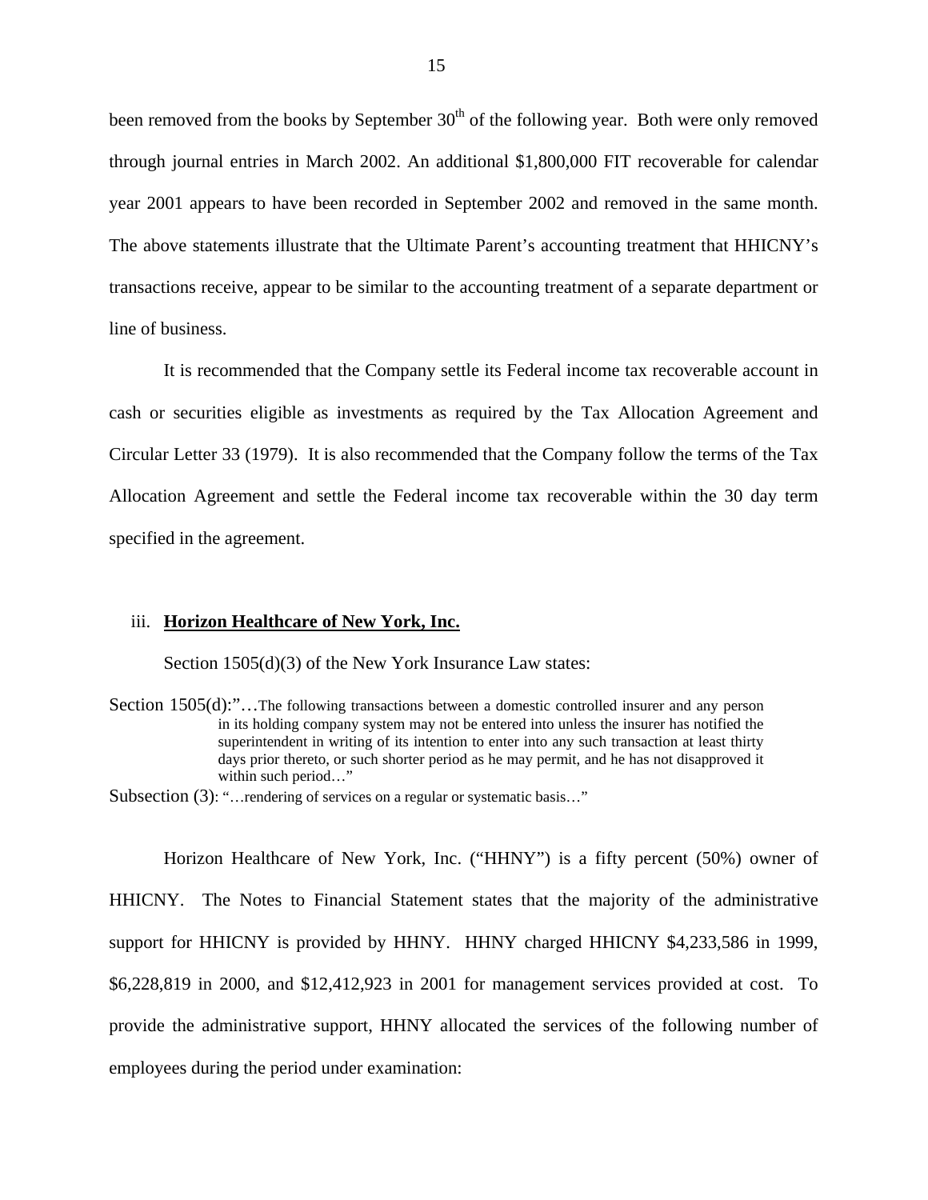been removed from the books by September 30th of the following year. Both were only removed through journal entries in March 2002. An additional $1,800,000 FIT recoverable for calendar year 2001 appears to have been recorded in September 2002 and removed in the same month. The above statements illustrate that the Ultimate Parent's accounting treatment that HHICNY's transactions receive, appear to be similar to the accounting treatment of a separate department or line of business.

It is recommended that the Company settle its Federal income tax recoverable account in cash or securities eligible as investments as required by the Tax Allocation Agreement and Circular Letter 33 (1979). It is also recommended that the Company follow the terms of the Tax Allocation Agreement and settle the Federal income tax recoverable within the 30 day term specified in the agreement.

iii. **Horizon Healthcare of New York, Inc.**

Section 1505(d)(3) of the New York Insurance Law states:

Section 1505(d):"…The following transactions between a domestic controlled insurer and any person in its holding company system may not be entered into unless the insurer has notified the superintendent in writing of its intention to enter into any such transaction at least thirty days prior thereto, or such shorter period as he may permit, and he has not disapproved it within such period…"

Subsection (3): "…rendering of services on a regular or systematic basis…"

Horizon Healthcare of New York, Inc. ("HHNY") is a fifty percent (50%) owner of HHICNY. The Notes to Financial Statement states that the majority of the administrative support for HHICNY is provided by HHNY. HHNY charged HHICNY $4,233,586 in 1999, $6,228,819 in 2000, and $12,412,923 in 2001 for management services provided at cost. To provide the administrative support, HHNY allocated the services of the following number of employees during the period under examination: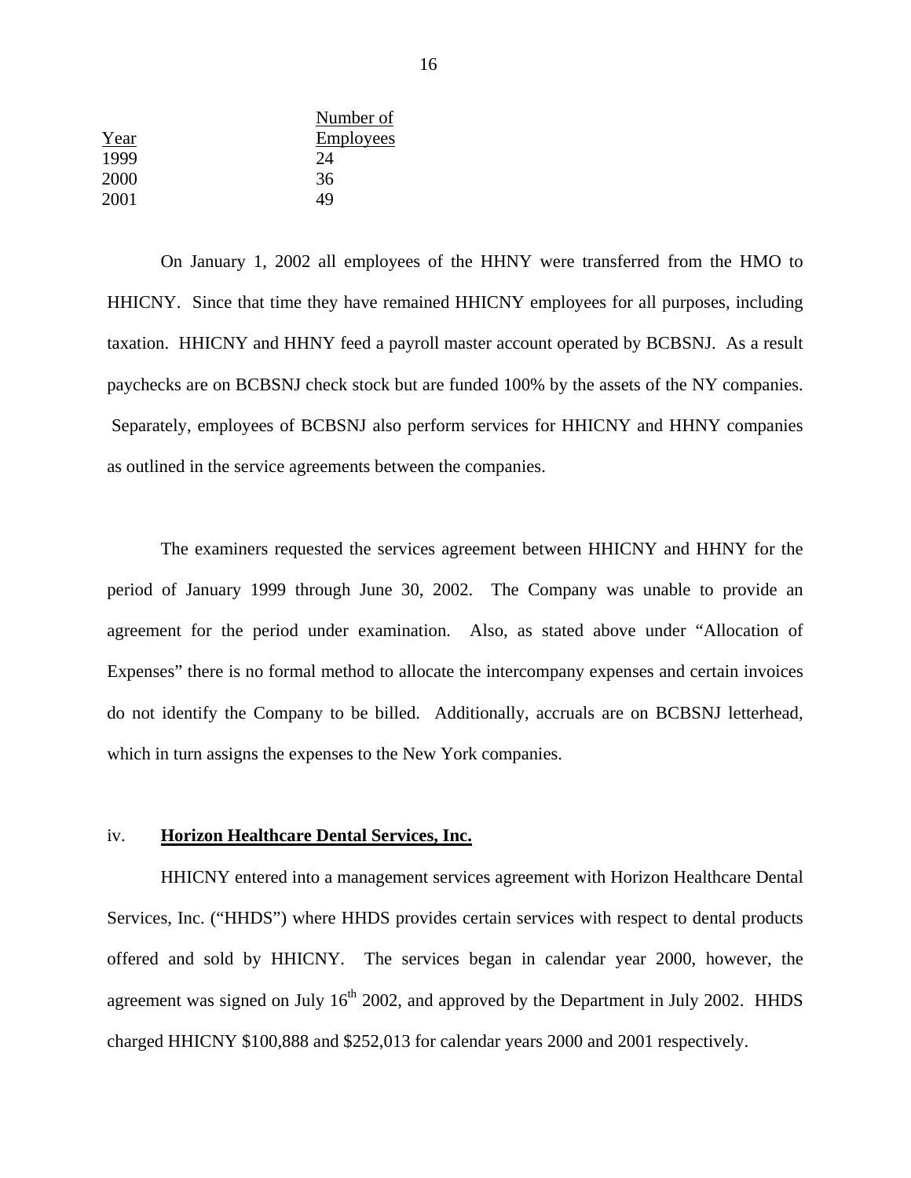| Year | Number of Employees |
|---|---|
| 1999 | 24 |
| 2000 | 36 |
| 2001 | 49 |

On January 1, 2002 all employees of the HHNY were transferred from the HMO to HHICNY. Since that time they have remained HHICNY employees for all purposes, including taxation. HHICNY and HHNY feed a payroll master account operated by BCBSNJ. As a result paychecks are on BCBSNJ check stock but are funded 100% by the assets of the NY companies. Separately, employees of BCBSNJ also perform services for HHICNY and HHNY companies as outlined in the service agreements between the companies.

The examiners requested the services agreement between HHICNY and HHNY for the period of January 1999 through June 30, 2002. The Company was unable to provide an agreement for the period under examination. Also, as stated above under "Allocation of Expenses" there is no formal method to allocate the intercompany expenses and certain invoices do not identify the Company to be billed. Additionally, accruals are on BCBSNJ letterhead, which in turn assigns the expenses to the New York companies.

iv. **Horizon Healthcare Dental Services, Inc.**

HHICNY entered into a management services agreement with Horizon Healthcare Dental Services, Inc. ("HHDS") where HHDS provides certain services with respect to dental products offered and sold by HHICNY. The services began in calendar year 2000, however, the agreement was signed on July 16th 2002, and approved by the Department in July 2002. HHDS charged HHICNY $100,888 and $252,013 for calendar years 2000 and 2001 respectively.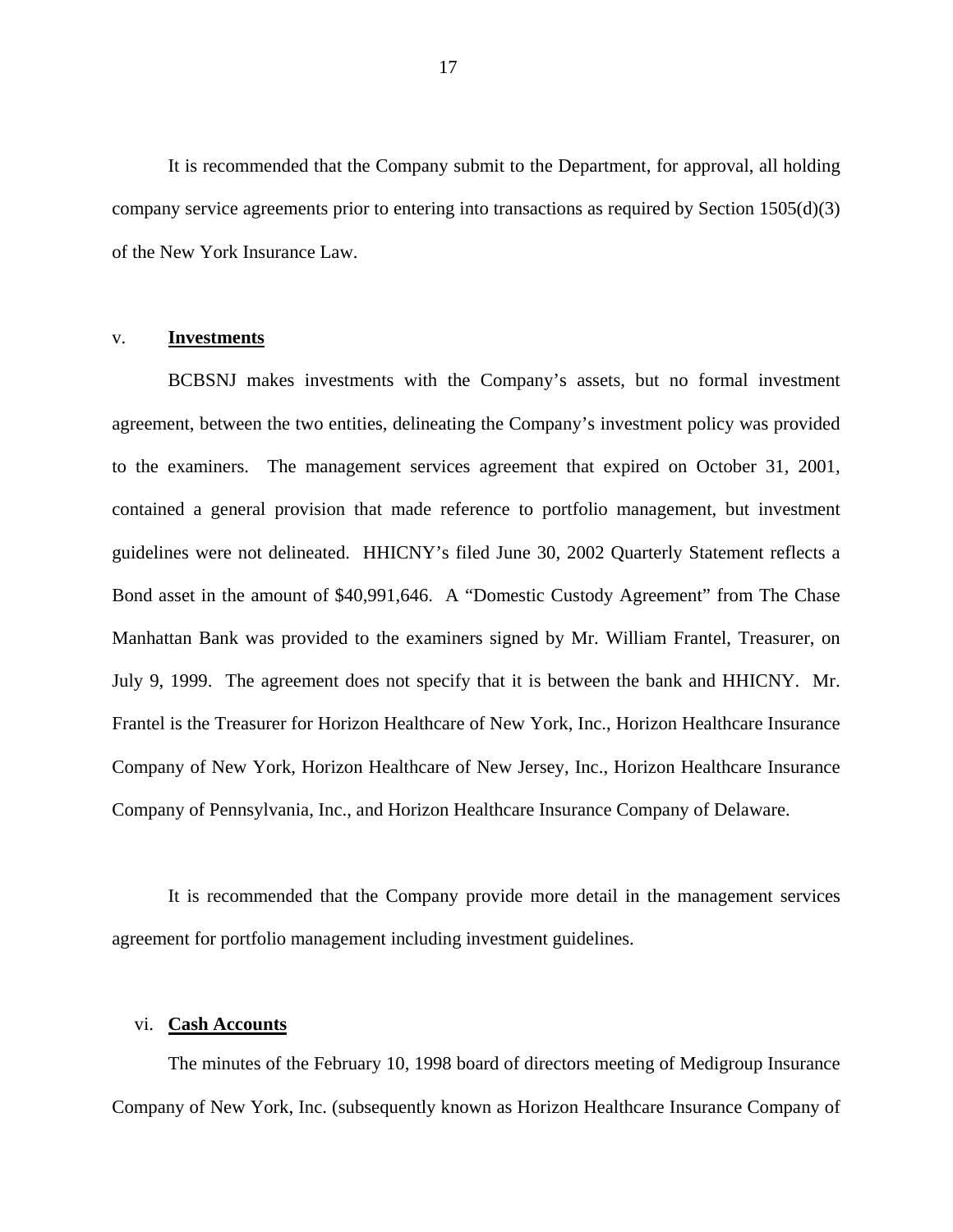It is recommended that the Company submit to the Department, for approval, all holding company service agreements prior to entering into transactions as required by Section 1505(d)(3) of the New York Insurance Law.

v. **Investments**

BCBSNJ makes investments with the Company's assets, but no formal investment agreement, between the two entities, delineating the Company's investment policy was provided to the examiners. The management services agreement that expired on October 31, 2001, contained a general provision that made reference to portfolio management, but investment guidelines were not delineated. HHICNY's filed June 30, 2002 Quarterly Statement reflects a Bond asset in the amount of $40,991,646. A "Domestic Custody Agreement" from The Chase Manhattan Bank was provided to the examiners signed by Mr. William Frantel, Treasurer, on July 9, 1999. The agreement does not specify that it is between the bank and HHICNY. Mr. Frantel is the Treasurer for Horizon Healthcare of New York, Inc., Horizon Healthcare Insurance Company of New York, Horizon Healthcare of New Jersey, Inc., Horizon Healthcare Insurance Company of Pennsylvania, Inc., and Horizon Healthcare Insurance Company of Delaware.

It is recommended that the Company provide more detail in the management services agreement for portfolio management including investment guidelines.

vi. **Cash Accounts**

The minutes of the February 10, 1998 board of directors meeting of Medigroup Insurance Company of New York, Inc. (subsequently known as Horizon Healthcare Insurance Company of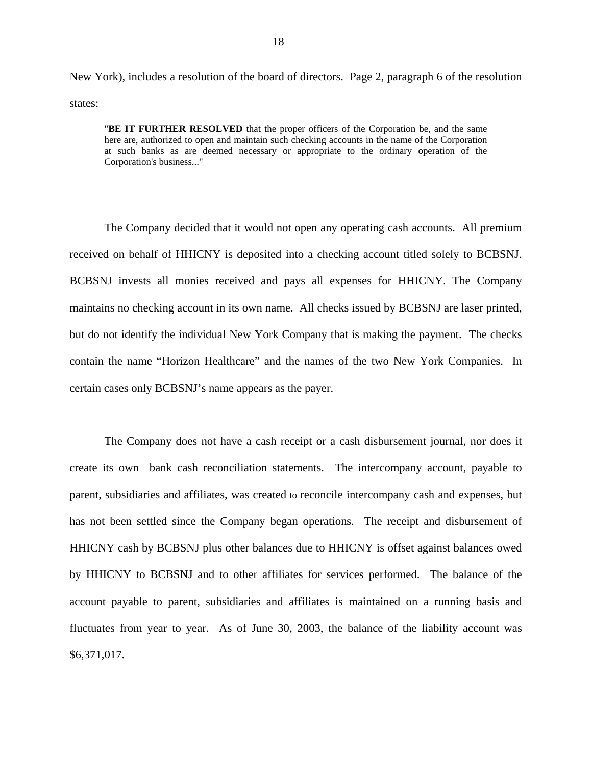New York), includes a resolution of the board of directors. Page 2, paragraph 6 of the resolution states:

> "**BE IT FURTHER RESOLVED** that the proper officers of the Corporation be, and the same here are, authorized to open and maintain such checking accounts in the name of the Corporation at such banks as are deemed necessary or appropriate to the ordinary operation of the Corporation's business..."

The Company decided that it would not open any operating cash accounts. All premium received on behalf of HHICNY is deposited into a checking account titled solely to BCBSNJ. BCBSNJ invests all monies received and pays all expenses for HHICNY. The Company maintains no checking account in its own name. All checks issued by BCBSNJ are laser printed, but do not identify the individual New York Company that is making the payment. The checks contain the name "Horizon Healthcare" and the names of the two New York Companies. In certain cases only BCBSNJ's name appears as the payer.

The Company does not have a cash receipt or a cash disbursement journal, nor does it create its own bank cash reconciliation statements. The intercompany account, payable to parent, subsidiaries and affiliates, was created to reconcile intercompany cash and expenses, but has not been settled since the Company began operations. The receipt and disbursement of HHICNY cash by BCBSNJ plus other balances due to HHICNY is offset against balances owed by HHICNY to BCBSNJ and to other affiliates for services performed. The balance of the account payable to parent, subsidiaries and affiliates is maintained on a running basis and fluctuates from year to year. As of June 30, 2003, the balance of the liability account was $6,371,017.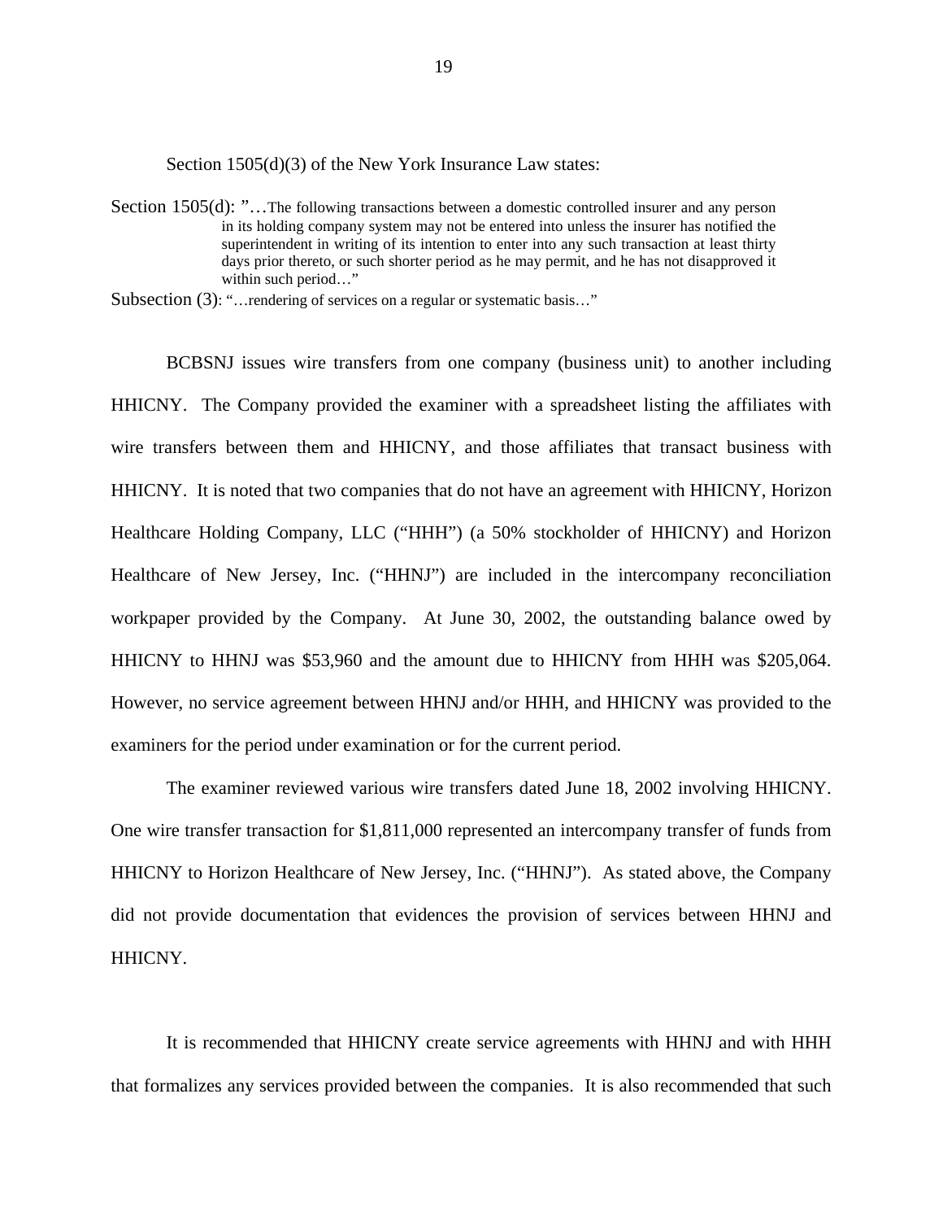Section 1505(d)(3) of the New York Insurance Law states:

Section 1505(d): "…The following transactions between a domestic controlled insurer and any person in its holding company system may not be entered into unless the insurer has notified the superintendent in writing of its intention to enter into any such transaction at least thirty days prior thereto, or such shorter period as he may permit, and he has not disapproved it within such period…"

Subsection (3): "…rendering of services on a regular or systematic basis…"

BCBSNJ issues wire transfers from one company (business unit) to another including HHICNY. The Company provided the examiner with a spreadsheet listing the affiliates with wire transfers between them and HHICNY, and those affiliates that transact business with HHICNY. It is noted that two companies that do not have an agreement with HHICNY, Horizon Healthcare Holding Company, LLC ("HHH") (a 50% stockholder of HHICNY) and Horizon Healthcare of New Jersey, Inc. ("HHNJ") are included in the intercompany reconciliation workpaper provided by the Company. At June 30, 2002, the outstanding balance owed by HHICNY to HHNJ was $53,960 and the amount due to HHICNY from HHH was $205,064. However, no service agreement between HHNJ and/or HHH, and HHICNY was provided to the examiners for the period under examination or for the current period.

The examiner reviewed various wire transfers dated June 18, 2002 involving HHICNY. One wire transfer transaction for $1,811,000 represented an intercompany transfer of funds from HHICNY to Horizon Healthcare of New Jersey, Inc. ("HHNJ"). As stated above, the Company did not provide documentation that evidences the provision of services between HHNJ and HHICNY.

It is recommended that HHICNY create service agreements with HHNJ and with HHH that formalizes any services provided between the companies. It is also recommended that such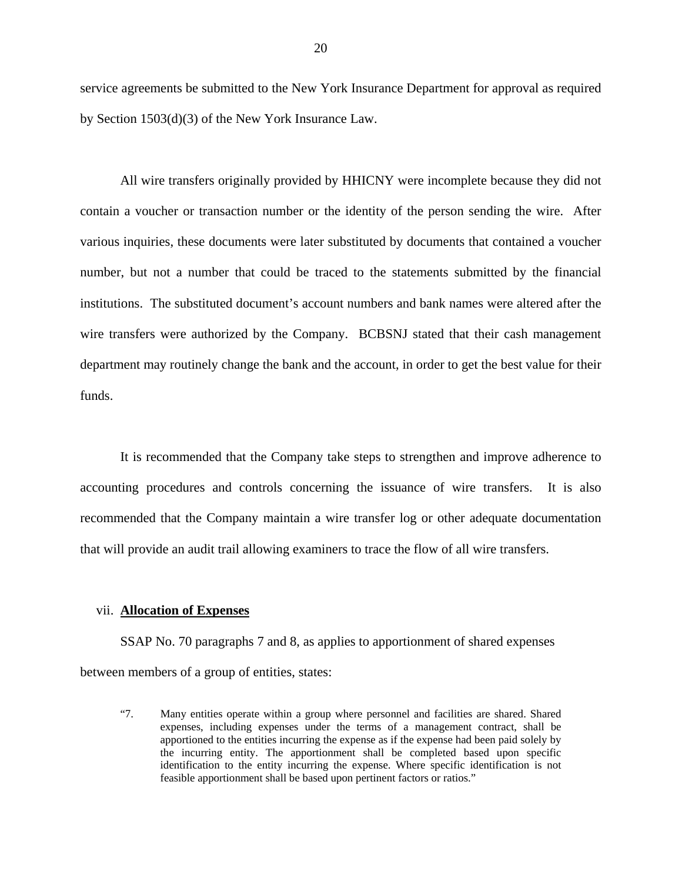service agreements be submitted to the New York Insurance Department for approval as required by Section 1503(d)(3) of the New York Insurance Law.

All wire transfers originally provided by HHICNY were incomplete because they did not contain a voucher or transaction number or the identity of the person sending the wire. After various inquiries, these documents were later substituted by documents that contained a voucher number, but not a number that could be traced to the statements submitted by the financial institutions. The substituted document's account numbers and bank names were altered after the wire transfers were authorized by the Company. BCBSNJ stated that their cash management department may routinely change the bank and the account, in order to get the best value for their funds.

It is recommended that the Company take steps to strengthen and improve adherence to accounting procedures and controls concerning the issuance of wire transfers. It is also recommended that the Company maintain a wire transfer log or other adequate documentation that will provide an audit trail allowing examiners to trace the flow of all wire transfers.

vii. **Allocation of Expenses**

SSAP No. 70 paragraphs 7 and 8, as applies to apportionment of shared expenses between members of a group of entities, states:

> "7. Many entities operate within a group where personnel and facilities are shared. Shared expenses, including expenses under the terms of a management contract, shall be apportioned to the entities incurring the expense as if the expense had been paid solely by the incurring entity. The apportionment shall be completed based upon specific identification to the entity incurring the expense. Where specific identification is not feasible apportionment shall be based upon pertinent factors or ratios."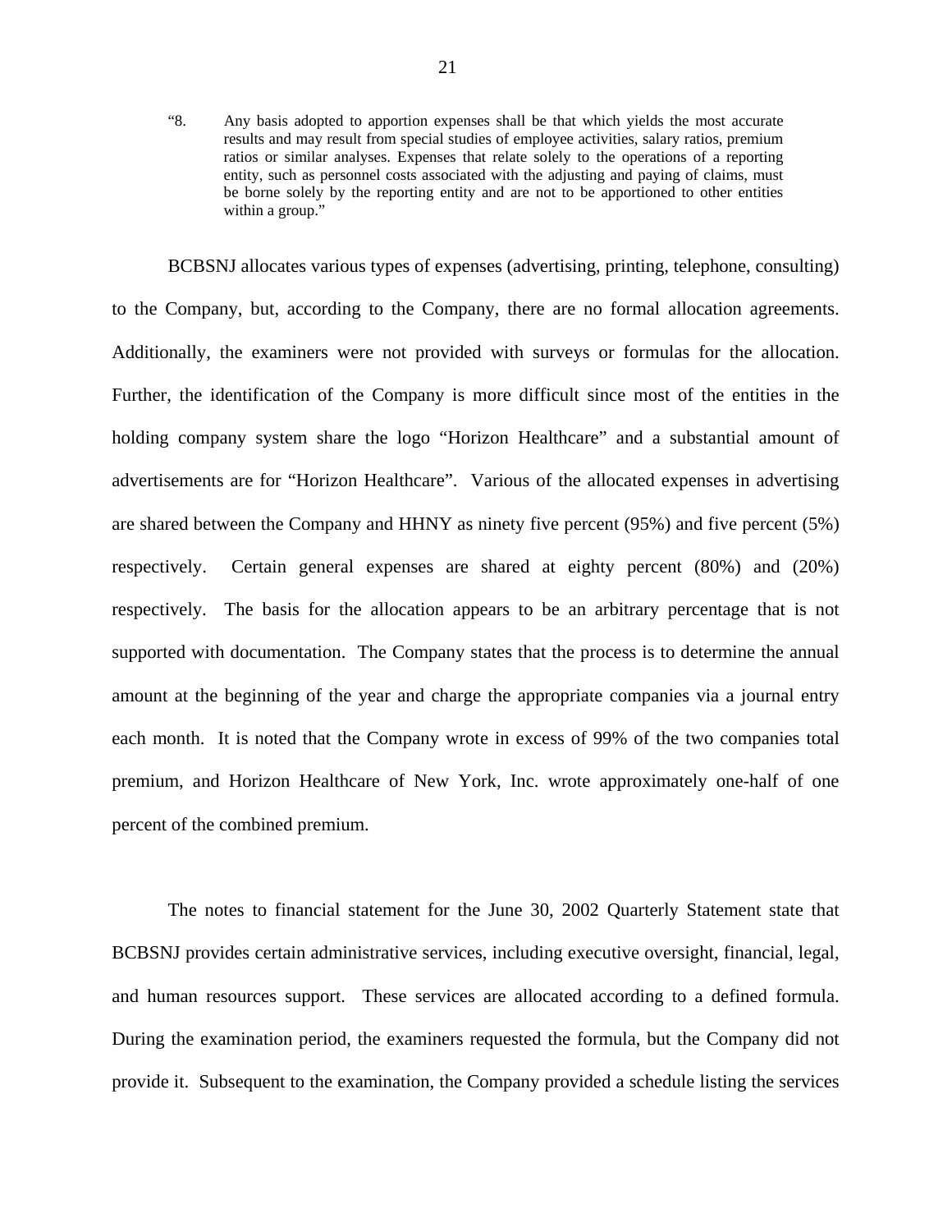> “8. Any basis adopted to apportion expenses shall be that which yields the most accurate results and may result from special studies of employee activities, salary ratios, premium ratios or similar analyses. Expenses that relate solely to the operations of a reporting entity, such as personnel costs associated with the adjusting and paying of claims, must be borne solely by the reporting entity and are not to be apportioned to other entities within a group.”

BCBSNJ allocates various types of expenses (advertising, printing, telephone, consulting) to the Company, but, according to the Company, there are no formal allocation agreements. Additionally, the examiners were not provided with surveys or formulas for the allocation. Further, the identification of the Company is more difficult since most of the entities in the holding company system share the logo “Horizon Healthcare” and a substantial amount of advertisements are for “Horizon Healthcare”. Various of the allocated expenses in advertising are shared between the Company and HHNY as ninety five percent (95%) and five percent (5%) respectively. Certain general expenses are shared at eighty percent (80%) and (20%) respectively. The basis for the allocation appears to be an arbitrary percentage that is not supported with documentation. The Company states that the process is to determine the annual amount at the beginning of the year and charge the appropriate companies via a journal entry each month. It is noted that the Company wrote in excess of 99% of the two companies total premium, and Horizon Healthcare of New York, Inc. wrote approximately one-half of one percent of the combined premium.

The notes to financial statement for the June 30, 2002 Quarterly Statement state that BCBSNJ provides certain administrative services, including executive oversight, financial, legal, and human resources support. These services are allocated according to a defined formula. During the examination period, the examiners requested the formula, but the Company did not provide it. Subsequent to the examination, the Company provided a schedule listing the services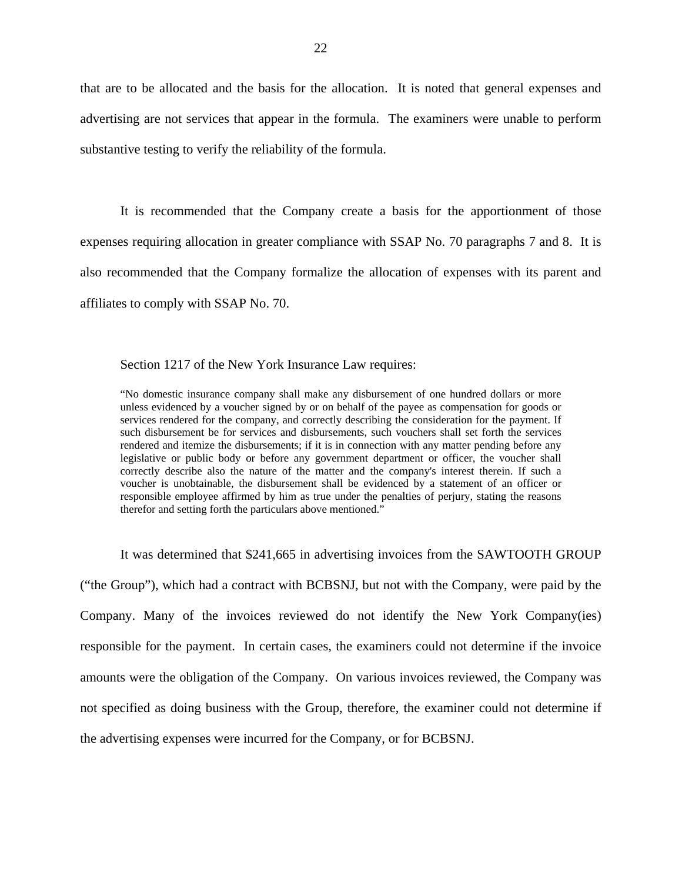that are to be allocated and the basis for the allocation. It is noted that general expenses and advertising are not services that appear in the formula. The examiners were unable to perform substantive testing to verify the reliability of the formula.

It is recommended that the Company create a basis for the apportionment of those expenses requiring allocation in greater compliance with SSAP No. 70 paragraphs 7 and 8. It is also recommended that the Company formalize the allocation of expenses with its parent and affiliates to comply with SSAP No. 70.

Section 1217 of the New York Insurance Law requires:

> "No domestic insurance company shall make any disbursement of one hundred dollars or more unless evidenced by a voucher signed by or on behalf of the payee as compensation for goods or services rendered for the company, and correctly describing the consideration for the payment. If such disbursement be for services and disbursements, such vouchers shall set forth the services rendered and itemize the disbursements; if it is in connection with any matter pending before any legislative or public body or before any government department or officer, the voucher shall correctly describe also the nature of the matter and the company's interest therein. If such a voucher is unobtainable, the disbursement shall be evidenced by a statement of an officer or responsible employee affirmed by him as true under the penalties of perjury, stating the reasons therefor and setting forth the particulars above mentioned."

It was determined that $241,665 in advertising invoices from the SAWTOOTH GROUP ("the Group"), which had a contract with BCBSNJ, but not with the Company, were paid by the Company. Many of the invoices reviewed do not identify the New York Company(ies) responsible for the payment. In certain cases, the examiners could not determine if the invoice amounts were the obligation of the Company. On various invoices reviewed, the Company was not specified as doing business with the Group, therefore, the examiner could not determine if the advertising expenses were incurred for the Company, or for BCBSNJ.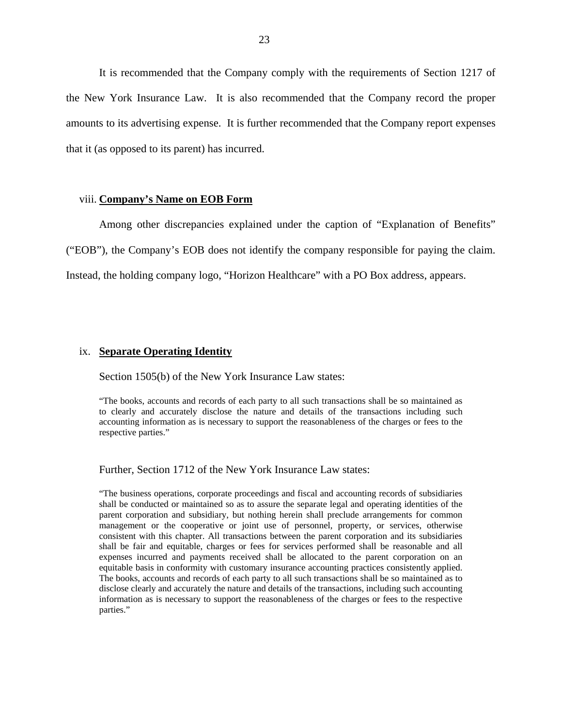It is recommended that the Company comply with the requirements of Section 1217 of the New York Insurance Law. It is also recommended that the Company record the proper amounts to its advertising expense. It is further recommended that the Company report expenses that it (as opposed to its parent) has incurred.

viii. **Company's Name on EOB Form**

Among other discrepancies explained under the caption of "Explanation of Benefits" ("EOB"), the Company's EOB does not identify the company responsible for paying the claim. Instead, the holding company logo, "Horizon Healthcare" with a PO Box address, appears.

ix. **Separate Operating Identity**

Section 1505(b) of the New York Insurance Law states:

> "The books, accounts and records of each party to all such transactions shall be so maintained as to clearly and accurately disclose the nature and details of the transactions including such accounting information as is necessary to support the reasonableness of the charges or fees to the respective parties."

Further, Section 1712 of the New York Insurance Law states:

> "The business operations, corporate proceedings and fiscal and accounting records of subsidiaries shall be conducted or maintained so as to assure the separate legal and operating identities of the parent corporation and subsidiary, but nothing herein shall preclude arrangements for common management or the cooperative or joint use of personnel, property, or services, otherwise consistent with this chapter. All transactions between the parent corporation and its subsidiaries shall be fair and equitable, charges or fees for services performed shall be reasonable and all expenses incurred and payments received shall be allocated to the parent corporation on an equitable basis in conformity with customary insurance accounting practices consistently applied. The books, accounts and records of each party to all such transactions shall be so maintained as to disclose clearly and accurately the nature and details of the transactions, including such accounting information as is necessary to support the reasonableness of the charges or fees to the respective parties."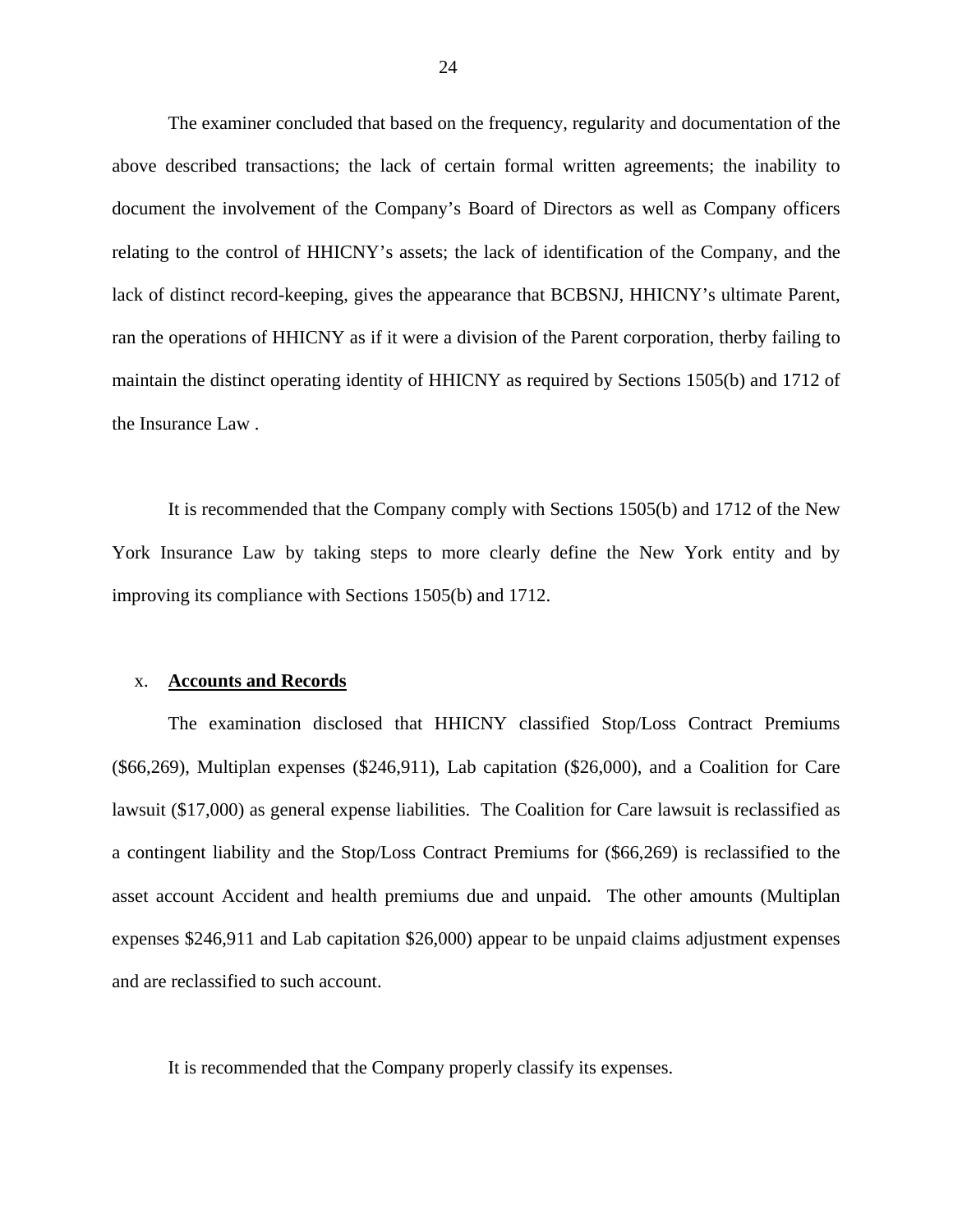The examiner concluded that based on the frequency, regularity and documentation of the above described transactions; the lack of certain formal written agreements; the inability to document the involvement of the Company's Board of Directors as well as Company officers relating to the control of HHICNY's assets; the lack of identification of the Company, and the lack of distinct record-keeping, gives the appearance that BCBSNJ, HHICNY's ultimate Parent, ran the operations of HHICNY as if it were a division of the Parent corporation, therby failing to maintain the distinct operating identity of HHICNY as required by Sections 1505(b) and 1712 of the Insurance Law .

It is recommended that the Company comply with Sections 1505(b) and 1712 of the New York Insurance Law by taking steps to more clearly define the New York entity and by improving its compliance with Sections 1505(b) and 1712.

x. **Accounts and Records**

The examination disclosed that HHICNY classified Stop/Loss Contract Premiums ($66,269), Multiplan expenses ($246,911), Lab capitation ($26,000), and a Coalition for Care lawsuit ($17,000) as general expense liabilities. The Coalition for Care lawsuit is reclassified as a contingent liability and the Stop/Loss Contract Premiums for ($66,269) is reclassified to the asset account Accident and health premiums due and unpaid. The other amounts (Multiplan expenses $246,911 and Lab capitation $26,000) appear to be unpaid claims adjustment expenses and are reclassified to such account.

It is recommended that the Company properly classify its expenses.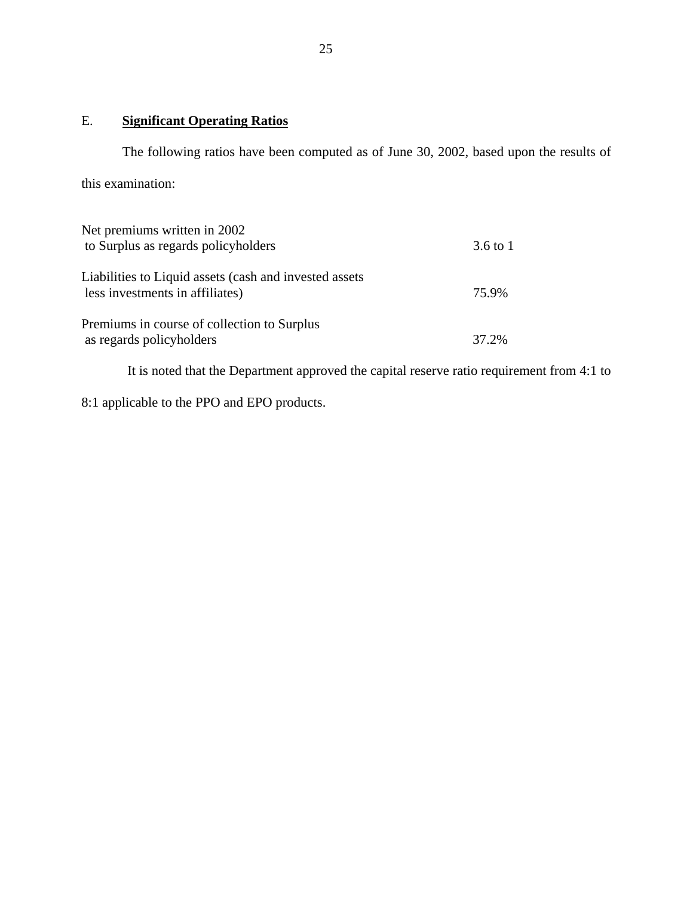## E. **Significant Operating Ratios**

The following ratios have been computed as of June 30, 2002, based upon the results of this examination:

| | |
|---|---|
| Net premiums written in 2002 to Surplus as regards policyholders | 3.6 to 1 |
| Liabilities to Liquid assets (cash and invested assets less investments in affiliates) | 75.9% |
| Premiums in course of collection to Surplus as regards policyholders | 37.2% |

It is noted that the Department approved the capital reserve ratio requirement from 4:1 to 8:1 applicable to the PPO and EPO products.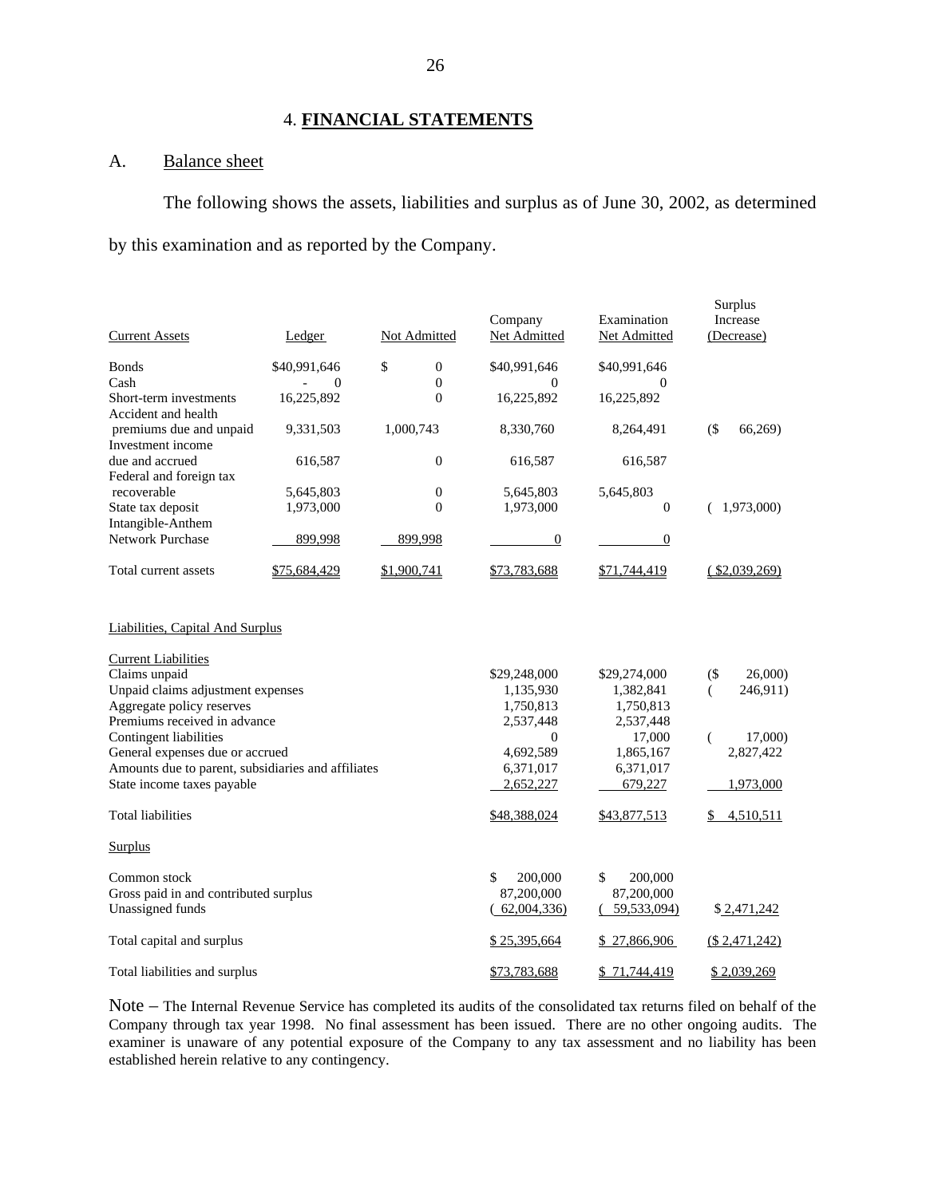## 4. **FINANCIAL STATEMENTS**

### A. Balance sheet

The following shows the assets, liabilities and surplus as of June 30, 2002, as determined by this examination and as reported by the Company.

| Current Assets | Ledger | Not Admitted | Company Net Admitted | Examination Net Admitted | Surplus Increase (Decrease) |
|---|---|---|---|---|---|
| Bonds | $40,991,646 | $ 0 | $40,991,646 | $40,991,646 | |
| Cash | - 0 | 0 | 0 | 0 | |
| Short-term investments | 16,225,892 | 0 | 16,225,892 | 16,225,892 | |
| Accident and health premiums due and unpaid | 9,331,503 | 1,000,743 | 8,330,760 | 8,264,491 | ($ 66,269) |
| Investment income due and accrued | 616,587 | 0 | 616,587 | 616,587 | |
| Federal and foreign tax recoverable | 5,645,803 | 0 | 5,645,803 | 5,645,803 | |
| State tax deposit | 1,973,000 | 0 | 1,973,000 | 0 | ( 1,973,000) |
| Intangible-Anthem Network Purchase | 899,998 | 899,998 | 0 | 0 | |
| Total current assets | $75,684,429 | $1,900,741 | $73,783,688 | $71,744,419 | ( $2,039,269) |

| Liabilities, Capital And Surplus | Company | Examination | Surplus Increase (Decrease) |
|---|---|---|---|
| **Current Liabilities** | | | |
| Claims unpaid | $29,248,000 | $29,274,000 | ($ 26,000) |
| Unpaid claims adjustment expenses | 1,135,930 | 1,382,841 | ( 246,911) |
| Aggregate policy reserves | 1,750,813 | 1,750,813 | |
| Premiums received in advance | 2,537,448 | 2,537,448 | |
| Contingent liabilities | 0 | 17,000 | ( 17,000) |
| General expenses due or accrued | 4,692,589 | 1,865,167 | 2,827,422 |
| Amounts due to parent, subsidiaries and affiliates | 6,371,017 | 6,371,017 | |
| State income taxes payable | 2,652,227 | 679,227 | 1,973,000 |
| Total liabilities | $48,388,024 | $43,877,513 | $ 4,510,511 |
| **Surplus** | | | |
| Common stock | $ 200,000 | $ 200,000 | |
| Gross paid in and contributed surplus | 87,200,000 | 87,200,000 | |
| Unassigned funds | ( 62,004,336) | ( 59,533,094) | $ 2,471,242 |
| Total capital and surplus | $ 25,395,664 | $ 27,866,906 | ($ 2,471,242) |
| Total liabilities and surplus | $73,783,688 | $ 71,744,419 | $ 2,039,269 |

Note – The Internal Revenue Service has completed its audits of the consolidated tax returns filed on behalf of the Company through tax year 1998. No final assessment has been issued. There are no other ongoing audits. The examiner is unaware of any potential exposure of the Company to any tax assessment and no liability has been established herein relative to any contingency.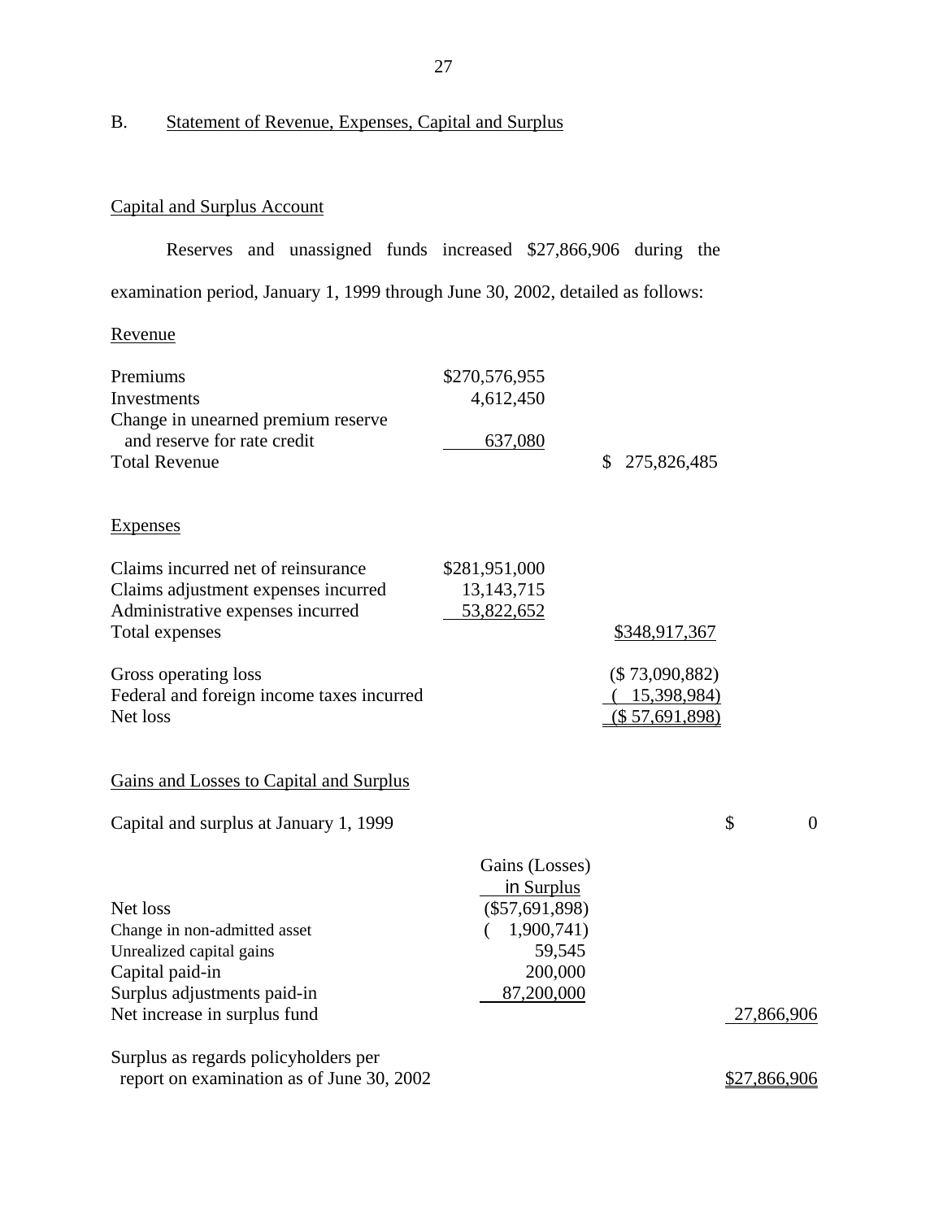B. Statement of Revenue, Expenses, Capital and Surplus

Capital and Surplus Account

Reserves and unassigned funds increased $27,866,906 during the examination period, January 1, 1999 through June 30, 2002, detailed as follows:

Revenue

| | | |
|---|---|---|
| Premiums | $270,576,955 | |
| Investments | 4,612,450 | |
| Change in unearned premium reserve and reserve for rate credit | 637,080 | |
| Total Revenue | | $ 275,826,485 |

Expenses

| | | |
|---|---|---|
| Claims incurred net of reinsurance | $281,951,000 | |
| Claims adjustment expenses incurred | 13,143,715 | |
| Administrative expenses incurred | 53,822,652 | |
| Total expenses | | $348,917,367 |
| Gross operating loss | | ($ 73,090,882) |
| Federal and foreign income taxes incurred | | ( 15,398,984) |
| Net loss | | ($ 57,691,898) |

Gains and Losses to Capital and Surplus

| | Gains (Losses) in Surplus | |
|---|---|---|
| Capital and surplus at January 1, 1999 | | $ 0 |
| Net loss | ($57,691,898) | |
| Change in non-admitted asset | ( 1,900,741) | |
| Unrealized capital gains | 59,545 | |
| Capital paid-in | 200,000 | |
| Surplus adjustments paid-in | 87,200,000 | |
| Net increase in surplus fund | | 27,866,906 |
| Surplus as regards policyholders per report on examination as of June 30, 2002 | | $27,866,906 |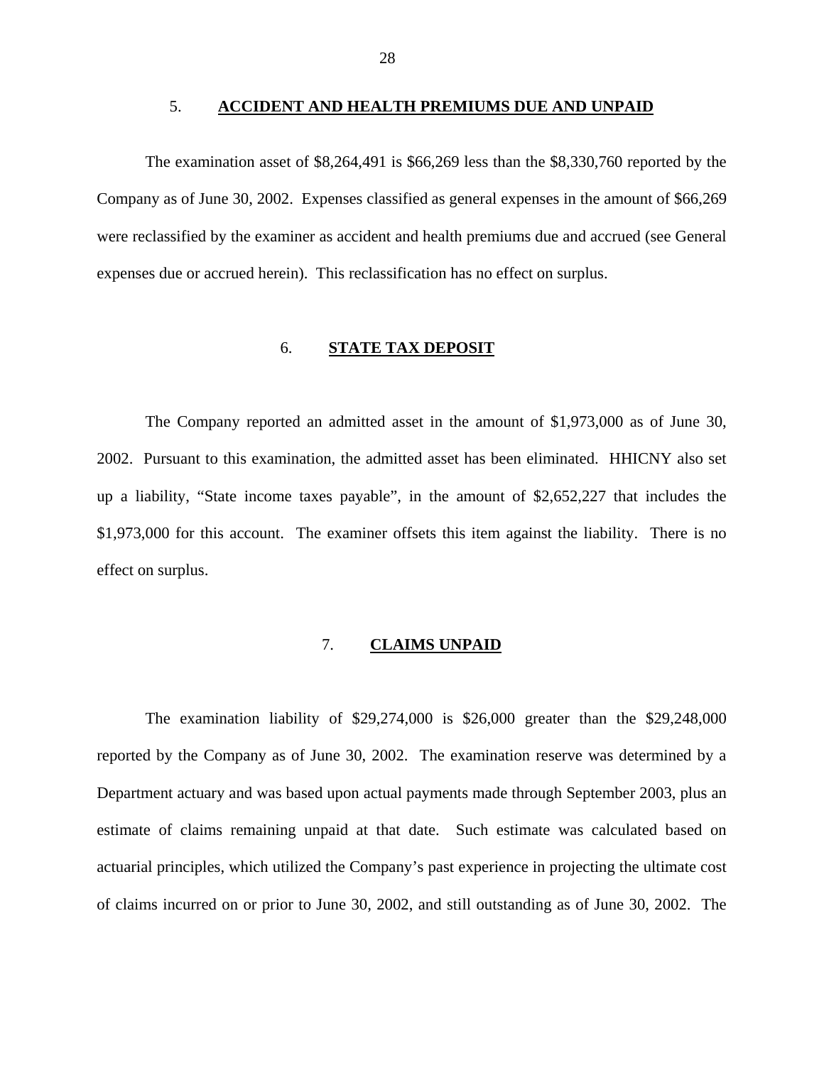## 5. **ACCIDENT AND HEALTH PREMIUMS DUE AND UNPAID**

The examination asset of $8,264,491 is $66,269 less than the $8,330,760 reported by the Company as of June 30, 2002. Expenses classified as general expenses in the amount of $66,269 were reclassified by the examiner as accident and health premiums due and accrued (see General expenses due or accrued herein). This reclassification has no effect on surplus.

## 6. **STATE TAX DEPOSIT**

The Company reported an admitted asset in the amount of $1,973,000 as of June 30, 2002. Pursuant to this examination, the admitted asset has been eliminated. HHICNY also set up a liability, "State income taxes payable", in the amount of $2,652,227 that includes the $1,973,000 for this account. The examiner offsets this item against the liability. There is no effect on surplus.

## 7. **CLAIMS UNPAID**

The examination liability of $29,274,000 is $26,000 greater than the $29,248,000 reported by the Company as of June 30, 2002. The examination reserve was determined by a Department actuary and was based upon actual payments made through September 2003, plus an estimate of claims remaining unpaid at that date. Such estimate was calculated based on actuarial principles, which utilized the Company's past experience in projecting the ultimate cost of claims incurred on or prior to June 30, 2002, and still outstanding as of June 30, 2002. The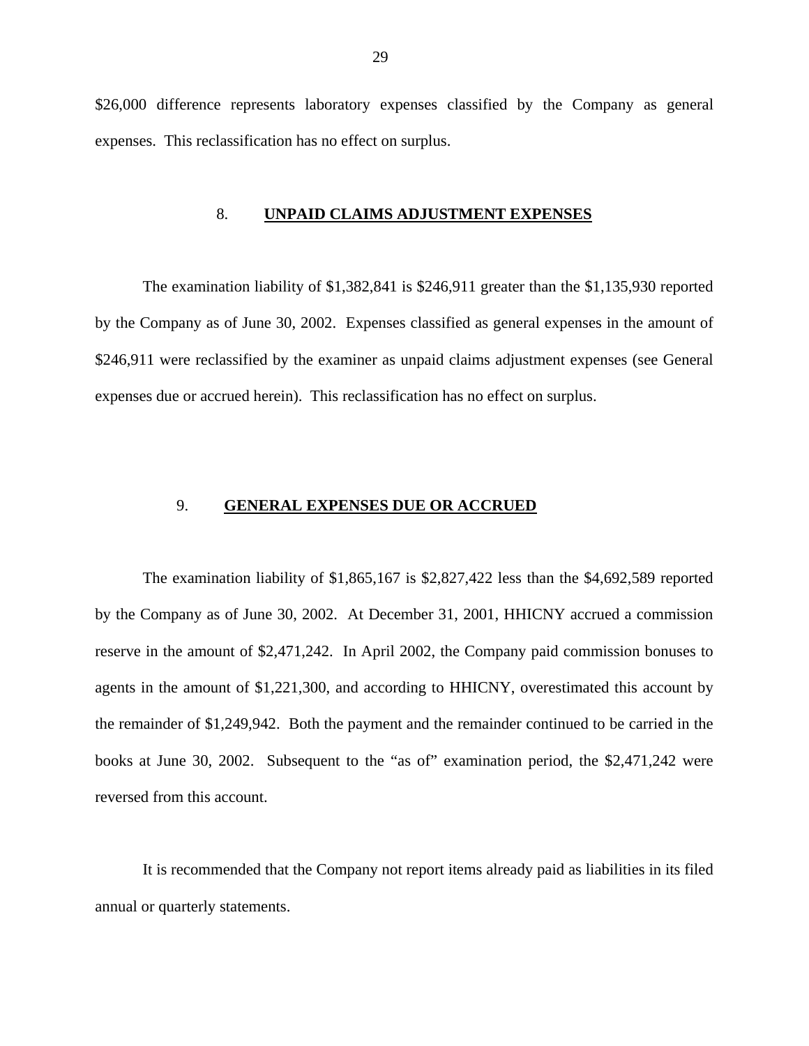$26,000 difference represents laboratory expenses classified by the Company as general expenses. This reclassification has no effect on surplus.

## 8. UNPAID CLAIMS ADJUSTMENT EXPENSES

The examination liability of $1,382,841 is $246,911 greater than the $1,135,930 reported by the Company as of June 30, 2002. Expenses classified as general expenses in the amount of $246,911 were reclassified by the examiner as unpaid claims adjustment expenses (see General expenses due or accrued herein). This reclassification has no effect on surplus.

## 9. GENERAL EXPENSES DUE OR ACCRUED

The examination liability of $1,865,167 is $2,827,422 less than the $4,692,589 reported by the Company as of June 30, 2002. At December 31, 2001, HHICNY accrued a commission reserve in the amount of $2,471,242. In April 2002, the Company paid commission bonuses to agents in the amount of $1,221,300, and according to HHICNY, overestimated this account by the remainder of $1,249,942. Both the payment and the remainder continued to be carried in the books at June 30, 2002. Subsequent to the "as of" examination period, the $2,471,242 were reversed from this account.

It is recommended that the Company not report items already paid as liabilities in its filed annual or quarterly statements.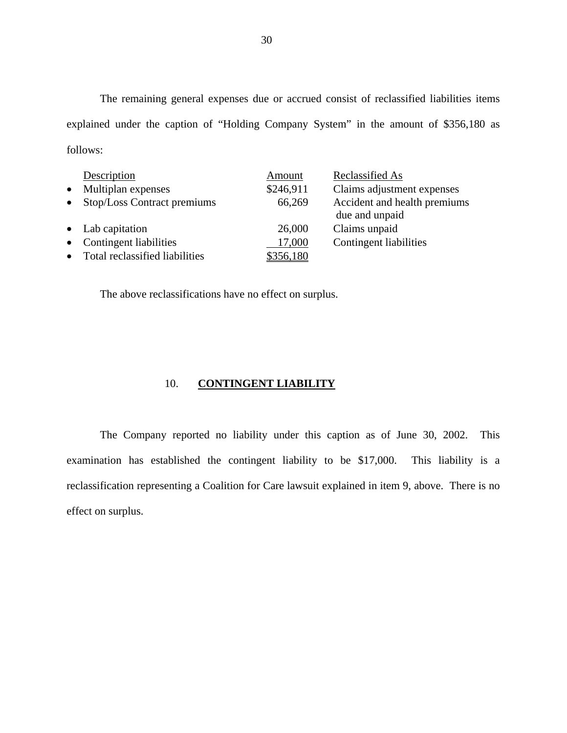The remaining general expenses due or accrued consist of reclassified liabilities items explained under the caption of "Holding Company System" in the amount of $356,180 as follows:

| Description | Amount | Reclassified As |
|---|---|---|
| • Multiplan expenses | $246,911 | Claims adjustment expenses |
| • Stop/Loss Contract premiums | 66,269 | Accident and health premiums due and unpaid |
| • Lab capitation | 26,000 | Claims unpaid |
| • Contingent liabilities | 17,000 | Contingent liabilities |
| • Total reclassified liabilities | $356,180 | |

The above reclassifications have no effect on surplus.

## 10. CONTINGENT LIABILITY

The Company reported no liability under this caption as of June 30, 2002. This examination has established the contingent liability to be $17,000. This liability is a reclassification representing a Coalition for Care lawsuit explained in item 9, above. There is no effect on surplus.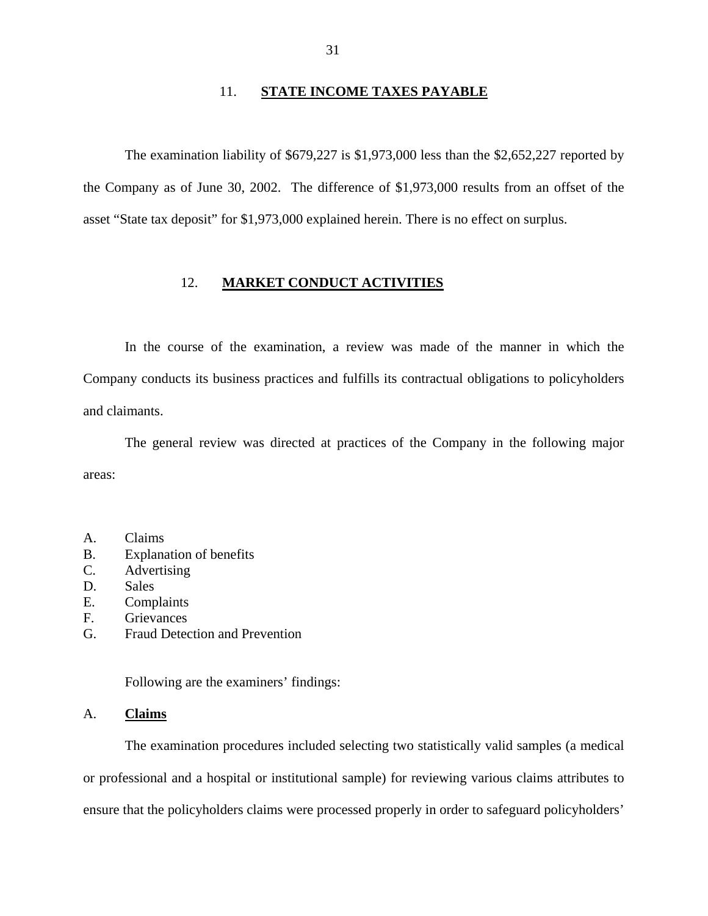## 11. STATE INCOME TAXES PAYABLE

The examination liability of $679,227 is $1,973,000 less than the $2,652,227 reported by the Company as of June 30, 2002. The difference of $1,973,000 results from an offset of the asset "State tax deposit" for $1,973,000 explained herein. There is no effect on surplus.

## 12. MARKET CONDUCT ACTIVITIES

In the course of the examination, a review was made of the manner in which the Company conducts its business practices and fulfills its contractual obligations to policyholders and claimants.

The general review was directed at practices of the Company in the following major areas:

A. Claims
B. Explanation of benefits
C. Advertising
D. Sales
E. Complaints
F. Grievances
G. Fraud Detection and Prevention

Following are the examiners' findings:

### A. Claims

The examination procedures included selecting two statistically valid samples (a medical or professional and a hospital or institutional sample) for reviewing various claims attributes to ensure that the policyholders claims were processed properly in order to safeguard policyholders'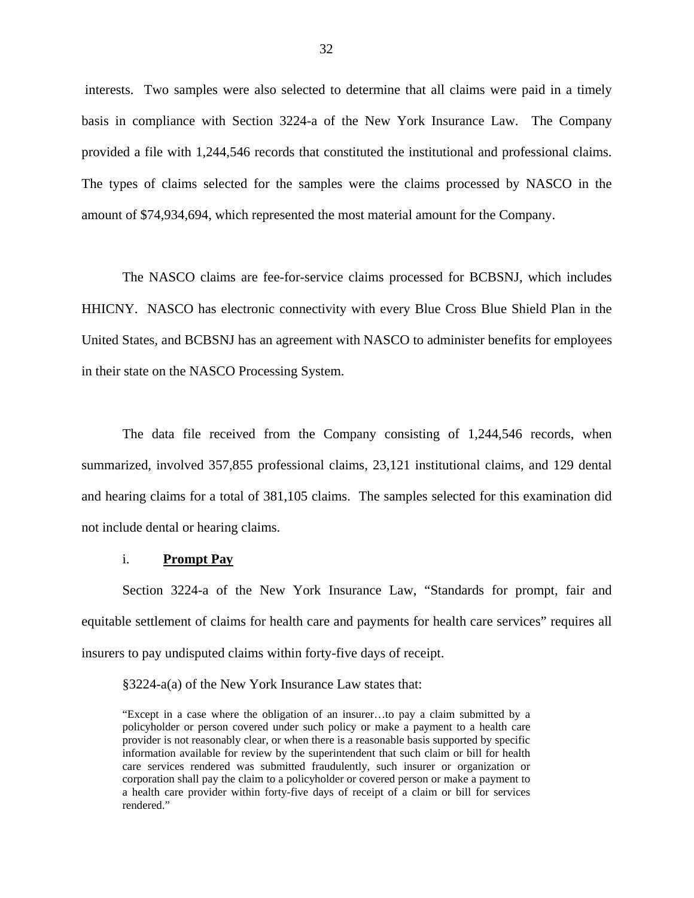interests. Two samples were also selected to determine that all claims were paid in a timely basis in compliance with Section 3224-a of the New York Insurance Law. The Company provided a file with 1,244,546 records that constituted the institutional and professional claims. The types of claims selected for the samples were the claims processed by NASCO in the amount of $74,934,694, which represented the most material amount for the Company.

The NASCO claims are fee-for-service claims processed for BCBSNJ, which includes HHICNY. NASCO has electronic connectivity with every Blue Cross Blue Shield Plan in the United States, and BCBSNJ has an agreement with NASCO to administer benefits for employees in their state on the NASCO Processing System.

The data file received from the Company consisting of 1,244,546 records, when summarized, involved 357,855 professional claims, 23,121 institutional claims, and 129 dental and hearing claims for a total of 381,105 claims. The samples selected for this examination did not include dental or hearing claims.

i. **Prompt Pay**

Section 3224-a of the New York Insurance Law, "Standards for prompt, fair and equitable settlement of claims for health care and payments for health care services" requires all insurers to pay undisputed claims within forty-five days of receipt.

§3224-a(a) of the New York Insurance Law states that:

> "Except in a case where the obligation of an insurer…to pay a claim submitted by a policyholder or person covered under such policy or make a payment to a health care provider is not reasonably clear, or when there is a reasonable basis supported by specific information available for review by the superintendent that such claim or bill for health care services rendered was submitted fraudulently, such insurer or organization or corporation shall pay the claim to a policyholder or covered person or make a payment to a health care provider within forty-five days of receipt of a claim or bill for services rendered."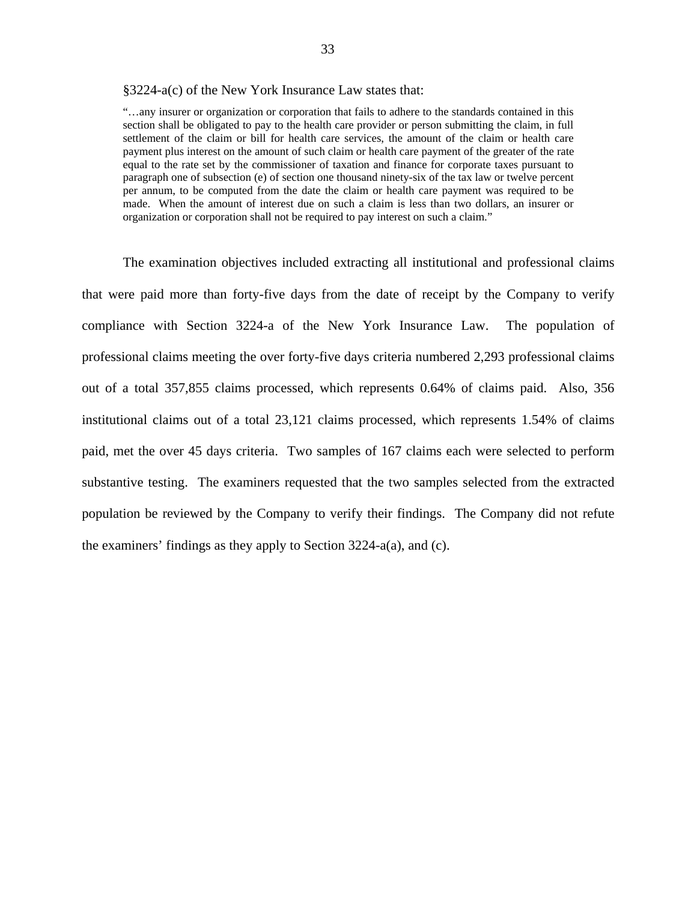§3224-a(c) of the New York Insurance Law states that:

> "…any insurer or organization or corporation that fails to adhere to the standards contained in this section shall be obligated to pay to the health care provider or person submitting the claim, in full settlement of the claim or bill for health care services, the amount of the claim or health care payment plus interest on the amount of such claim or health care payment of the greater of the rate equal to the rate set by the commissioner of taxation and finance for corporate taxes pursuant to paragraph one of subsection (e) of section one thousand ninety-six of the tax law or twelve percent per annum, to be computed from the date the claim or health care payment was required to be made. When the amount of interest due on such a claim is less than two dollars, an insurer or organization or corporation shall not be required to pay interest on such a claim."

The examination objectives included extracting all institutional and professional claims that were paid more than forty-five days from the date of receipt by the Company to verify compliance with Section 3224-a of the New York Insurance Law. The population of professional claims meeting the over forty-five days criteria numbered 2,293 professional claims out of a total 357,855 claims processed, which represents 0.64% of claims paid. Also, 356 institutional claims out of a total 23,121 claims processed, which represents 1.54% of claims paid, met the over 45 days criteria. Two samples of 167 claims each were selected to perform substantive testing. The examiners requested that the two samples selected from the extracted population be reviewed by the Company to verify their findings. The Company did not refute the examiners' findings as they apply to Section 3224-a(a), and (c).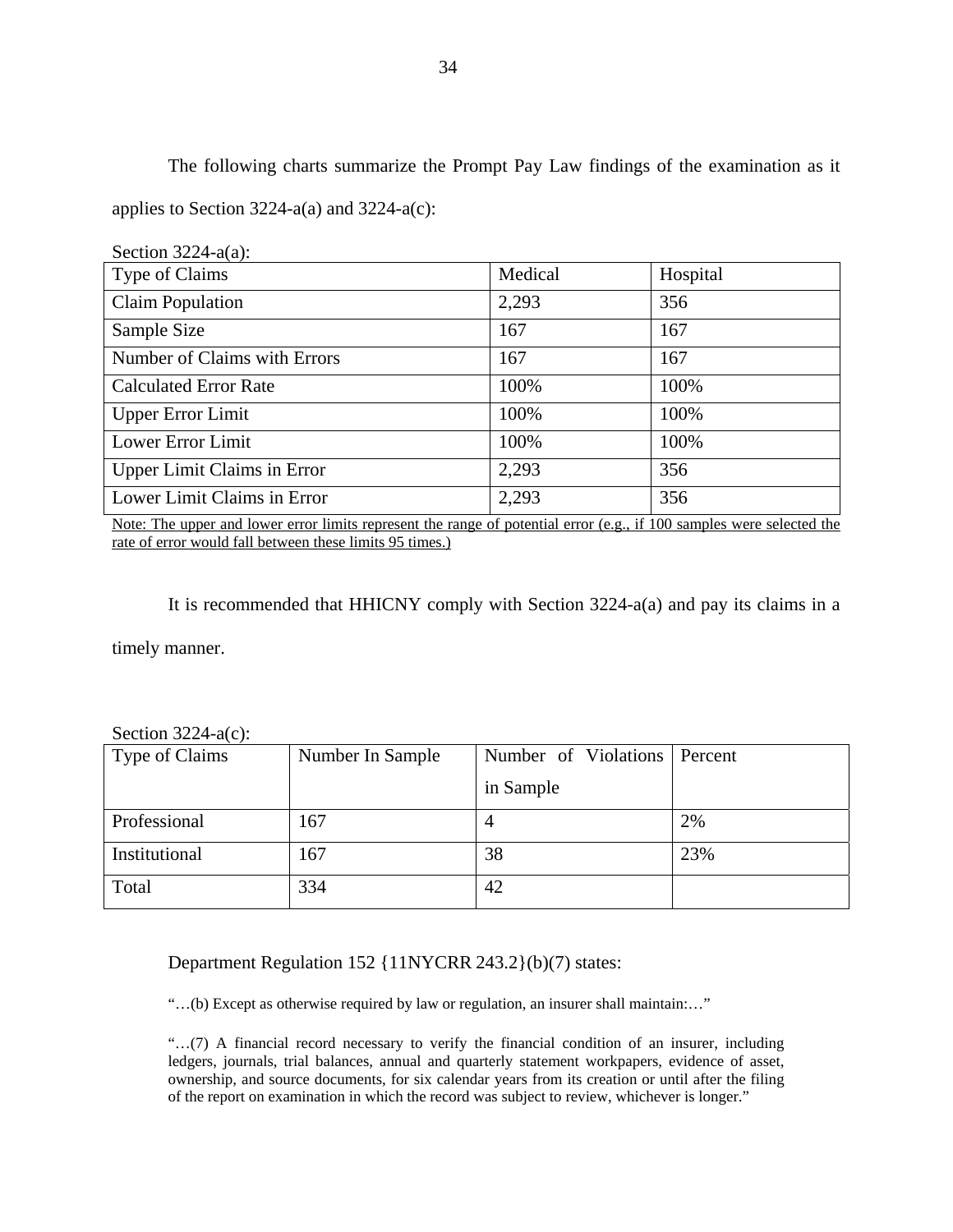The following charts summarize the Prompt Pay Law findings of the examination as it applies to Section 3224-a(a) and 3224-a(c):

Section 3224-a(a):

| Type of Claims | Medical | Hospital |
|---|---|---|
| Claim Population | 2,293 | 356 |
| Sample Size | 167 | 167 |
| Number of Claims with Errors | 167 | 167 |
| Calculated Error Rate | 100% | 100% |
| Upper Error Limit | 100% | 100% |
| Lower Error Limit | 100% | 100% |
| Upper Limit Claims in Error | 2,293 | 356 |
| Lower Limit Claims in Error | 2,293 | 356 |

Note: The upper and lower error limits represent the range of potential error (e.g., if 100 samples were selected the rate of error would fall between these limits 95 times.)

It is recommended that HHICNY comply with Section 3224-a(a) and pay its claims in a timely manner.

Section 3224-a(c):

| Type of Claims | Number In Sample | Number of Violations in Sample | Percent |
|---|---|---|---|
| Professional | 167 | 4 | 2% |
| Institutional | 167 | 38 | 23% |
| Total | 334 | 42 | |

Department Regulation 152 {11NYCRR 243.2}(b)(7) states:

> "…(b) Except as otherwise required by law or regulation, an insurer shall maintain:…"
>
> "…(7) A financial record necessary to verify the financial condition of an insurer, including ledgers, journals, trial balances, annual and quarterly statement workpapers, evidence of asset, ownership, and source documents, for six calendar years from its creation or until after the filing of the report on examination in which the record was subject to review, whichever is longer."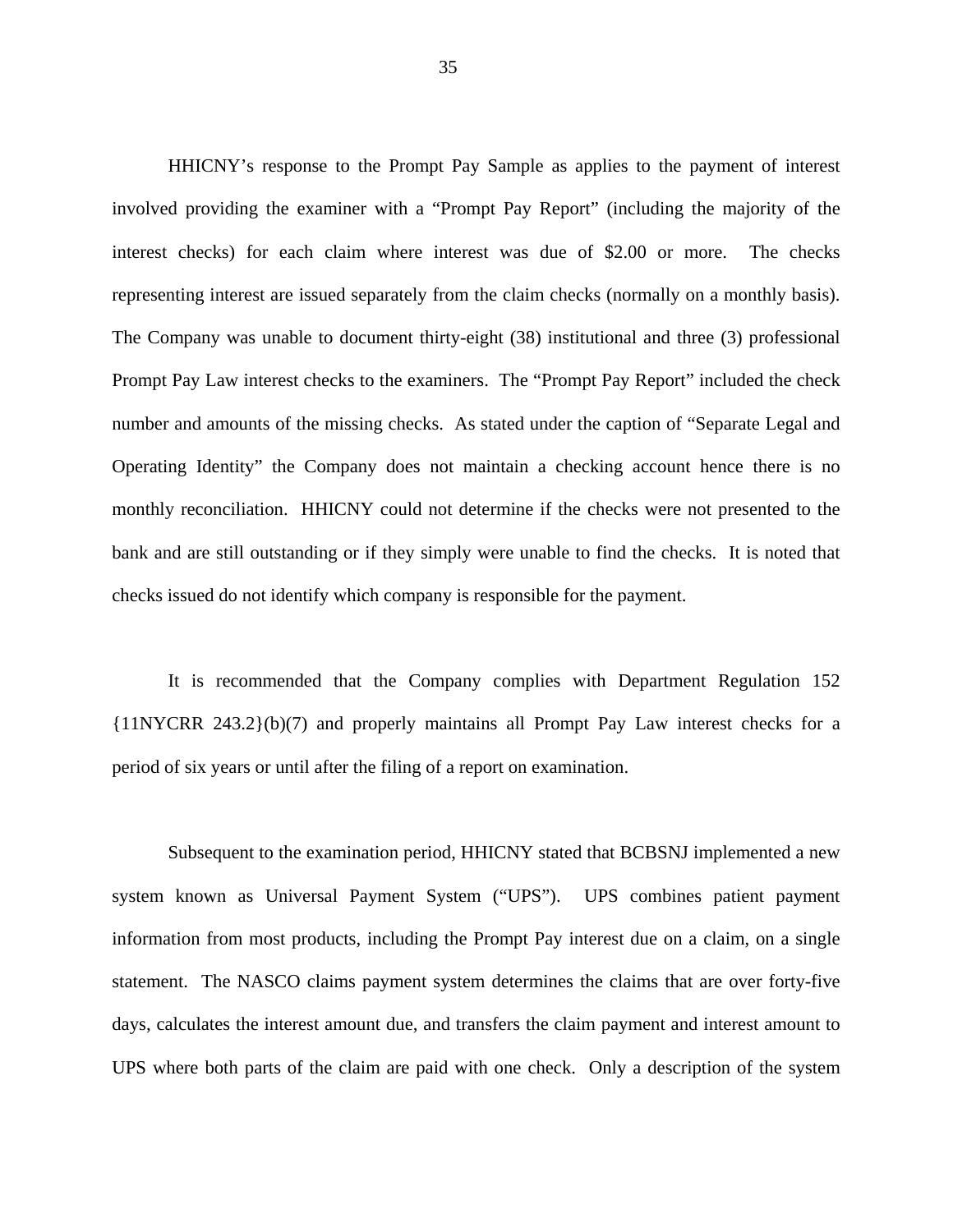HHICNY's response to the Prompt Pay Sample as applies to the payment of interest involved providing the examiner with a "Prompt Pay Report" (including the majority of the interest checks) for each claim where interest was due of $2.00 or more. The checks representing interest are issued separately from the claim checks (normally on a monthly basis). The Company was unable to document thirty-eight (38) institutional and three (3) professional Prompt Pay Law interest checks to the examiners. The "Prompt Pay Report" included the check number and amounts of the missing checks. As stated under the caption of "Separate Legal and Operating Identity" the Company does not maintain a checking account hence there is no monthly reconciliation. HHICNY could not determine if the checks were not presented to the bank and are still outstanding or if they simply were unable to find the checks. It is noted that checks issued do not identify which company is responsible for the payment.

It is recommended that the Company complies with Department Regulation 152 {11NYCRR 243.2}(b)(7) and properly maintains all Prompt Pay Law interest checks for a period of six years or until after the filing of a report on examination.

Subsequent to the examination period, HHICNY stated that BCBSNJ implemented a new system known as Universal Payment System ("UPS"). UPS combines patient payment information from most products, including the Prompt Pay interest due on a claim, on a single statement. The NASCO claims payment system determines the claims that are over forty-five days, calculates the interest amount due, and transfers the claim payment and interest amount to UPS where both parts of the claim are paid with one check. Only a description of the system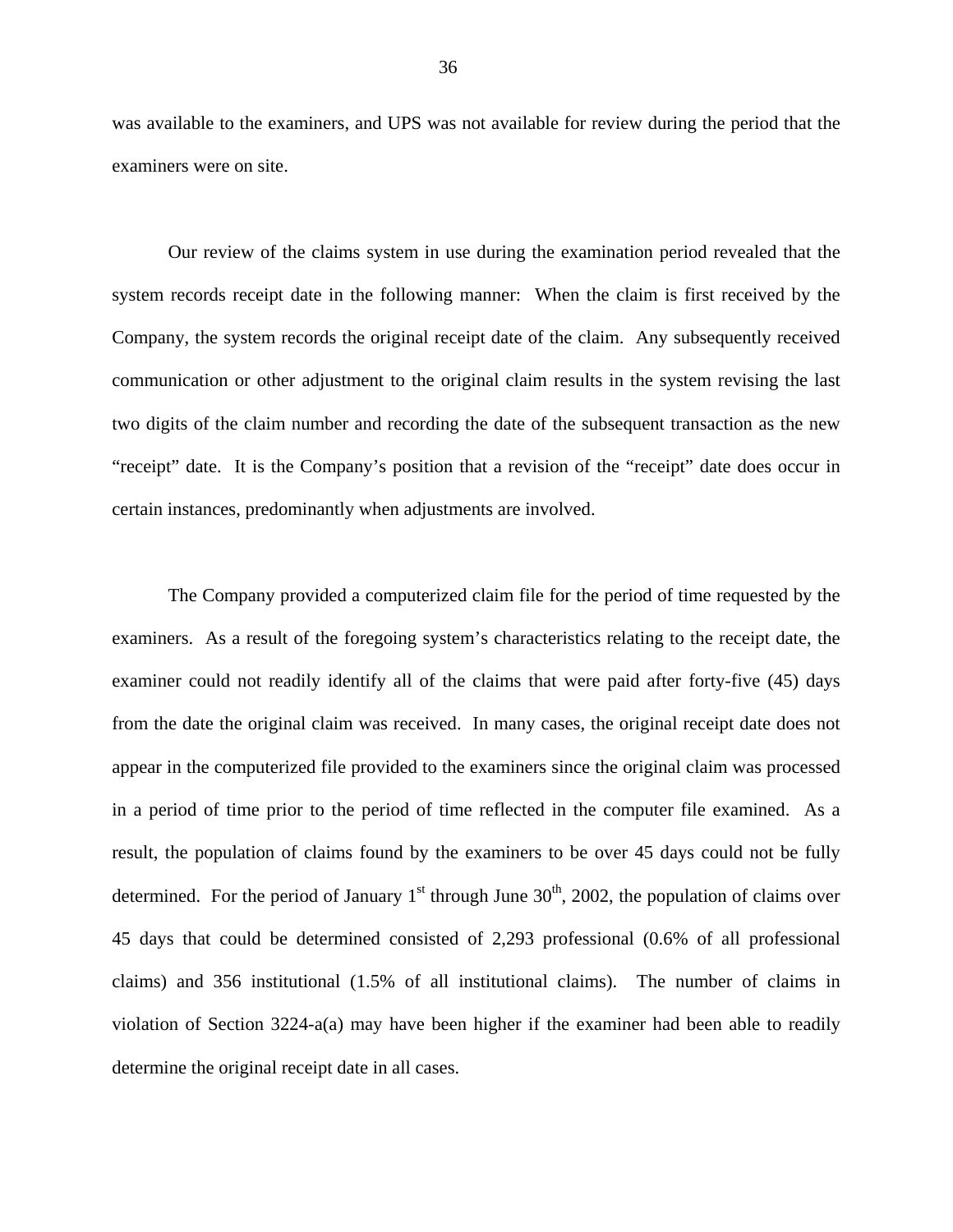was available to the examiners, and UPS was not available for review during the period that the examiners were on site.

Our review of the claims system in use during the examination period revealed that the system records receipt date in the following manner: When the claim is first received by the Company, the system records the original receipt date of the claim. Any subsequently received communication or other adjustment to the original claim results in the system revising the last two digits of the claim number and recording the date of the subsequent transaction as the new "receipt" date. It is the Company's position that a revision of the "receipt" date does occur in certain instances, predominantly when adjustments are involved.

The Company provided a computerized claim file for the period of time requested by the examiners. As a result of the foregoing system's characteristics relating to the receipt date, the examiner could not readily identify all of the claims that were paid after forty-five (45) days from the date the original claim was received. In many cases, the original receipt date does not appear in the computerized file provided to the examiners since the original claim was processed in a period of time prior to the period of time reflected in the computer file examined. As a result, the population of claims found by the examiners to be over 45 days could not be fully determined. For the period of January 1st through June 30th, 2002, the population of claims over 45 days that could be determined consisted of 2,293 professional (0.6% of all professional claims) and 356 institutional (1.5% of all institutional claims). The number of claims in violation of Section 3224-a(a) may have been higher if the examiner had been able to readily determine the original receipt date in all cases.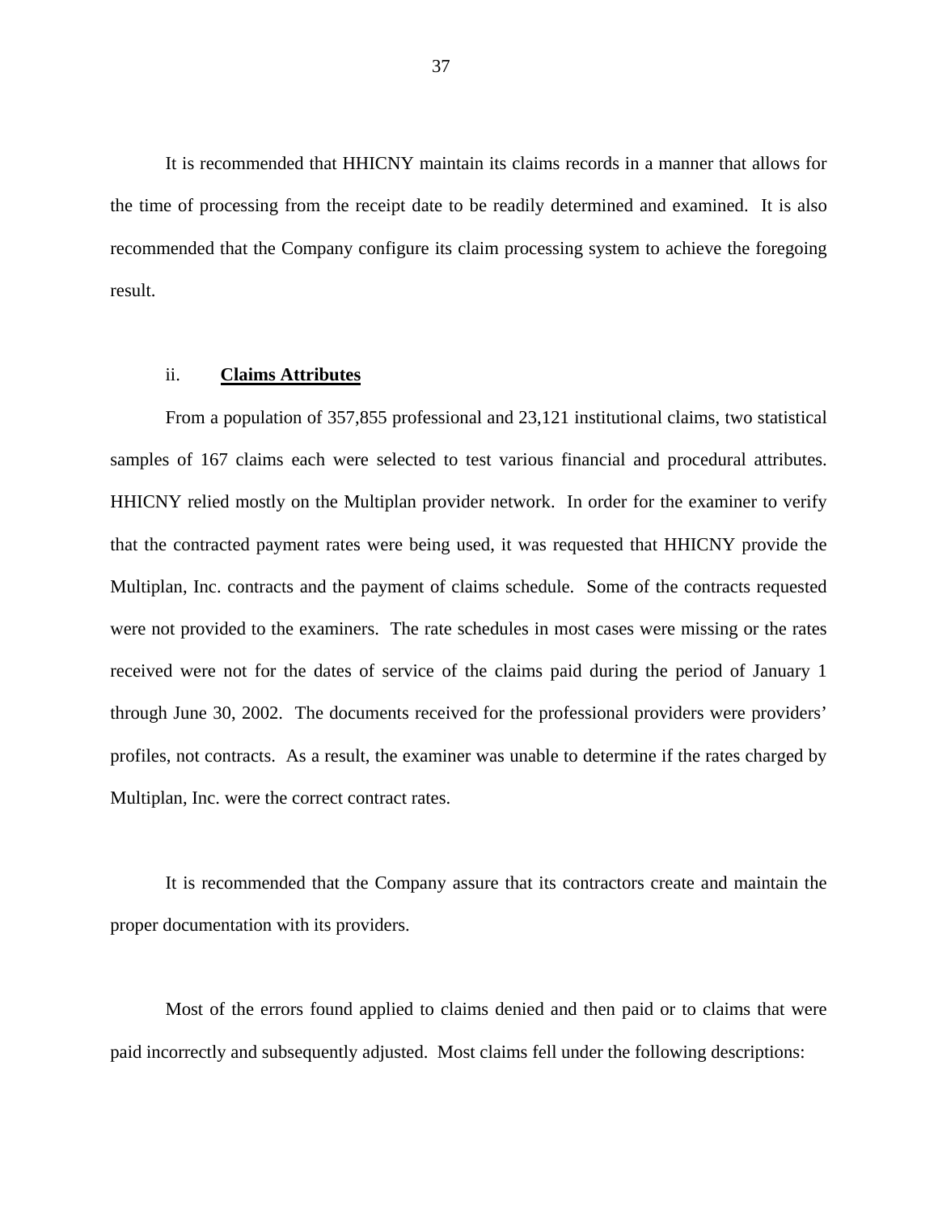It is recommended that HHICNY maintain its claims records in a manner that allows for the time of processing from the receipt date to be readily determined and examined. It is also recommended that the Company configure its claim processing system to achieve the foregoing result.

### ii. **Claims Attributes**

From a population of 357,855 professional and 23,121 institutional claims, two statistical samples of 167 claims each were selected to test various financial and procedural attributes. HHICNY relied mostly on the Multiplan provider network. In order for the examiner to verify that the contracted payment rates were being used, it was requested that HHICNY provide the Multiplan, Inc. contracts and the payment of claims schedule. Some of the contracts requested were not provided to the examiners. The rate schedules in most cases were missing or the rates received were not for the dates of service of the claims paid during the period of January 1 through June 30, 2002. The documents received for the professional providers were providers' profiles, not contracts. As a result, the examiner was unable to determine if the rates charged by Multiplan, Inc. were the correct contract rates.

It is recommended that the Company assure that its contractors create and maintain the proper documentation with its providers.

Most of the errors found applied to claims denied and then paid or to claims that were paid incorrectly and subsequently adjusted. Most claims fell under the following descriptions: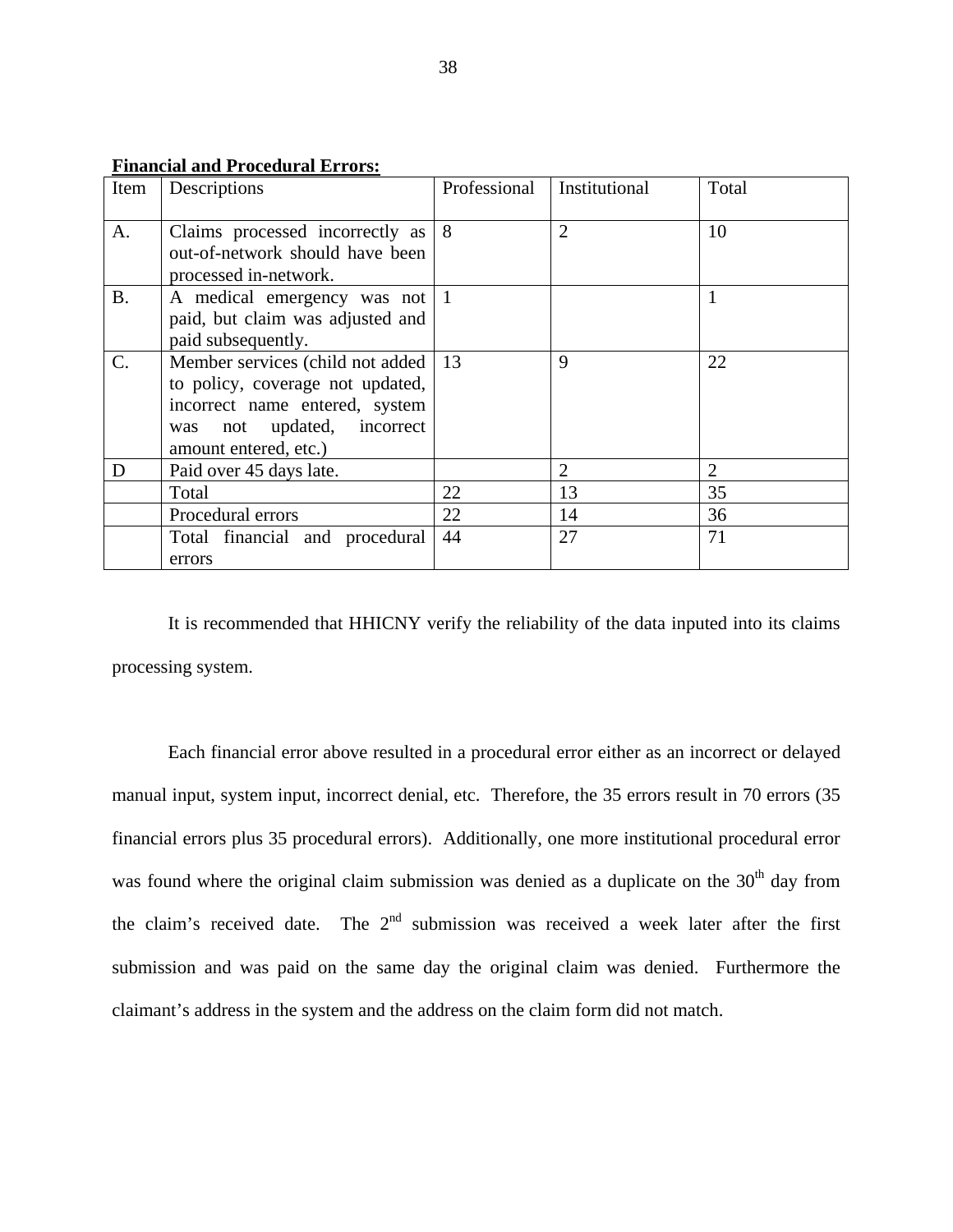**Financial and Procedural Errors:**

| Item | Descriptions | Professional | Institutional | Total |
|---|---|---|---|---|
| A. | Claims processed incorrectly as out-of-network should have been processed in-network. | 8 | 2 | 10 |
| B. | A medical emergency was not paid, but claim was adjusted and paid subsequently. | 1 | | 1 |
| C. | Member services (child not added to policy, coverage not updated, incorrect name entered, system was not updated, incorrect amount entered, etc.) | 13 | 9 | 22 |
| D | Paid over 45 days late. | | 2 | 2 |
| | Total | 22 | 13 | 35 |
| | Procedural errors | 22 | 14 | 36 |
| | Total financial and procedural errors | 44 | 27 | 71 |

It is recommended that HHICNY verify the reliability of the data inputed into its claims processing system.

Each financial error above resulted in a procedural error either as an incorrect or delayed manual input, system input, incorrect denial, etc. Therefore, the 35 errors result in 70 errors (35 financial errors plus 35 procedural errors). Additionally, one more institutional procedural error was found where the original claim submission was denied as a duplicate on the 30th day from the claim's received date. The 2nd submission was received a week later after the first submission and was paid on the same day the original claim was denied. Furthermore the claimant's address in the system and the address on the claim form did not match.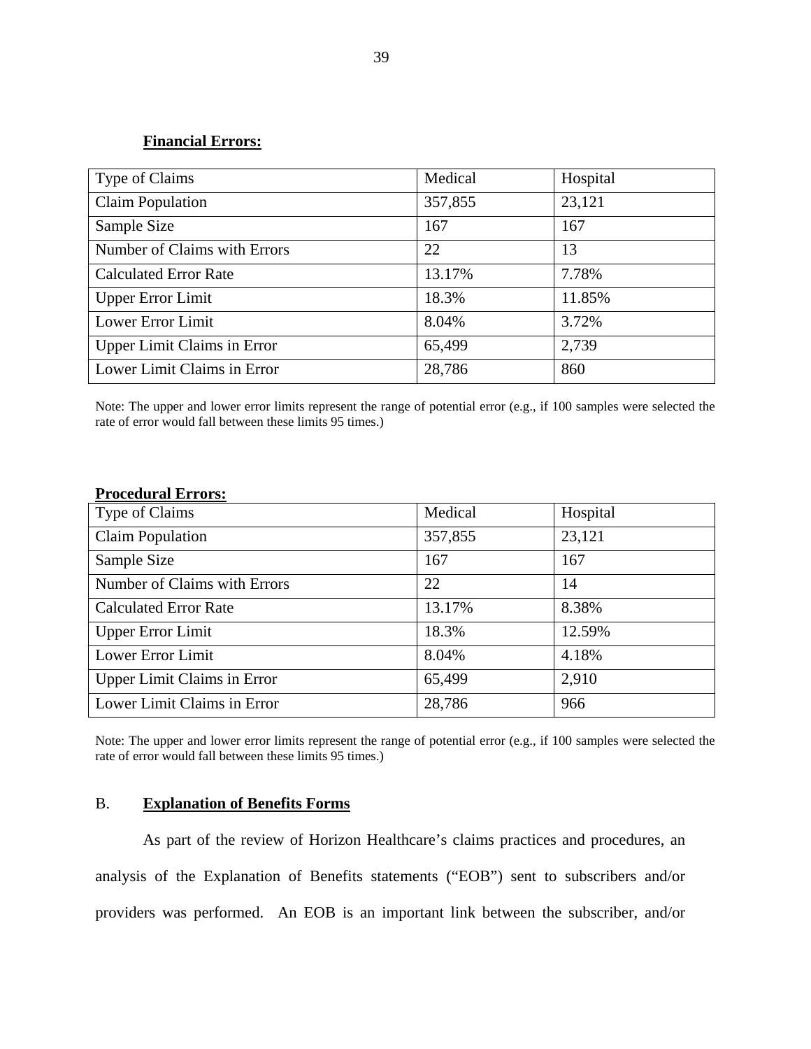**Financial Errors:**

| Type of Claims | Medical | Hospital |
|---|---|---|
| Claim Population | 357,855 | 23,121 |
| Sample Size | 167 | 167 |
| Number of Claims with Errors | 22 | 13 |
| Calculated Error Rate | 13.17% | 7.78% |
| Upper Error Limit | 18.3% | 11.85% |
| Lower Error Limit | 8.04% | 3.72% |
| Upper Limit Claims in Error | 65,499 | 2,739 |
| Lower Limit Claims in Error | 28,786 | 860 |

Note: The upper and lower error limits represent the range of potential error (e.g., if 100 samples were selected the rate of error would fall between these limits 95 times.)

**Procedural Errors:**

| Type of Claims | Medical | Hospital |
|---|---|---|
| Claim Population | 357,855 | 23,121 |
| Sample Size | 167 | 167 |
| Number of Claims with Errors | 22 | 14 |
| Calculated Error Rate | 13.17% | 8.38% |
| Upper Error Limit | 18.3% | 12.59% |
| Lower Error Limit | 8.04% | 4.18% |
| Upper Limit Claims in Error | 65,499 | 2,910 |
| Lower Limit Claims in Error | 28,786 | 966 |

Note: The upper and lower error limits represent the range of potential error (e.g., if 100 samples were selected the rate of error would fall between these limits 95 times.)

## B. **Explanation of Benefits Forms**

As part of the review of Horizon Healthcare's claims practices and procedures, an analysis of the Explanation of Benefits statements ("EOB") sent to subscribers and/or providers was performed. An EOB is an important link between the subscriber, and/or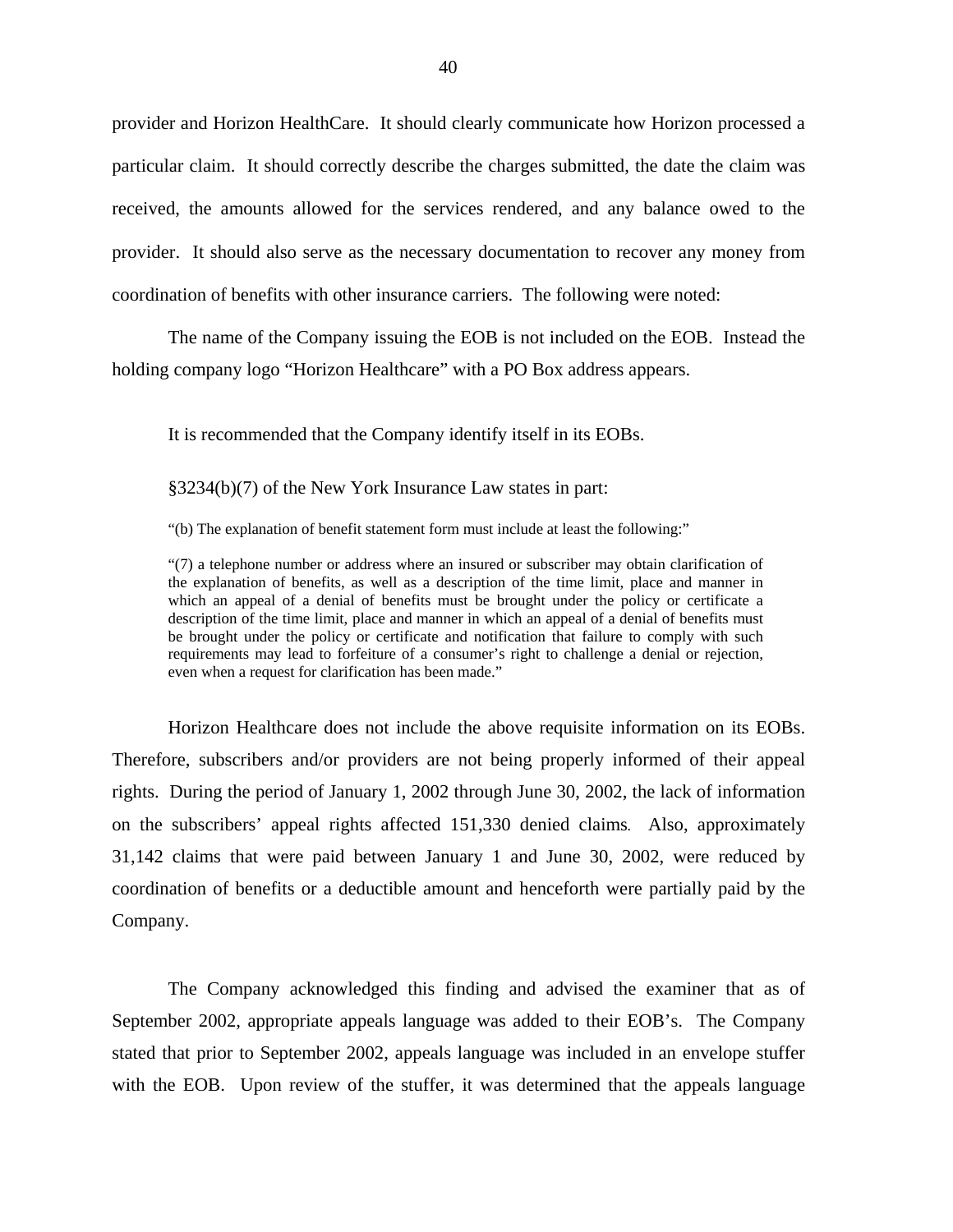provider and Horizon HealthCare. It should clearly communicate how Horizon processed a particular claim. It should correctly describe the charges submitted, the date the claim was received, the amounts allowed for the services rendered, and any balance owed to the provider. It should also serve as the necessary documentation to recover any money from coordination of benefits with other insurance carriers. The following were noted:

The name of the Company issuing the EOB is not included on the EOB. Instead the holding company logo "Horizon Healthcare" with a PO Box address appears.

It is recommended that the Company identify itself in its EOBs.

§3234(b)(7) of the New York Insurance Law states in part:

"(b) The explanation of benefit statement form must include at least the following:"

"(7) a telephone number or address where an insured or subscriber may obtain clarification of the explanation of benefits, as well as a description of the time limit, place and manner in which an appeal of a denial of benefits must be brought under the policy or certificate a description of the time limit, place and manner in which an appeal of a denial of benefits must be brought under the policy or certificate and notification that failure to comply with such requirements may lead to forfeiture of a consumer's right to challenge a denial or rejection, even when a request for clarification has been made."

Horizon Healthcare does not include the above requisite information on its EOBs. Therefore, subscribers and/or providers are not being properly informed of their appeal rights. During the period of January 1, 2002 through June 30, 2002, the lack of information on the subscribers' appeal rights affected 151,330 denied claims. Also, approximately 31,142 claims that were paid between January 1 and June 30, 2002, were reduced by coordination of benefits or a deductible amount and henceforth were partially paid by the Company.

The Company acknowledged this finding and advised the examiner that as of September 2002, appropriate appeals language was added to their EOB's. The Company stated that prior to September 2002, appeals language was included in an envelope stuffer with the EOB. Upon review of the stuffer, it was determined that the appeals language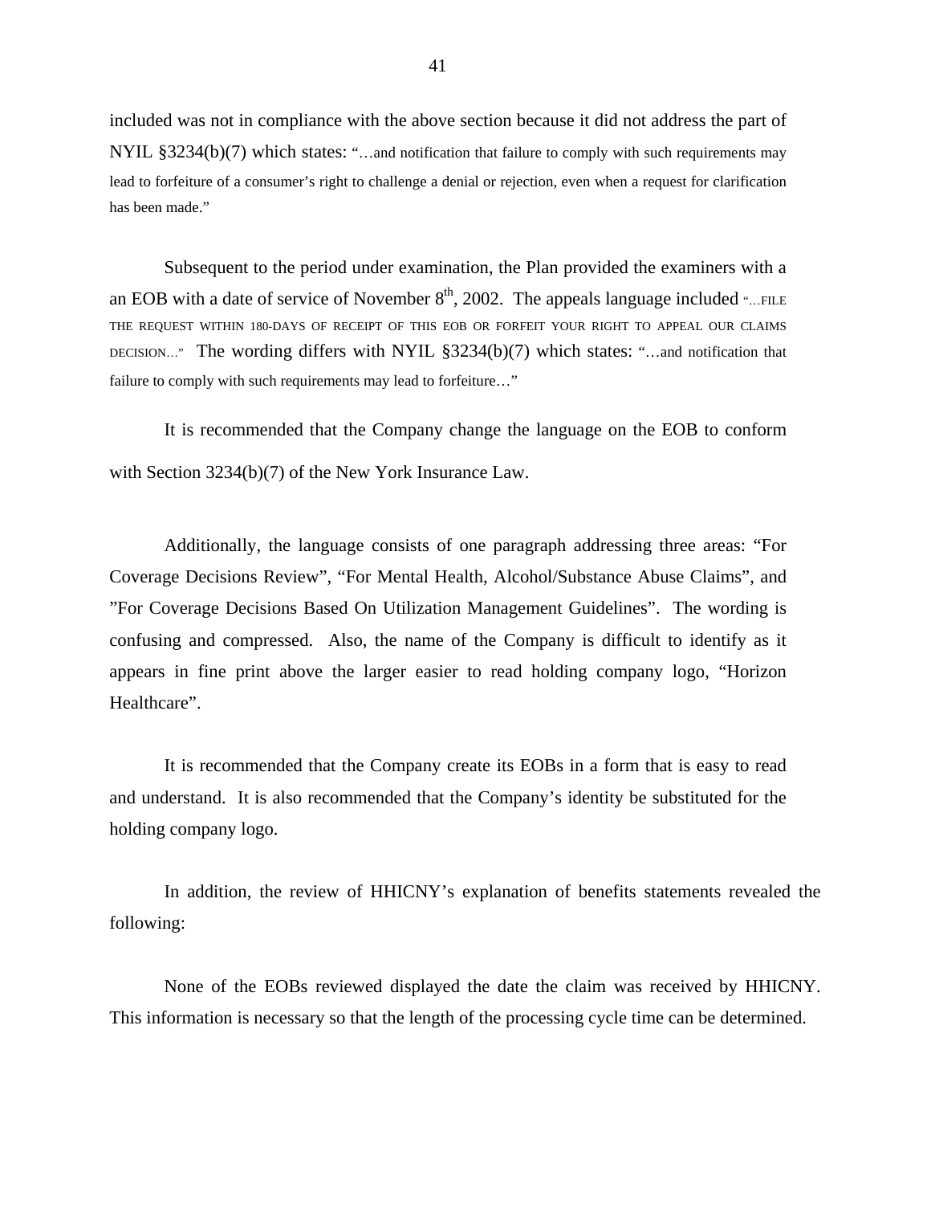included was not in compliance with the above section because it did not address the part of NYIL §3234(b)(7) which states: "…and notification that failure to comply with such requirements may lead to forfeiture of a consumer's right to challenge a denial or rejection, even when a request for clarification has been made."

Subsequent to the period under examination, the Plan provided the examiners with a an EOB with a date of service of November 8th, 2002. The appeals language included "…FILE THE REQUEST WITHIN 180-DAYS OF RECEIPT OF THIS EOB OR FORFEIT YOUR RIGHT TO APPEAL OUR CLAIMS DECISION…" The wording differs with NYIL §3234(b)(7) which states: "…and notification that failure to comply with such requirements may lead to forfeiture…"

It is recommended that the Company change the language on the EOB to conform with Section 3234(b)(7) of the New York Insurance Law.

Additionally, the language consists of one paragraph addressing three areas: "For Coverage Decisions Review", "For Mental Health, Alcohol/Substance Abuse Claims", and "For Coverage Decisions Based On Utilization Management Guidelines". The wording is confusing and compressed. Also, the name of the Company is difficult to identify as it appears in fine print above the larger easier to read holding company logo, "Horizon Healthcare".

It is recommended that the Company create its EOBs in a form that is easy to read and understand. It is also recommended that the Company's identity be substituted for the holding company logo.

In addition, the review of HHICNY's explanation of benefits statements revealed the following:

None of the EOBs reviewed displayed the date the claim was received by HHICNY. This information is necessary so that the length of the processing cycle time can be determined.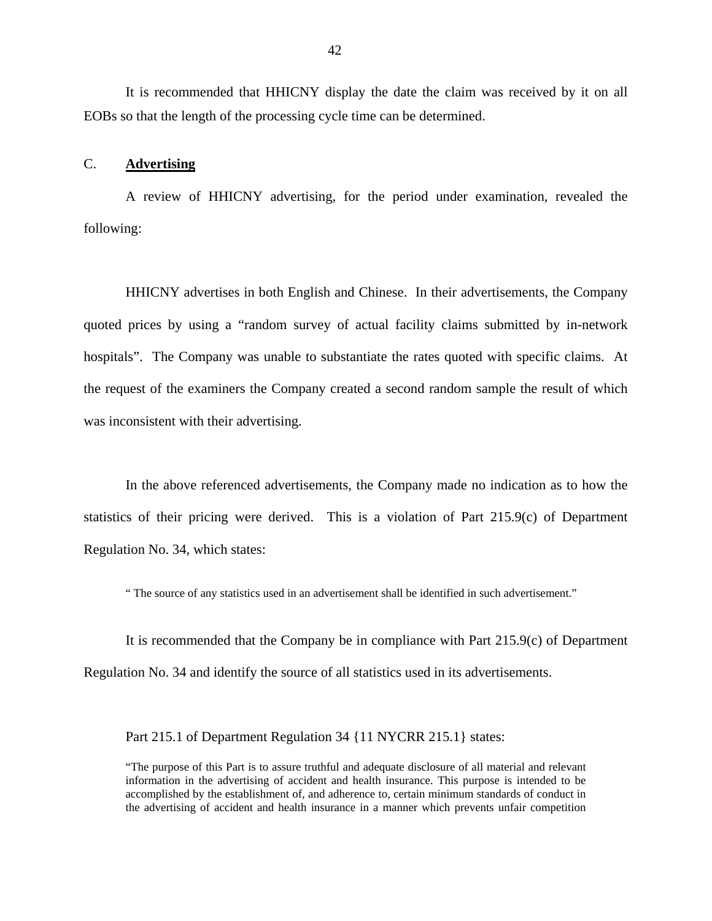It is recommended that HHICNY display the date the claim was received by it on all EOBs so that the length of the processing cycle time can be determined.

## C. **Advertising**

A review of HHICNY advertising, for the period under examination, revealed the following:

HHICNY advertises in both English and Chinese. In their advertisements, the Company quoted prices by using a "random survey of actual facility claims submitted by in-network hospitals". The Company was unable to substantiate the rates quoted with specific claims. At the request of the examiners the Company created a second random sample the result of which was inconsistent with their advertising.

In the above referenced advertisements, the Company made no indication as to how the statistics of their pricing were derived. This is a violation of Part 215.9(c) of Department Regulation No. 34, which states:

> " The source of any statistics used in an advertisement shall be identified in such advertisement."

It is recommended that the Company be in compliance with Part 215.9(c) of Department Regulation No. 34 and identify the source of all statistics used in its advertisements.

Part 215.1 of Department Regulation 34 {11 NYCRR 215.1} states:

> "The purpose of this Part is to assure truthful and adequate disclosure of all material and relevant information in the advertising of accident and health insurance. This purpose is intended to be accomplished by the establishment of, and adherence to, certain minimum standards of conduct in the advertising of accident and health insurance in a manner which prevents unfair competition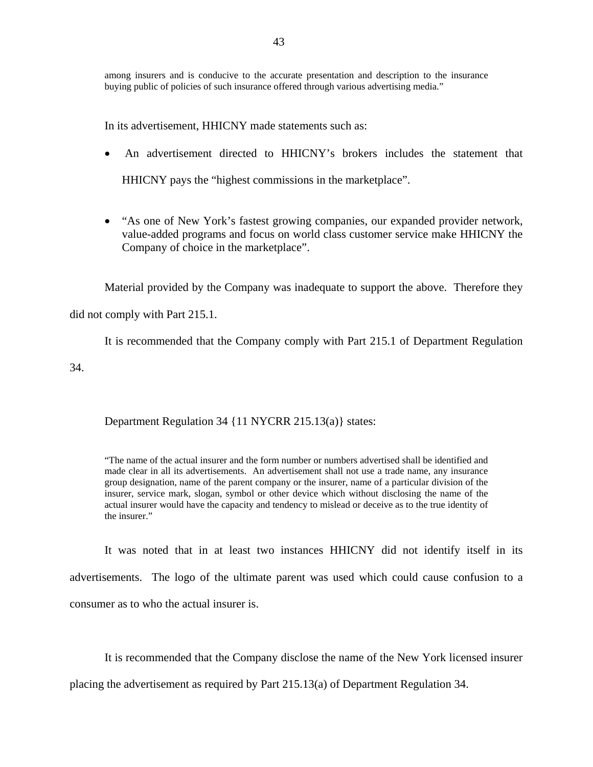> among insurers and is conducive to the accurate presentation and description to the insurance buying public of policies of such insurance offered through various advertising media."

In its advertisement, HHICNY made statements such as:

- An advertisement directed to HHICNY's brokers includes the statement that HHICNY pays the "highest commissions in the marketplace".

- "As one of New York's fastest growing companies, our expanded provider network, value-added programs and focus on world class customer service make HHICNY the Company of choice in the marketplace".

Material provided by the Company was inadequate to support the above. Therefore they did not comply with Part 215.1.

It is recommended that the Company comply with Part 215.1 of Department Regulation 34.

Department Regulation 34 {11 NYCRR 215.13(a)} states:

> "The name of the actual insurer and the form number or numbers advertised shall be identified and made clear in all its advertisements. An advertisement shall not use a trade name, any insurance group designation, name of the parent company or the insurer, name of a particular division of the insurer, service mark, slogan, symbol or other device which without disclosing the name of the actual insurer would have the capacity and tendency to mislead or deceive as to the true identity of the insurer."

It was noted that in at least two instances HHICNY did not identify itself in its advertisements. The logo of the ultimate parent was used which could cause confusion to a consumer as to who the actual insurer is.

It is recommended that the Company disclose the name of the New York licensed insurer placing the advertisement as required by Part 215.13(a) of Department Regulation 34.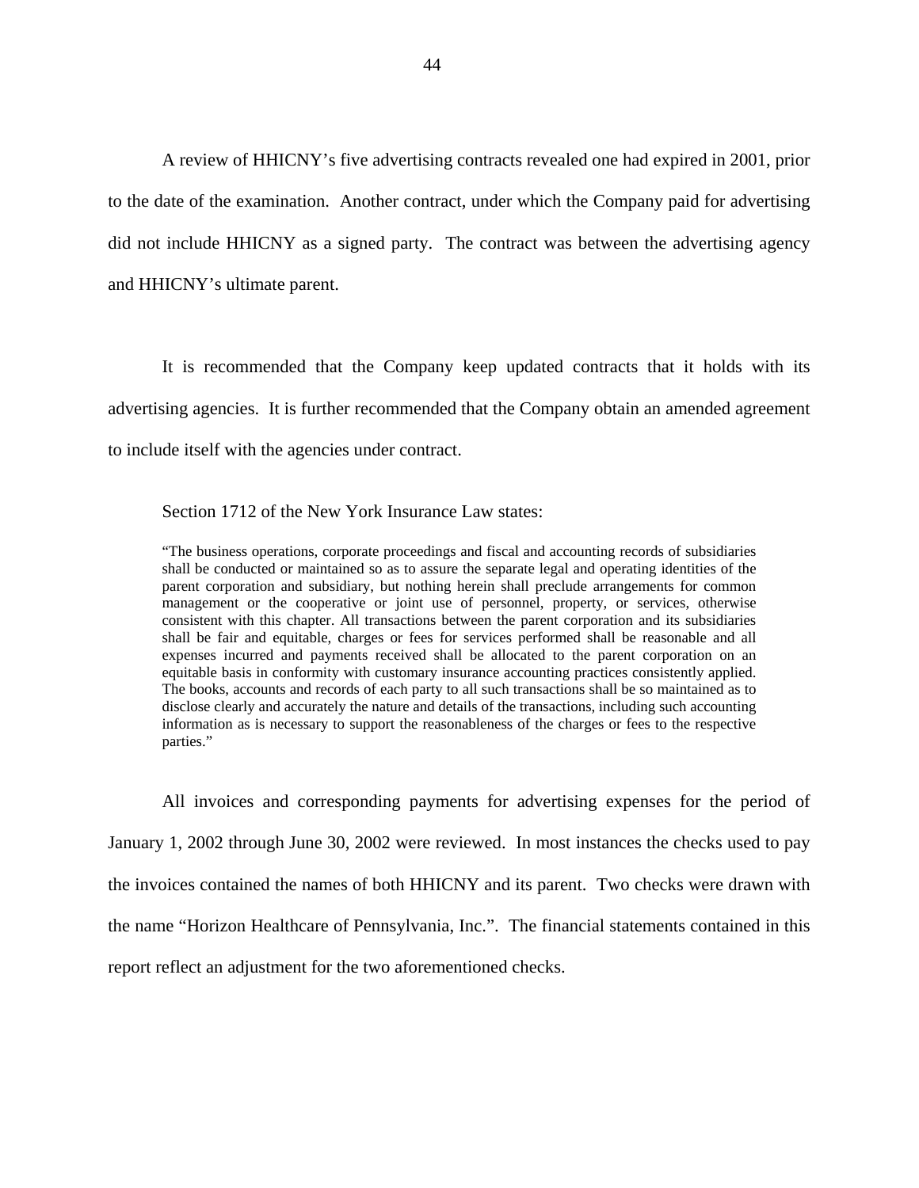A review of HHICNY's five advertising contracts revealed one had expired in 2001, prior to the date of the examination. Another contract, under which the Company paid for advertising did not include HHICNY as a signed party. The contract was between the advertising agency and HHICNY's ultimate parent.

It is recommended that the Company keep updated contracts that it holds with its advertising agencies. It is further recommended that the Company obtain an amended agreement to include itself with the agencies under contract.

Section 1712 of the New York Insurance Law states:

> "The business operations, corporate proceedings and fiscal and accounting records of subsidiaries shall be conducted or maintained so as to assure the separate legal and operating identities of the parent corporation and subsidiary, but nothing herein shall preclude arrangements for common management or the cooperative or joint use of personnel, property, or services, otherwise consistent with this chapter. All transactions between the parent corporation and its subsidiaries shall be fair and equitable, charges or fees for services performed shall be reasonable and all expenses incurred and payments received shall be allocated to the parent corporation on an equitable basis in conformity with customary insurance accounting practices consistently applied. The books, accounts and records of each party to all such transactions shall be so maintained as to disclose clearly and accurately the nature and details of the transactions, including such accounting information as is necessary to support the reasonableness of the charges or fees to the respective parties."

All invoices and corresponding payments for advertising expenses for the period of January 1, 2002 through June 30, 2002 were reviewed. In most instances the checks used to pay the invoices contained the names of both HHICNY and its parent. Two checks were drawn with the name "Horizon Healthcare of Pennsylvania, Inc.". The financial statements contained in this report reflect an adjustment for the two aforementioned checks.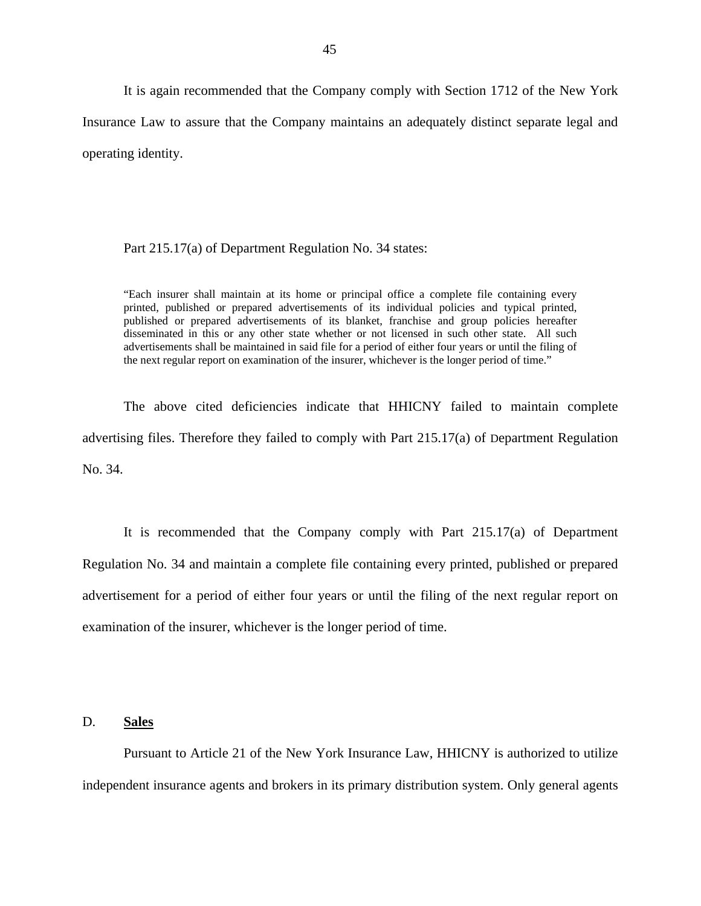It is again recommended that the Company comply with Section 1712 of the New York Insurance Law to assure that the Company maintains an adequately distinct separate legal and operating identity.

Part 215.17(a) of Department Regulation No. 34 states:

> "Each insurer shall maintain at its home or principal office a complete file containing every printed, published or prepared advertisements of its individual policies and typical printed, published or prepared advertisements of its blanket, franchise and group policies hereafter disseminated in this or any other state whether or not licensed in such other state. All such advertisements shall be maintained in said file for a period of either four years or until the filing of the next regular report on examination of the insurer, whichever is the longer period of time."

The above cited deficiencies indicate that HHICNY failed to maintain complete advertising files. Therefore they failed to comply with Part 215.17(a) of Department Regulation No. 34.

It is recommended that the Company comply with Part 215.17(a) of Department Regulation No. 34 and maintain a complete file containing every printed, published or prepared advertisement for a period of either four years or until the filing of the next regular report on examination of the insurer, whichever is the longer period of time.

D. **Sales**

Pursuant to Article 21 of the New York Insurance Law, HHICNY is authorized to utilize independent insurance agents and brokers in its primary distribution system. Only general agents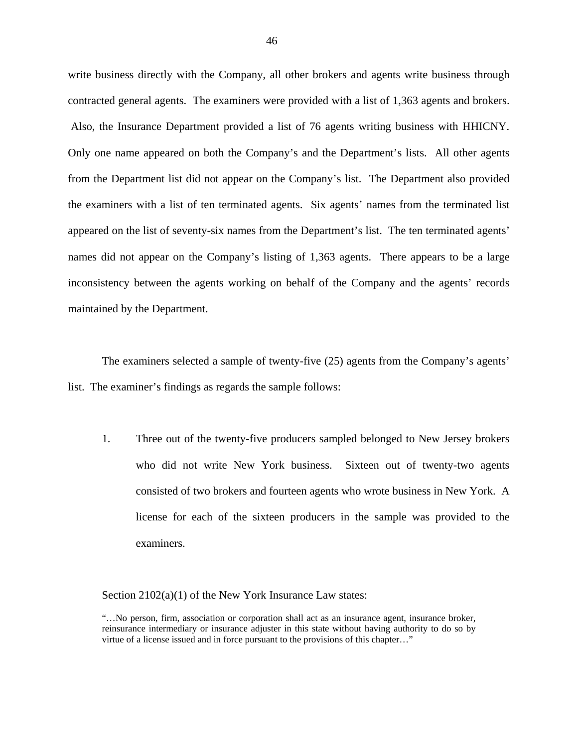write business directly with the Company, all other brokers and agents write business through contracted general agents. The examiners were provided with a list of 1,363 agents and brokers. Also, the Insurance Department provided a list of 76 agents writing business with HHICNY. Only one name appeared on both the Company's and the Department's lists. All other agents from the Department list did not appear on the Company's list. The Department also provided the examiners with a list of ten terminated agents. Six agents' names from the terminated list appeared on the list of seventy-six names from the Department's list. The ten terminated agents' names did not appear on the Company's listing of 1,363 agents. There appears to be a large inconsistency between the agents working on behalf of the Company and the agents' records maintained by the Department.

The examiners selected a sample of twenty-five (25) agents from the Company's agents' list. The examiner's findings as regards the sample follows:

1. Three out of the twenty-five producers sampled belonged to New Jersey brokers who did not write New York business. Sixteen out of twenty-two agents consisted of two brokers and fourteen agents who wrote business in New York. A license for each of the sixteen producers in the sample was provided to the examiners.

Section 2102(a)(1) of the New York Insurance Law states:

> "…No person, firm, association or corporation shall act as an insurance agent, insurance broker, reinsurance intermediary or insurance adjuster in this state without having authority to do so by virtue of a license issued and in force pursuant to the provisions of this chapter…"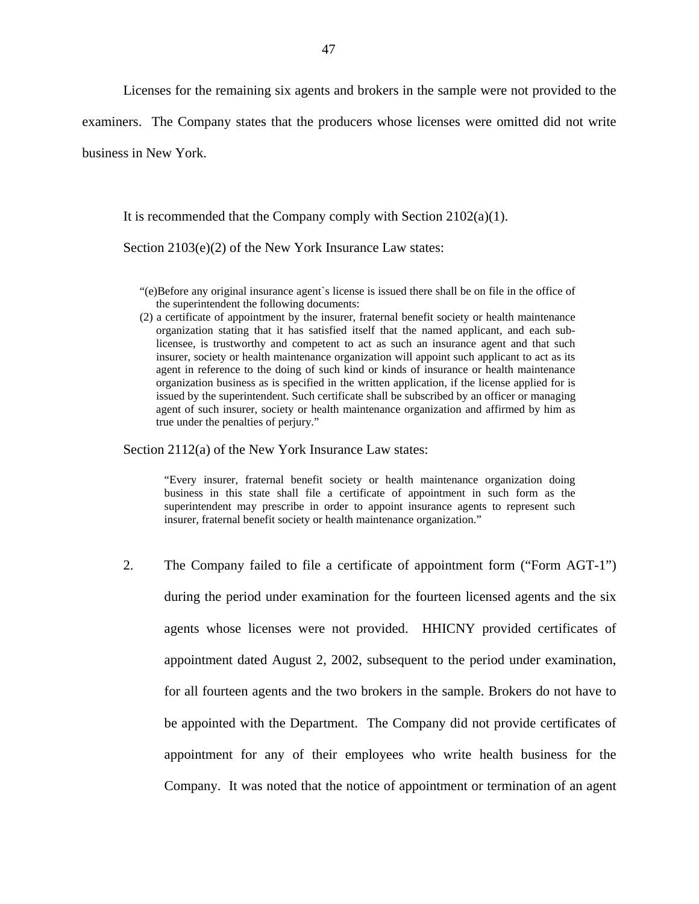Licenses for the remaining six agents and brokers in the sample were not provided to the examiners. The Company states that the producers whose licenses were omitted did not write business in New York.

It is recommended that the Company comply with Section 2102(a)(1).

Section 2103(e)(2) of the New York Insurance Law states:

> "(e)Before any original insurance agent`s license is issued there shall be on file in the office of the superintendent the following documents:
>
> (2) a certificate of appointment by the insurer, fraternal benefit society or health maintenance organization stating that it has satisfied itself that the named applicant, and each sub-licensee, is trustworthy and competent to act as such an insurance agent and that such insurer, society or health maintenance organization will appoint such applicant to act as its agent in reference to the doing of such kind or kinds of insurance or health maintenance organization business as is specified in the written application, if the license applied for is issued by the superintendent. Such certificate shall be subscribed by an officer or managing agent of such insurer, society or health maintenance organization and affirmed by him as true under the penalties of perjury."

Section 2112(a) of the New York Insurance Law states:

> "Every insurer, fraternal benefit society or health maintenance organization doing business in this state shall file a certificate of appointment in such form as the superintendent may prescribe in order to appoint insurance agents to represent such insurer, fraternal benefit society or health maintenance organization."

2. The Company failed to file a certificate of appointment form ("Form AGT-1") during the period under examination for the fourteen licensed agents and the six agents whose licenses were not provided. HHICNY provided certificates of appointment dated August 2, 2002, subsequent to the period under examination, for all fourteen agents and the two brokers in the sample. Brokers do not have to be appointed with the Department. The Company did not provide certificates of appointment for any of their employees who write health business for the Company. It was noted that the notice of appointment or termination of an agent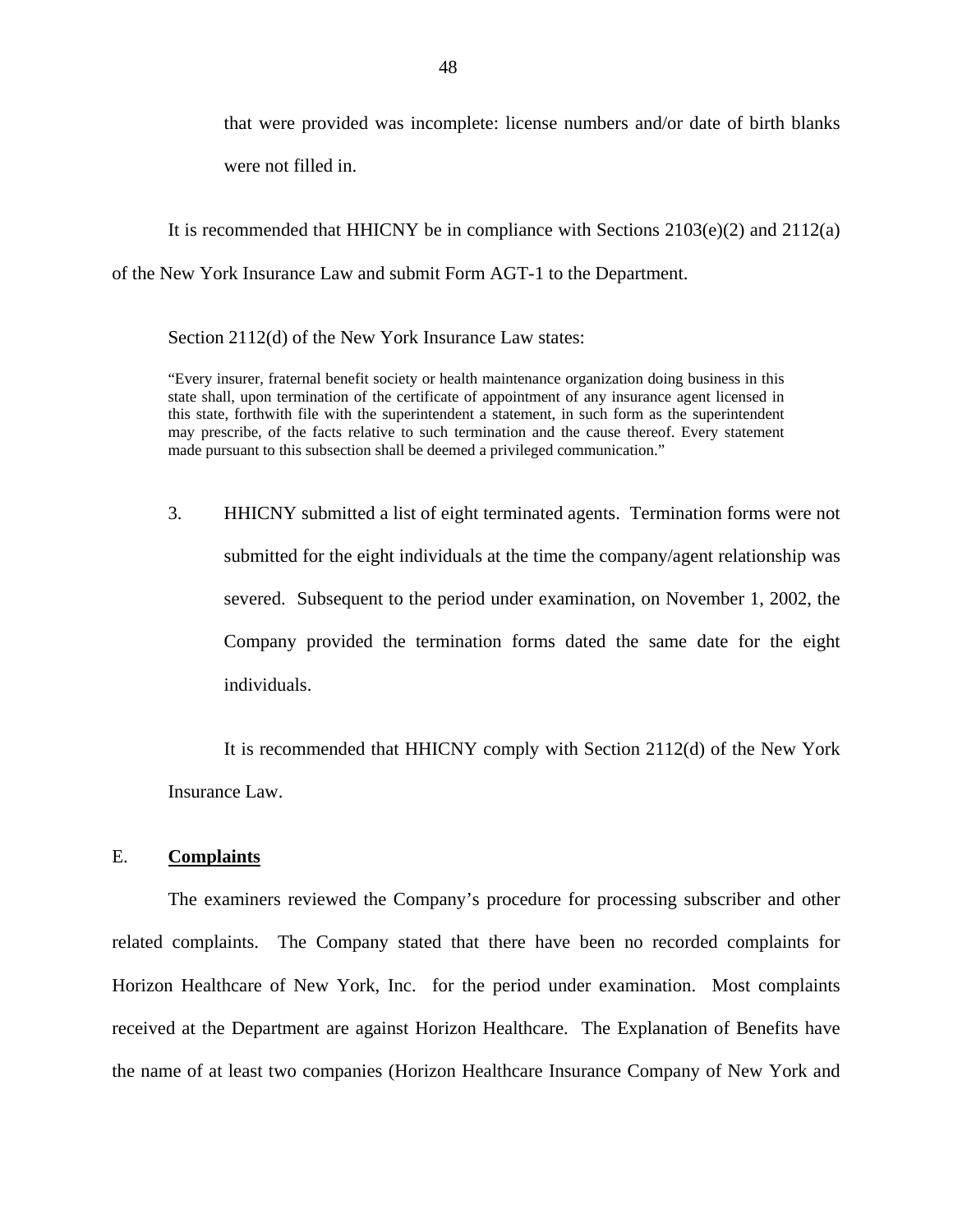that were provided was incomplete: license numbers and/or date of birth blanks were not filled in.

It is recommended that HHICNY be in compliance with Sections 2103(e)(2) and 2112(a) of the New York Insurance Law and submit Form AGT-1 to the Department.

Section 2112(d) of the New York Insurance Law states:

> "Every insurer, fraternal benefit society or health maintenance organization doing business in this state shall, upon termination of the certificate of appointment of any insurance agent licensed in this state, forthwith file with the superintendent a statement, in such form as the superintendent may prescribe, of the facts relative to such termination and the cause thereof. Every statement made pursuant to this subsection shall be deemed a privileged communication."

3. HHICNY submitted a list of eight terminated agents. Termination forms were not submitted for the eight individuals at the time the company/agent relationship was severed. Subsequent to the period under examination, on November 1, 2002, the Company provided the termination forms dated the same date for the eight individuals.

   It is recommended that HHICNY comply with Section 2112(d) of the New York Insurance Law.

## E. **Complaints**

The examiners reviewed the Company's procedure for processing subscriber and other related complaints. The Company stated that there have been no recorded complaints for Horizon Healthcare of New York, Inc. for the period under examination. Most complaints received at the Department are against Horizon Healthcare. The Explanation of Benefits have the name of at least two companies (Horizon Healthcare Insurance Company of New York and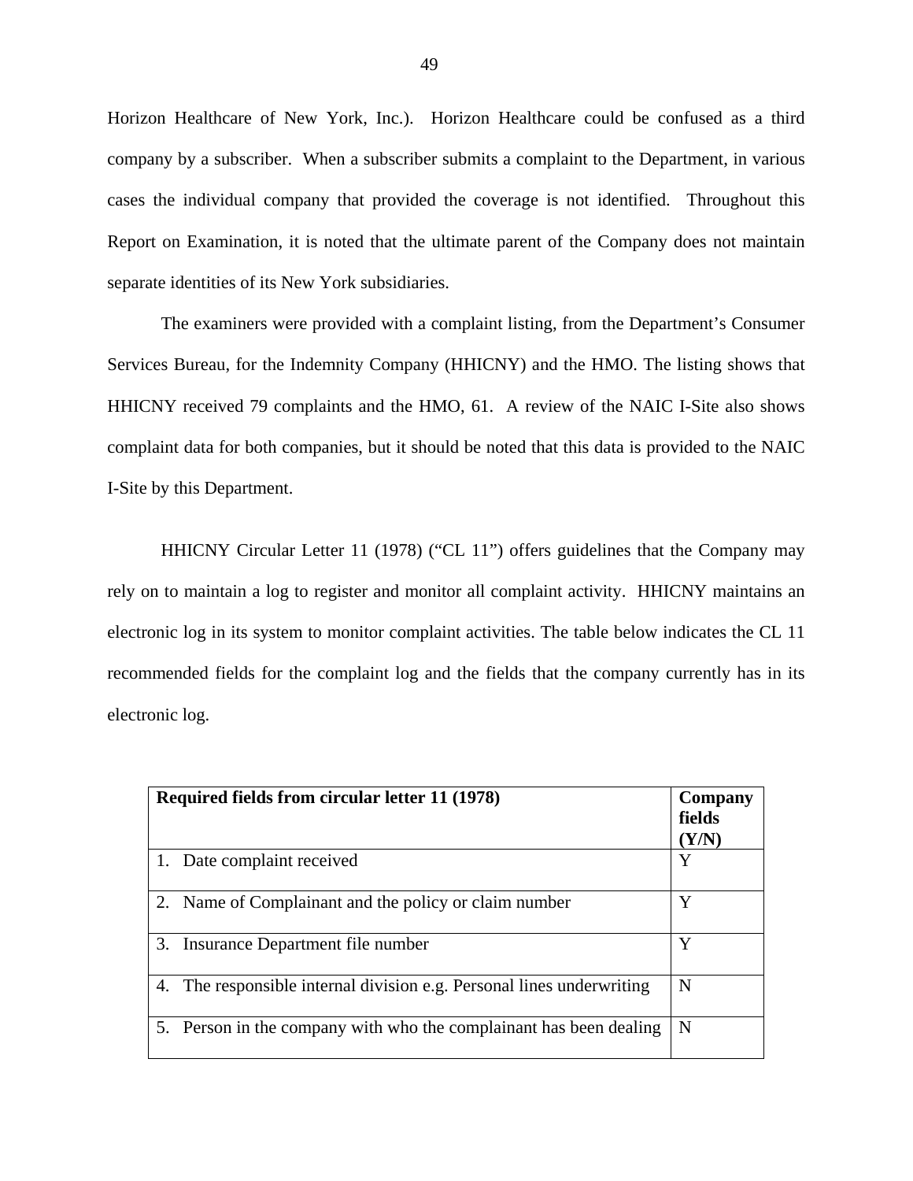Horizon Healthcare of New York, Inc.). Horizon Healthcare could be confused as a third company by a subscriber. When a subscriber submits a complaint to the Department, in various cases the individual company that provided the coverage is not identified. Throughout this Report on Examination, it is noted that the ultimate parent of the Company does not maintain separate identities of its New York subsidiaries.

The examiners were provided with a complaint listing, from the Department's Consumer Services Bureau, for the Indemnity Company (HHICNY) and the HMO. The listing shows that HHICNY received 79 complaints and the HMO, 61. A review of the NAIC I-Site also shows complaint data for both companies, but it should be noted that this data is provided to the NAIC I-Site by this Department.

HHICNY Circular Letter 11 (1978) ("CL 11") offers guidelines that the Company may rely on to maintain a log to register and monitor all complaint activity. HHICNY maintains an electronic log in its system to monitor complaint activities. The table below indicates the CL 11 recommended fields for the complaint log and the fields that the company currently has in its electronic log.

| **Required fields from circular letter 11 (1978)** | **Company fields (Y/N)** |
|---|---|
| 1. Date complaint received | Y |
| 2. Name of Complainant and the policy or claim number | Y |
| 3. Insurance Department file number | Y |
| 4. The responsible internal division e.g. Personal lines underwriting | N |
| 5. Person in the company with who the complainant has been dealing | N |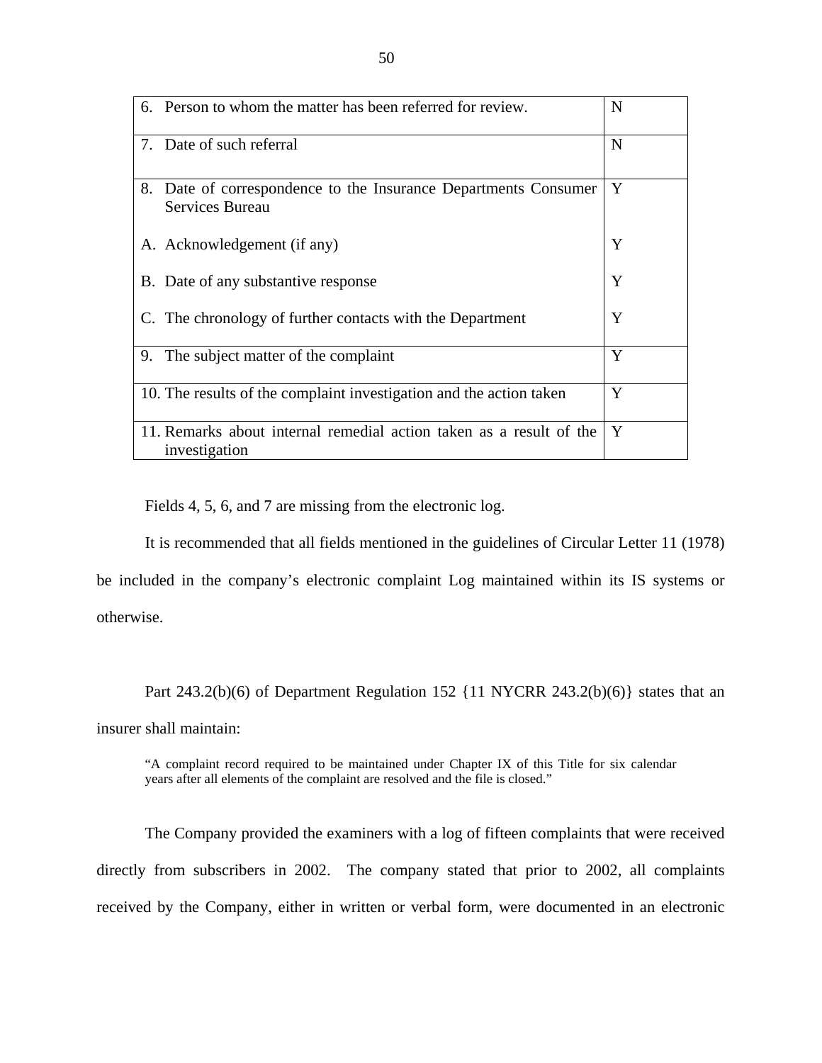| | |
|---|---|
| 6. Person to whom the matter has been referred for review. | N |
| 7. Date of such referral | N |
| 8. Date of correspondence to the Insurance Departments Consumer Services Bureau<br><br>A. Acknowledgement (if any)<br><br>B. Date of any substantive response<br><br>C. The chronology of further contacts with the Department | Y<br><br>Y<br><br>Y<br><br>Y |
| 9. The subject matter of the complaint | Y |
| 10. The results of the complaint investigation and the action taken | Y |
| 11. Remarks about internal remedial action taken as a result of the investigation | Y |

Fields 4, 5, 6, and 7 are missing from the electronic log.

It is recommended that all fields mentioned in the guidelines of Circular Letter 11 (1978) be included in the company's electronic complaint Log maintained within its IS systems or otherwise.

Part 243.2(b)(6) of Department Regulation 152 {11 NYCRR 243.2(b)(6)} states that an insurer shall maintain:

> "A complaint record required to be maintained under Chapter IX of this Title for six calendar years after all elements of the complaint are resolved and the file is closed."

The Company provided the examiners with a log of fifteen complaints that were received directly from subscribers in 2002. The company stated that prior to 2002, all complaints received by the Company, either in written or verbal form, were documented in an electronic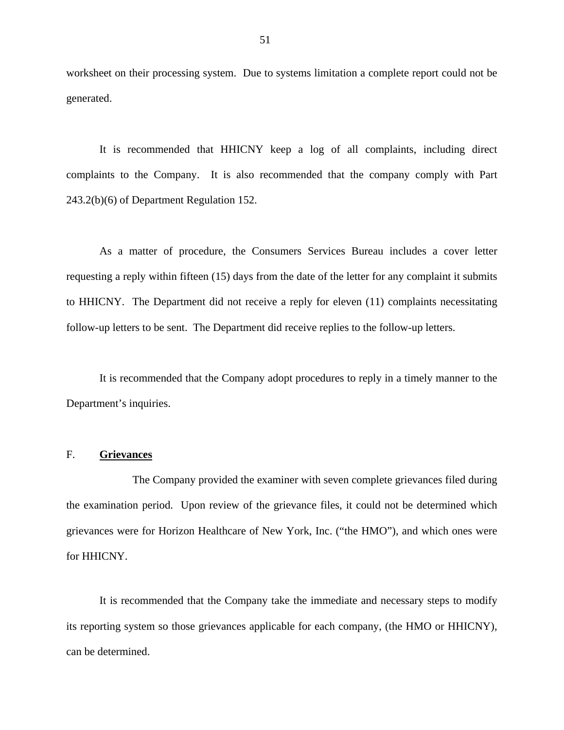worksheet on their processing system. Due to systems limitation a complete report could not be generated.

It is recommended that HHICNY keep a log of all complaints, including direct complaints to the Company. It is also recommended that the company comply with Part 243.2(b)(6) of Department Regulation 152.

As a matter of procedure, the Consumers Services Bureau includes a cover letter requesting a reply within fifteen (15) days from the date of the letter for any complaint it submits to HHICNY. The Department did not receive a reply for eleven (11) complaints necessitating follow-up letters to be sent. The Department did receive replies to the follow-up letters.

It is recommended that the Company adopt procedures to reply in a timely manner to the Department's inquiries.

## F. **<u>Grievances</u>**

The Company provided the examiner with seven complete grievances filed during the examination period. Upon review of the grievance files, it could not be determined which grievances were for Horizon Healthcare of New York, Inc. ("the HMO"), and which ones were for HHICNY.

It is recommended that the Company take the immediate and necessary steps to modify its reporting system so those grievances applicable for each company, (the HMO or HHICNY), can be determined.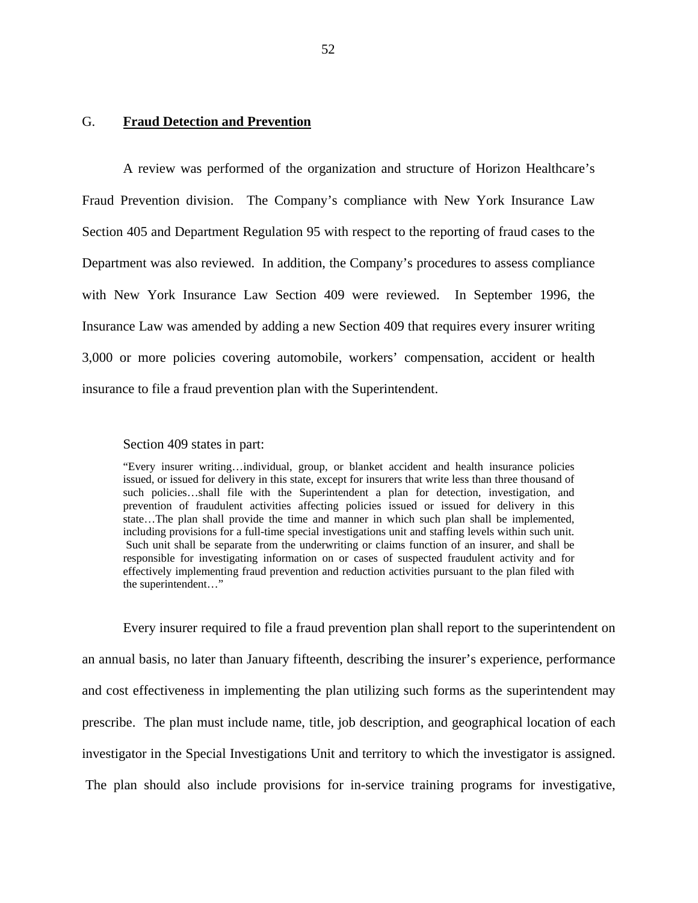## G. **Fraud Detection and Prevention**

A review was performed of the organization and structure of Horizon Healthcare's Fraud Prevention division. The Company's compliance with New York Insurance Law Section 405 and Department Regulation 95 with respect to the reporting of fraud cases to the Department was also reviewed. In addition, the Company's procedures to assess compliance with New York Insurance Law Section 409 were reviewed. In September 1996, the Insurance Law was amended by adding a new Section 409 that requires every insurer writing 3,000 or more policies covering automobile, workers' compensation, accident or health insurance to file a fraud prevention plan with the Superintendent.

Section 409 states in part:

> "Every insurer writing…individual, group, or blanket accident and health insurance policies issued, or issued for delivery in this state, except for insurers that write less than three thousand of such policies…shall file with the Superintendent a plan for detection, investigation, and prevention of fraudulent activities affecting policies issued or issued for delivery in this state…The plan shall provide the time and manner in which such plan shall be implemented, including provisions for a full-time special investigations unit and staffing levels within such unit. Such unit shall be separate from the underwriting or claims function of an insurer, and shall be responsible for investigating information on or cases of suspected fraudulent activity and for effectively implementing fraud prevention and reduction activities pursuant to the plan filed with the superintendent…"

Every insurer required to file a fraud prevention plan shall report to the superintendent on an annual basis, no later than January fifteenth, describing the insurer's experience, performance and cost effectiveness in implementing the plan utilizing such forms as the superintendent may prescribe. The plan must include name, title, job description, and geographical location of each investigator in the Special Investigations Unit and territory to which the investigator is assigned. The plan should also include provisions for in-service training programs for investigative,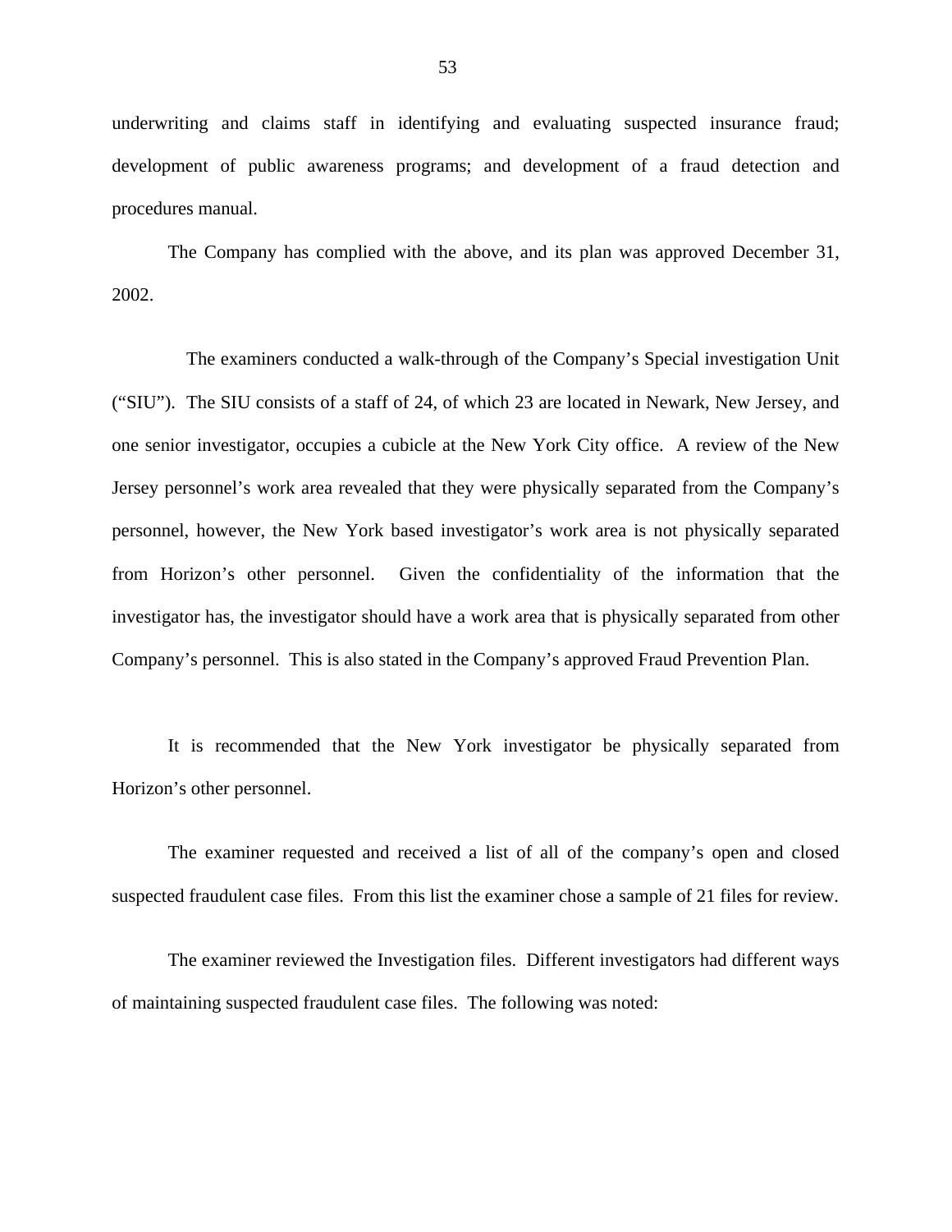underwriting and claims staff in identifying and evaluating suspected insurance fraud; development of public awareness programs; and development of a fraud detection and procedures manual.

The Company has complied with the above, and its plan was approved December 31, 2002.

The examiners conducted a walk-through of the Company's Special investigation Unit ("SIU"). The SIU consists of a staff of 24, of which 23 are located in Newark, New Jersey, and one senior investigator, occupies a cubicle at the New York City office. A review of the New Jersey personnel's work area revealed that they were physically separated from the Company's personnel, however, the New York based investigator's work area is not physically separated from Horizon's other personnel. Given the confidentiality of the information that the investigator has, the investigator should have a work area that is physically separated from other Company's personnel. This is also stated in the Company's approved Fraud Prevention Plan.

It is recommended that the New York investigator be physically separated from Horizon's other personnel.

The examiner requested and received a list of all of the company's open and closed suspected fraudulent case files. From this list the examiner chose a sample of 21 files for review.

The examiner reviewed the Investigation files. Different investigators had different ways of maintaining suspected fraudulent case files. The following was noted: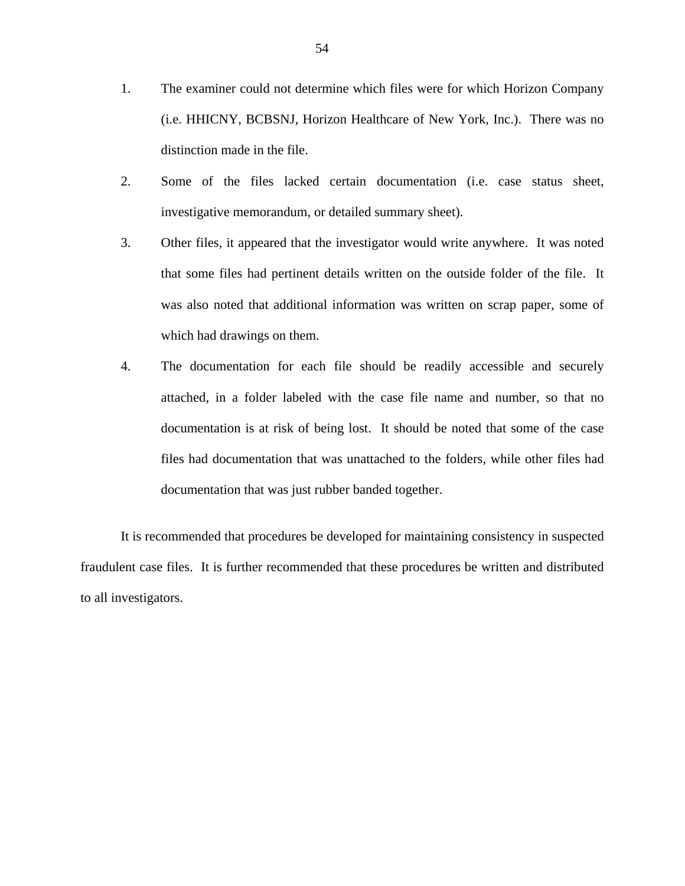1. The examiner could not determine which files were for which Horizon Company (i.e. HHICNY, BCBSNJ, Horizon Healthcare of New York, Inc.). There was no distinction made in the file.
2. Some of the files lacked certain documentation (i.e. case status sheet, investigative memorandum, or detailed summary sheet).
3. Other files, it appeared that the investigator would write anywhere. It was noted that some files had pertinent details written on the outside folder of the file. It was also noted that additional information was written on scrap paper, some of which had drawings on them.
4. The documentation for each file should be readily accessible and securely attached, in a folder labeled with the case file name and number, so that no documentation is at risk of being lost. It should be noted that some of the case files had documentation that was unattached to the folders, while other files had documentation that was just rubber banded together.

It is recommended that procedures be developed for maintaining consistency in suspected fraudulent case files. It is further recommended that these procedures be written and distributed to all investigators.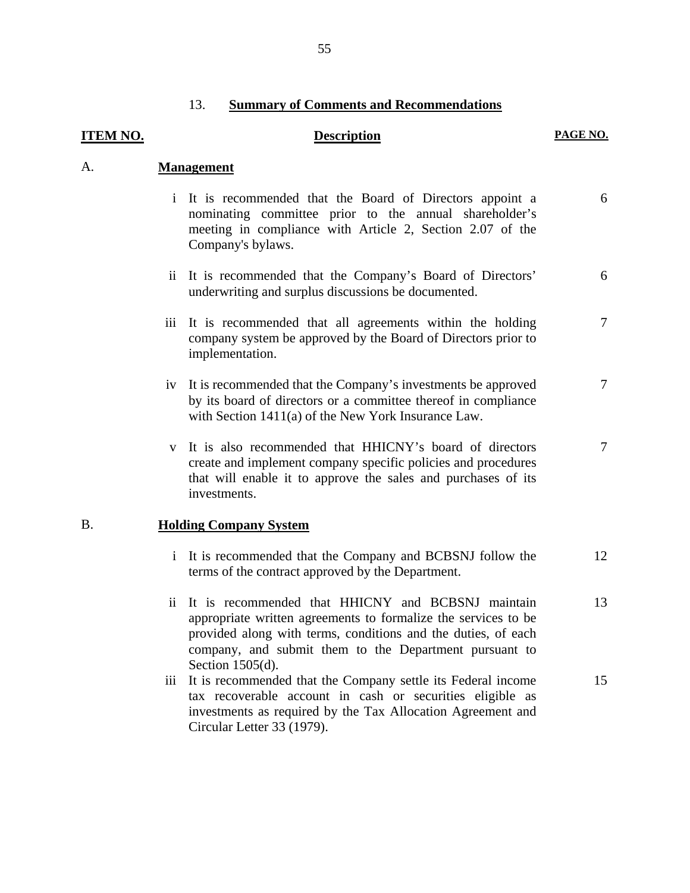## 13. **Summary of Comments and Recommendations**

| ITEM NO. | | Description | PAGE NO. |
|---|---|---|---|
| A. | | **Management** | |
| | i | It is recommended that the Board of Directors appoint a nominating committee prior to the annual shareholder's meeting in compliance with Article 2, Section 2.07 of the Company's bylaws. | 6 |
| | ii | It is recommended that the Company's Board of Directors' underwriting and surplus discussions be documented. | 6 |
| | iii | It is recommended that all agreements within the holding company system be approved by the Board of Directors prior to implementation. | 7 |
| | iv | It is recommended that the Company's investments be approved by its board of directors or a committee thereof in compliance with Section 1411(a) of the New York Insurance Law. | 7 |
| | v | It is also recommended that HHICNY's board of directors create and implement company specific policies and procedures that will enable it to approve the sales and purchases of its investments. | 7 |
| B. | | **Holding Company System** | |
| | i | It is recommended that the Company and BCBSNJ follow the terms of the contract approved by the Department. | 12 |
| | ii | It is recommended that HHICNY and BCBSNJ maintain appropriate written agreements to formalize the services to be provided along with terms, conditions and the duties, of each company, and submit them to the Department pursuant to Section 1505(d). | 13 |
| | iii | It is recommended that the Company settle its Federal income tax recoverable account in cash or securities eligible as investments as required by the Tax Allocation Agreement and Circular Letter 33 (1979). | 15 |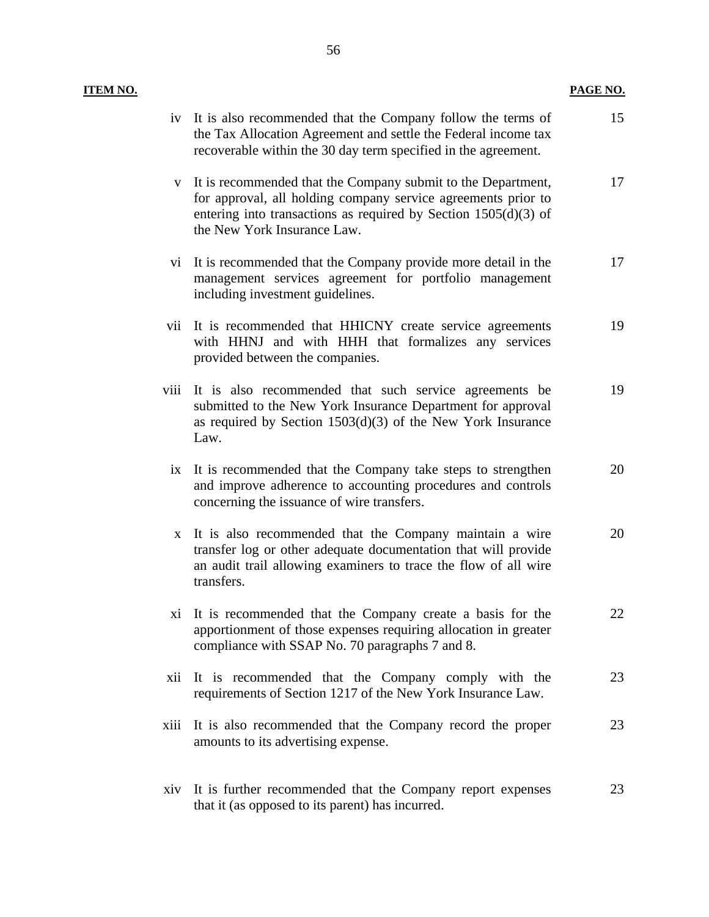| ITEM NO. | | PAGE NO. |
|---|---|---|
| iv | It is also recommended that the Company follow the terms of the Tax Allocation Agreement and settle the Federal income tax recoverable within the 30 day term specified in the agreement. | 15 |
| v | It is recommended that the Company submit to the Department, for approval, all holding company service agreements prior to entering into transactions as required by Section 1505(d)(3) of the New York Insurance Law. | 17 |
| vi | It is recommended that the Company provide more detail in the management services agreement for portfolio management including investment guidelines. | 17 |
| vii | It is recommended that HHICNY create service agreements with HHNJ and with HHH that formalizes any services provided between the companies. | 19 |
| viii | It is also recommended that such service agreements be submitted to the New York Insurance Department for approval as required by Section 1503(d)(3) of the New York Insurance Law. | 19 |
| ix | It is recommended that the Company take steps to strengthen and improve adherence to accounting procedures and controls concerning the issuance of wire transfers. | 20 |
| x | It is also recommended that the Company maintain a wire transfer log or other adequate documentation that will provide an audit trail allowing examiners to trace the flow of all wire transfers. | 20 |
| xi | It is recommended that the Company create a basis for the apportionment of those expenses requiring allocation in greater compliance with SSAP No. 70 paragraphs 7 and 8. | 22 |
| xii | It is recommended that the Company comply with the requirements of Section 1217 of the New York Insurance Law. | 23 |
| xiii | It is also recommended that the Company record the proper amounts to its advertising expense. | 23 |
| xiv | It is further recommended that the Company report expenses that it (as opposed to its parent) has incurred. | 23 |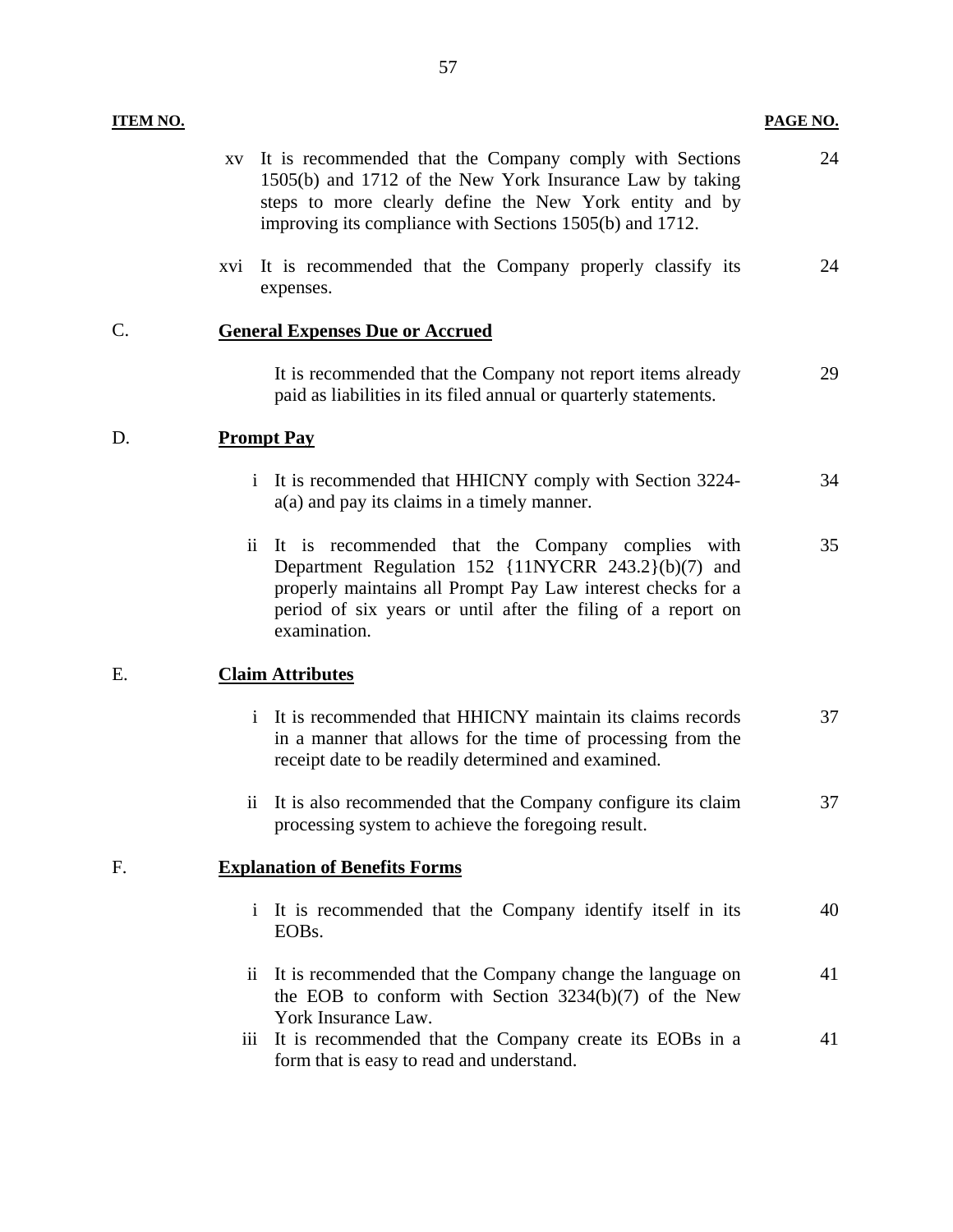| ITEM NO. | | | PAGE NO. |
|---|---|---|---|
| | xv | It is recommended that the Company comply with Sections 1505(b) and 1712 of the New York Insurance Law by taking steps to more clearly define the New York entity and by improving its compliance with Sections 1505(b) and 1712. | 24 |
| | xvi | It is recommended that the Company properly classify its expenses. | 24 |
| C. | **General Expenses Due or Accrued** | | |
| | | It is recommended that the Company not report items already paid as liabilities in its filed annual or quarterly statements. | 29 |
| D. | **Prompt Pay** | | |
| | i | It is recommended that HHICNY comply with Section 3224-a(a) and pay its claims in a timely manner. | 34 |
| | ii | It is recommended that the Company complies with Department Regulation 152 {11NYCRR 243.2}(b)(7) and properly maintains all Prompt Pay Law interest checks for a period of six years or until after the filing of a report on examination. | 35 |
| E. | **Claim Attributes** | | |
| | i | It is recommended that HHICNY maintain its claims records in a manner that allows for the time of processing from the receipt date to be readily determined and examined. | 37 |
| | ii | It is also recommended that the Company configure its claim processing system to achieve the foregoing result. | 37 |
| F. | **Explanation of Benefits Forms** | | |
| | i | It is recommended that the Company identify itself in its EOBs. | 40 |
| | ii | It is recommended that the Company change the language on the EOB to conform with Section 3234(b)(7) of the New York Insurance Law. | 41 |
| | iii | It is recommended that the Company create its EOBs in a form that is easy to read and understand. | 41 |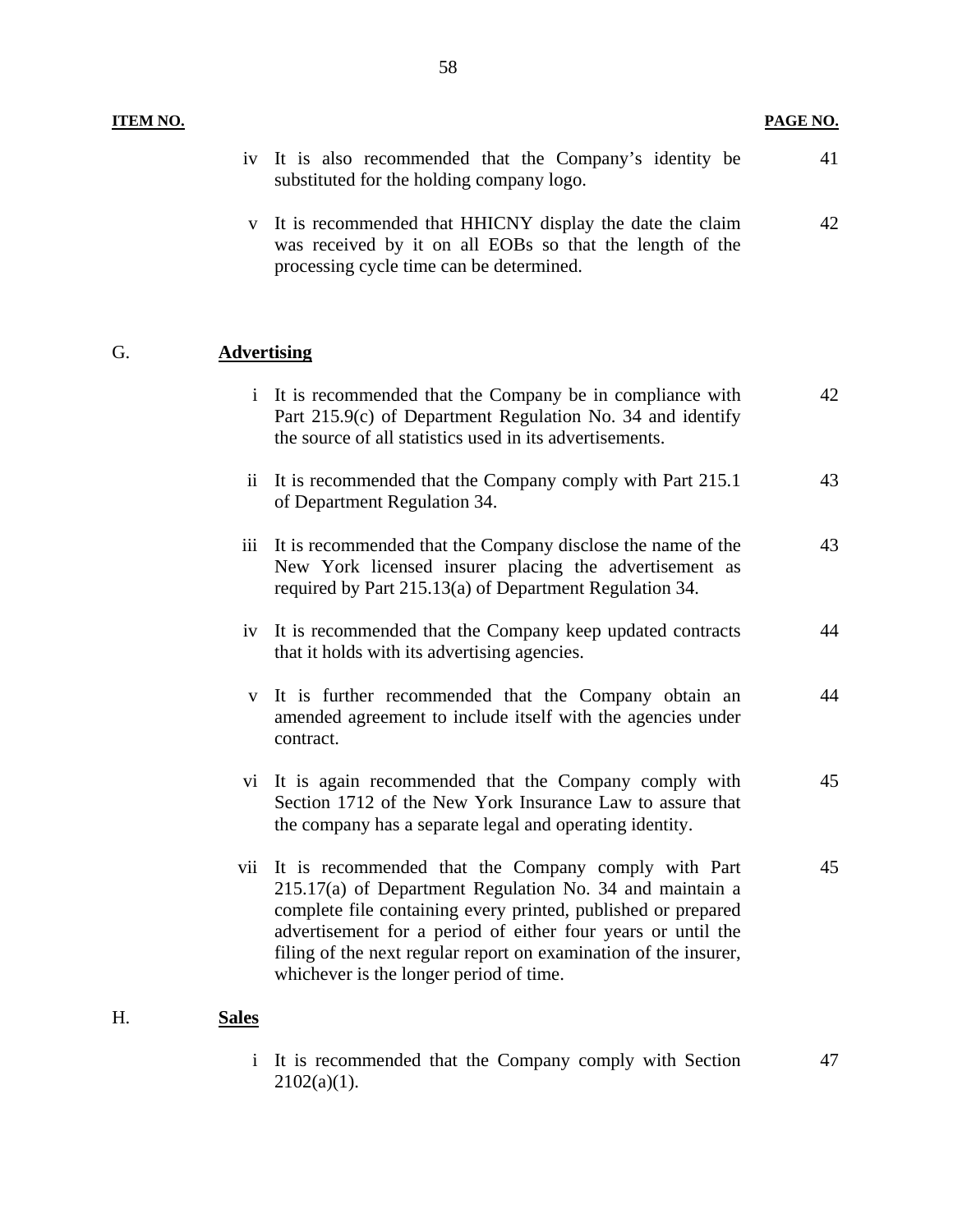| ITEM NO. | | | PAGE NO. |
|---|---|---|---|
| | iv | It is also recommended that the Company's identity be substituted for the holding company logo. | 41 |
| | v | It is recommended that HHICNY display the date the claim was received by it on all EOBs so that the length of the processing cycle time can be determined. | 42 |
| G. | **Advertising** | | |
| | i | It is recommended that the Company be in compliance with Part 215.9(c) of Department Regulation No. 34 and identify the source of all statistics used in its advertisements. | 42 |
| | ii | It is recommended that the Company comply with Part 215.1 of Department Regulation 34. | 43 |
| | iii | It is recommended that the Company disclose the name of the New York licensed insurer placing the advertisement as required by Part 215.13(a) of Department Regulation 34. | 43 |
| | iv | It is recommended that the Company keep updated contracts that it holds with its advertising agencies. | 44 |
| | v | It is further recommended that the Company obtain an amended agreement to include itself with the agencies under contract. | 44 |
| | vi | It is again recommended that the Company comply with Section 1712 of the New York Insurance Law to assure that the company has a separate legal and operating identity. | 45 |
| | vii | It is recommended that the Company comply with Part 215.17(a) of Department Regulation No. 34 and maintain a complete file containing every printed, published or prepared advertisement for a period of either four years or until the filing of the next regular report on examination of the insurer, whichever is the longer period of time. | 45 |
| H. | **Sales** | | |
| | i | It is recommended that the Company comply with Section 2102(a)(1). | 47 |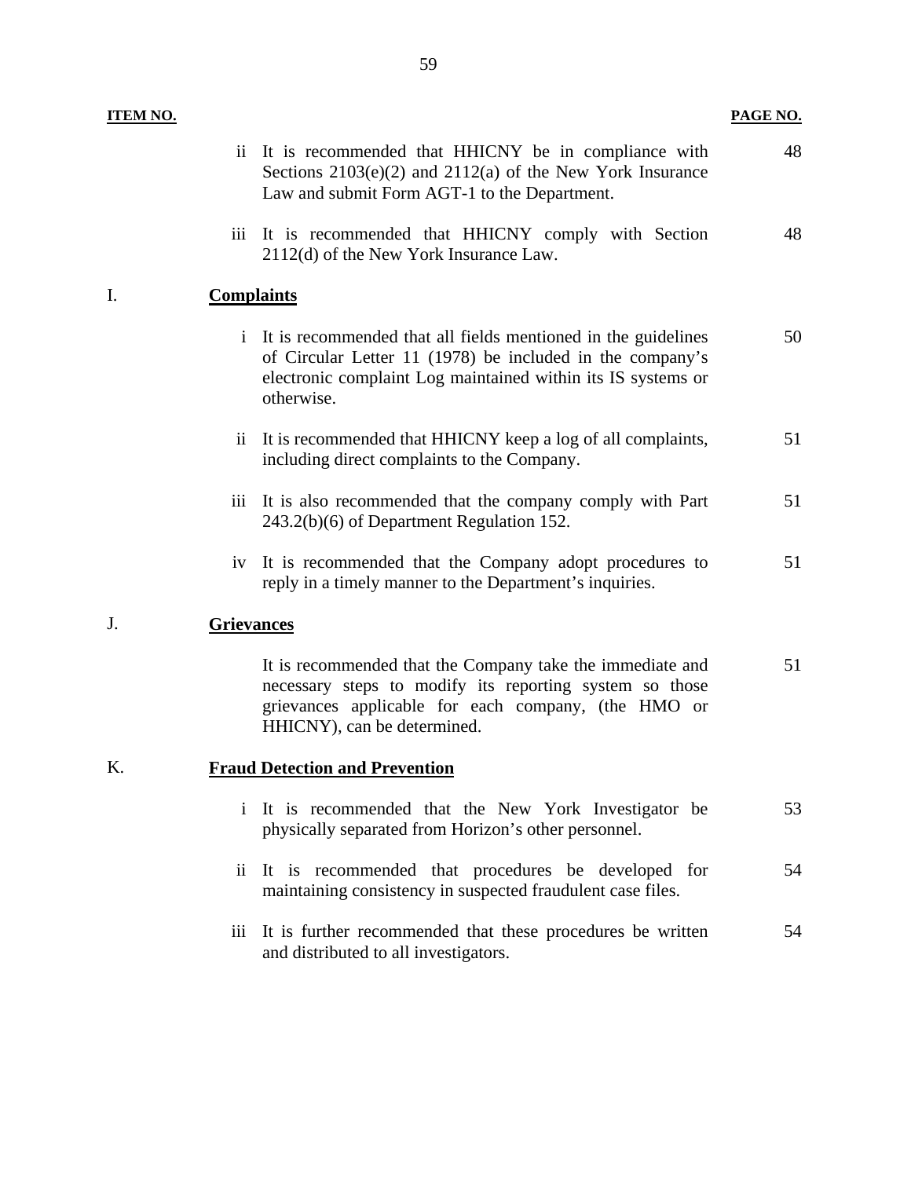| ITEM NO. | | | PAGE NO. |
|---|---|---|---|
| | ii | It is recommended that HHICNY be in compliance with Sections 2103(e)(2) and 2112(a) of the New York Insurance Law and submit Form AGT-1 to the Department. | 48 |
| | iii | It is recommended that HHICNY comply with Section 2112(d) of the New York Insurance Law. | 48 |
| I. | **Complaints** | | |
| | i | It is recommended that all fields mentioned in the guidelines of Circular Letter 11 (1978) be included in the company's electronic complaint Log maintained within its IS systems or otherwise. | 50 |
| | ii | It is recommended that HHICNY keep a log of all complaints, including direct complaints to the Company. | 51 |
| | iii | It is also recommended that the company comply with Part 243.2(b)(6) of Department Regulation 152. | 51 |
| | iv | It is recommended that the Company adopt procedures to reply in a timely manner to the Department's inquiries. | 51 |
| J. | **Grievances** | | |
| | | It is recommended that the Company take the immediate and necessary steps to modify its reporting system so those grievances applicable for each company, (the HMO or HHICNY), can be determined. | 51 |
| K. | **Fraud Detection and Prevention** | | |
| | i | It is recommended that the New York Investigator be physically separated from Horizon's other personnel. | 53 |
| | ii | It is recommended that procedures be developed for maintaining consistency in suspected fraudulent case files. | 54 |
| | iii | It is further recommended that these procedures be written and distributed to all investigators. | 54 |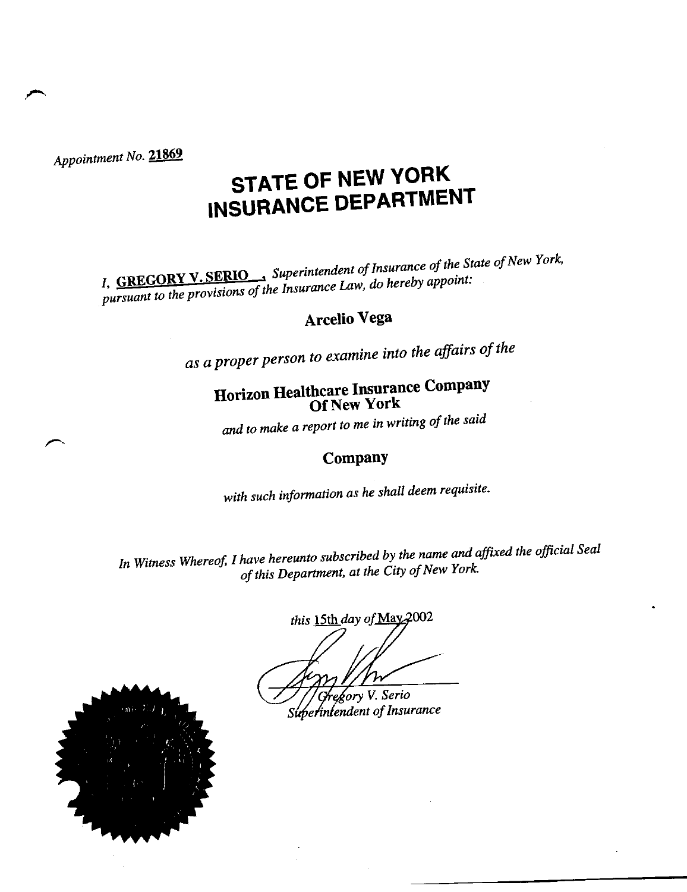*Appointment No.* **21869**

# STATE OF NEW YORK
# INSURANCE DEPARTMENT

*I,* **GREGORY V. SERIO** *, Superintendent of Insurance of the State of New York, pursuant to the provisions of the Insurance Law, do hereby appoint:*

**Arcelio Vega**

*as a proper person to examine into the affairs of the*

**Horizon Healthcare Insurance Company Of New York**

*and to make a report to me in writing of the said*

**Company**

*with such information as he shall deem requisite.*

*In Witness Whereof, I have hereunto subscribed by the name and affixed the official Seal of this Department, at the City of New York.*

*this* 15th *day of* May 2002

*Gregory V. Serio*
*Superintendent of Insurance*